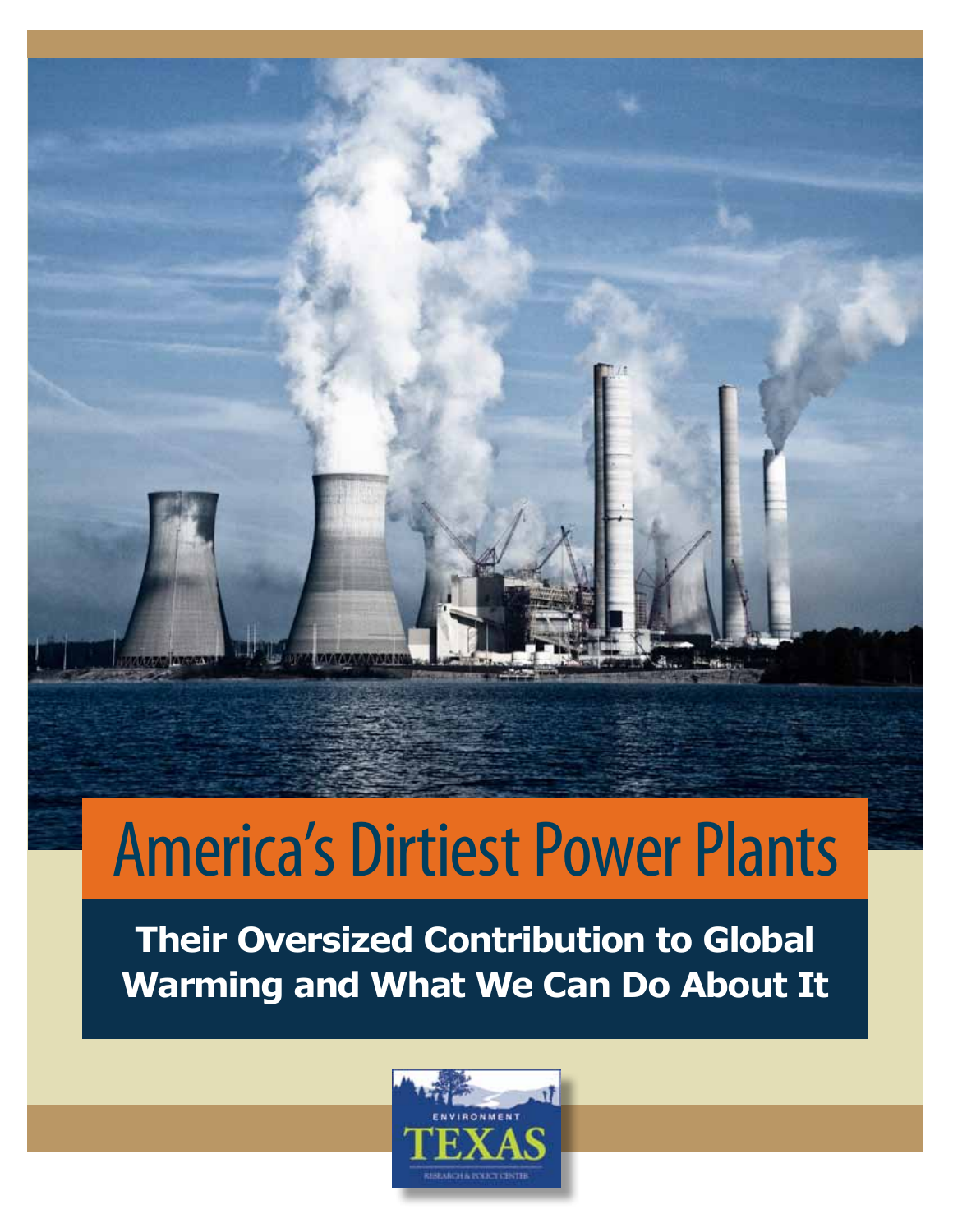# America's Dirtiest Power Plants

## Their Oversized Contribution to Global Warming and What We Can Do About It

ENVIRONMENT TEXAS RESEARCH & POLICY CENTER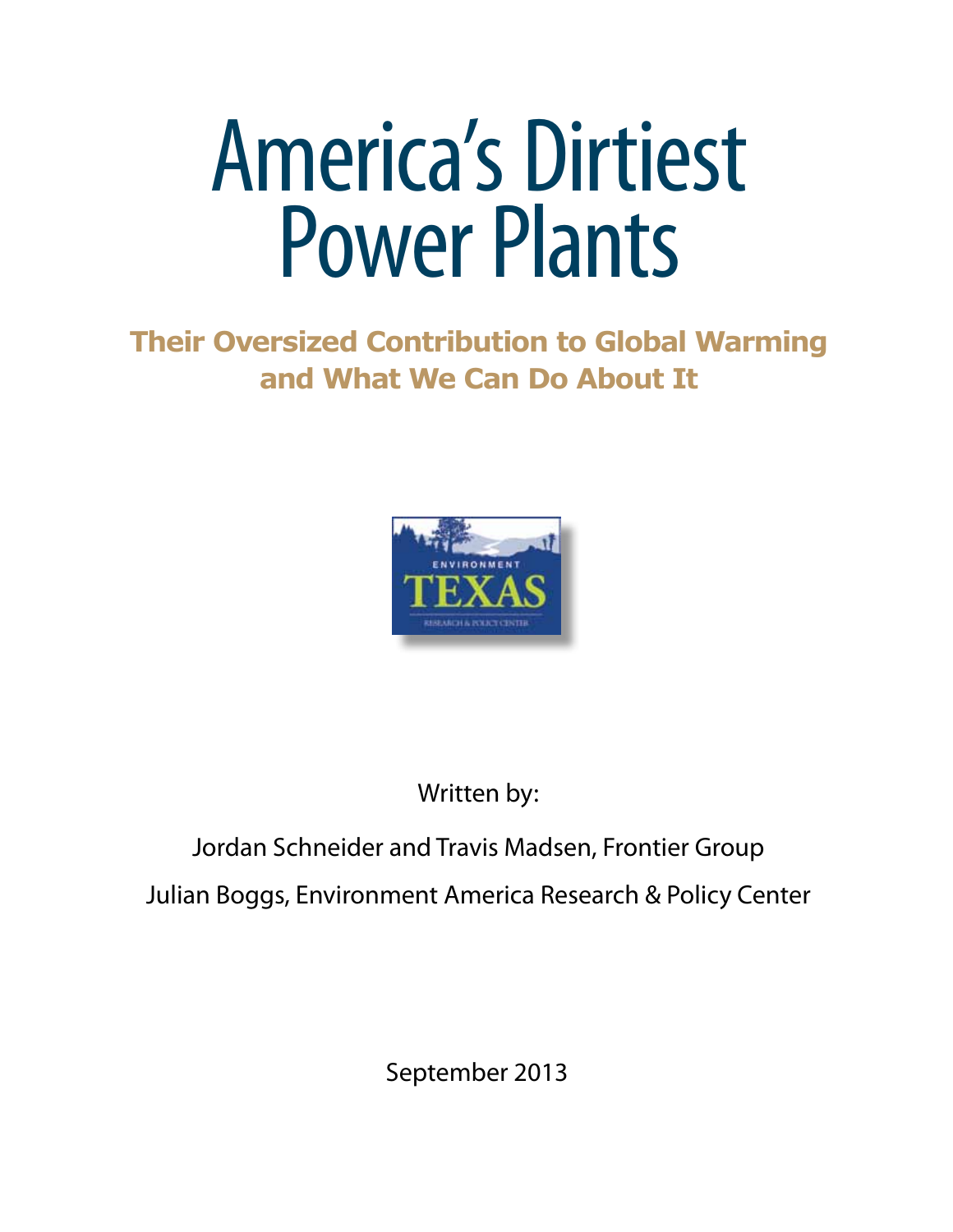# America's Dirtiest Power Plants

## Their Oversized Contribution to Global Warming and What We Can Do About It

ENVIRONMENT TEXAS RESEARCH & POLICY CENTER

Written by:

Jordan Schneider and Travis Madsen, Frontier Group

Julian Boggs, Environment America Research & Policy Center

September 2013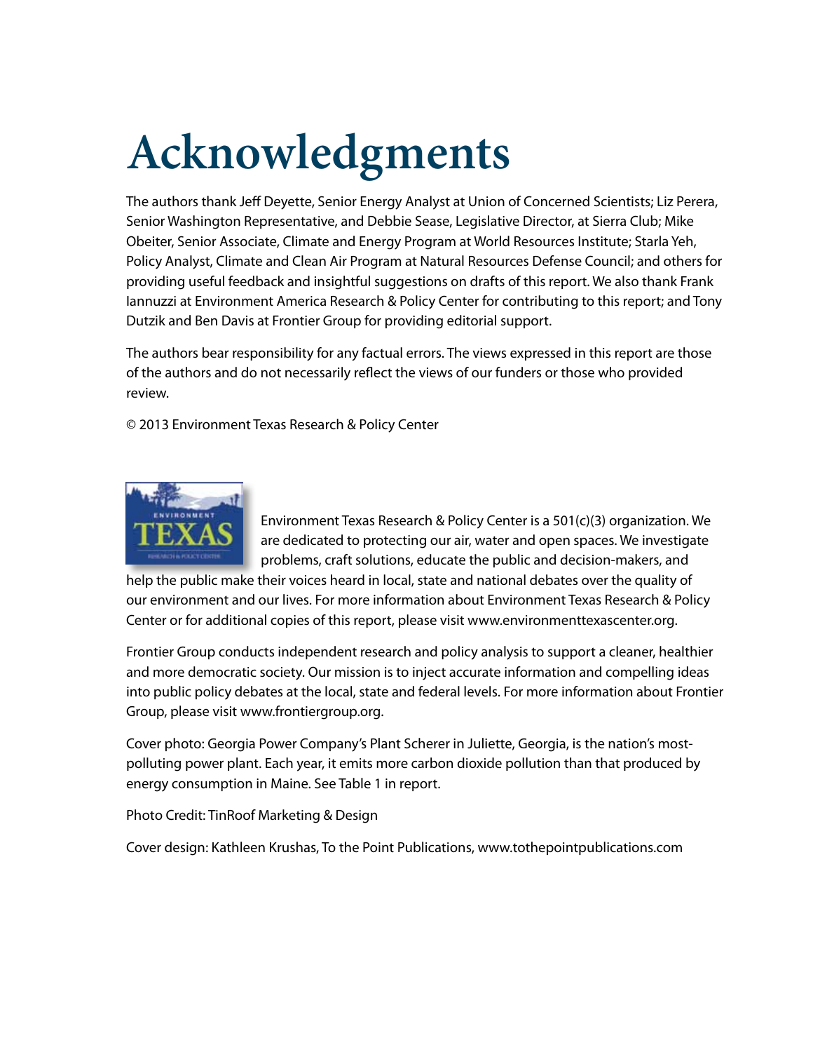# Acknowledgments

The authors thank Jeff Deyette, Senior Energy Analyst at Union of Concerned Scientists; Liz Perera, Senior Washington Representative, and Debbie Sease, Legislative Director, at Sierra Club; Mike Obeiter, Senior Associate, Climate and Energy Program at World Resources Institute; Starla Yeh, Policy Analyst, Climate and Clean Air Program at Natural Resources Defense Council; and others for providing useful feedback and insightful suggestions on drafts of this report. We also thank Frank Iannuzzi at Environment America Research & Policy Center for contributing to this report; and Tony Dutzik and Ben Davis at Frontier Group for providing editorial support.

The authors bear responsibility for any factual errors. The views expressed in this report are those of the authors and do not necessarily reflect the views of our funders or those who provided review.

© 2013 Environment Texas Research & Policy Center

Environment Texas Research & Policy Center is a 501(c)(3) organization. We are dedicated to protecting our air, water and open spaces. We investigate problems, craft solutions, educate the public and decision-makers, and help the public make their voices heard in local, state and national debates over the quality of our environment and our lives. For more information about Environment Texas Research & Policy Center or for additional copies of this report, please visit www.environmenttexascenter.org.

Frontier Group conducts independent research and policy analysis to support a cleaner, healthier and more democratic society. Our mission is to inject accurate information and compelling ideas into public policy debates at the local, state and federal levels. For more information about Frontier Group, please visit www.frontiergroup.org.

Cover photo: Georgia Power Company's Plant Scherer in Juliette, Georgia, is the nation's most-polluting power plant. Each year, it emits more carbon dioxide pollution than that produced by energy consumption in Maine. See Table 1 in report.

Photo Credit: TinRoof Marketing & Design

Cover design: Kathleen Krushas, To the Point Publications, www.tothepointpublications.com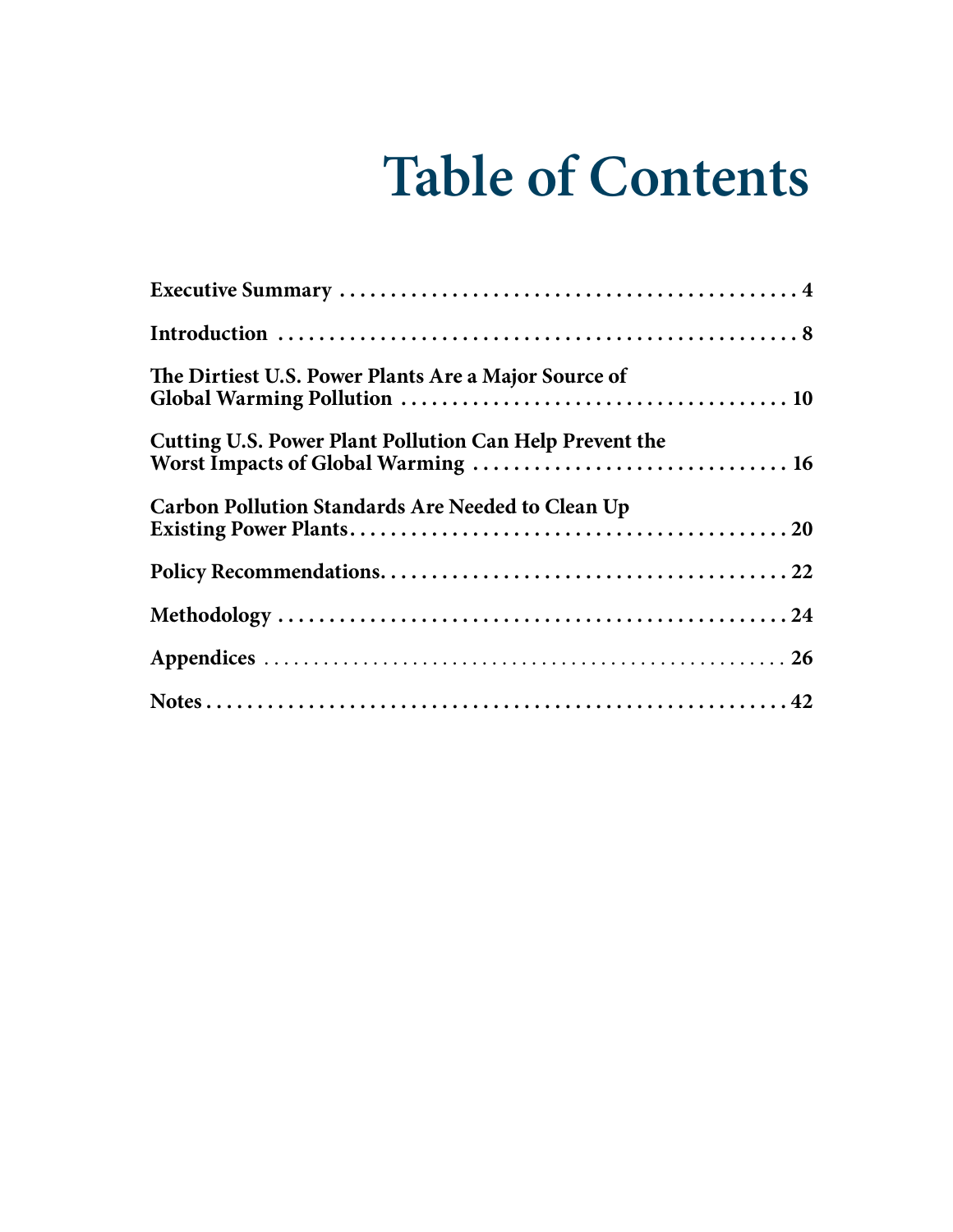# Table of Contents

**Executive Summary** . . . . . . . . . . . . . . . . . . . . . . . . . . . . . . . . . . . . . . . . . . . . . 4

**Introduction** . . . . . . . . . . . . . . . . . . . . . . . . . . . . . . . . . . . . . . . . . . . . . . . . . . 8

**The Dirtiest U.S. Power Plants Are a Major Source of Global Warming Pollution** . . . . . . . . . . . . . . . . . . . . . . . . . . . . . . . . . . . . . 10

**Cutting U.S. Power Plant Pollution Can Help Prevent the Worst Impacts of Global Warming** . . . . . . . . . . . . . . . . . . . . . . . . . . . . . . . 16

**Carbon Pollution Standards Are Needed to Clean Up Existing Power Plants** . . . . . . . . . . . . . . . . . . . . . . . . . . . . . . . . . . . . . . . . . . . 20

**Policy Recommendations** . . . . . . . . . . . . . . . . . . . . . . . . . . . . . . . . . . . . . . . . 22

**Methodology** . . . . . . . . . . . . . . . . . . . . . . . . . . . . . . . . . . . . . . . . . . . . . . . . . 24

**Appendices** . . . . . . . . . . . . . . . . . . . . . . . . . . . . . . . . . . . . . . . . . . . . . . . . . . 26

**Notes** . . . . . . . . . . . . . . . . . . . . . . . . . . . . . . . . . . . . . . . . . . . . . . . . . . . . . . 42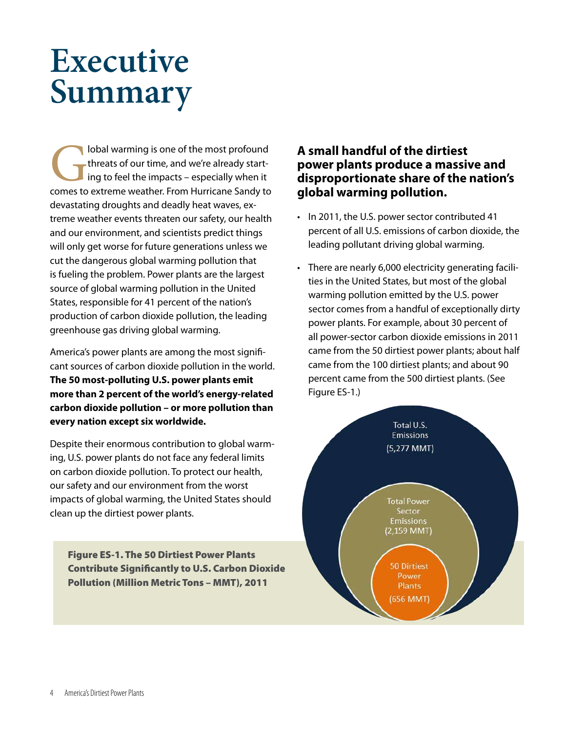# Executive Summary

Global warming is one of the most profound threats of our time, and we're already starting to feel the impacts – especially when it comes to extreme weather. From Hurricane Sandy to devastating droughts and deadly heat waves, extreme weather events threaten our safety, our health and our environment, and scientists predict things will only get worse for future generations unless we cut the dangerous global warming pollution that is fueling the problem. Power plants are the largest source of global warming pollution in the United States, responsible for 41 percent of the nation's production of carbon dioxide pollution, the leading greenhouse gas driving global warming.

America's power plants are among the most significant sources of carbon dioxide pollution in the world. **The 50 most-polluting U.S. power plants emit more than 2 percent of the world's energy-related carbon dioxide pollution – or more pollution than every nation except six worldwide.**

Despite their enormous contribution to global warming, U.S. power plants do not face any federal limits on carbon dioxide pollution. To protect our health, our safety and our environment from the worst impacts of global warming, the United States should clean up the dirtiest power plants.

### A small handful of the dirtiest power plants produce a massive and disproportionate share of the nation's global warming pollution.

- In 2011, the U.S. power sector contributed 41 percent of all U.S. emissions of carbon dioxide, the leading pollutant driving global warming.
- There are nearly 6,000 electricity generating facilities in the United States, but most of the global warming pollution emitted by the U.S. power sector comes from a handful of exceptionally dirty power plants. For example, about 30 percent of all power-sector carbon dioxide emissions in 2011 came from the 50 dirtiest power plants; about half came from the 100 dirtiest plants; and about 90 percent came from the 500 dirtiest plants. (See Figure ES-1.)

**Figure ES-1. The 50 Dirtiest Power Plants Contribute Significantly to U.S. Carbon Dioxide Pollution (Million Metric Tons – MMT), 2011**

Total U.S. Emissions (5,277 MMT)

Total Power Sector Emissions (2,159 MMT)

50 Dirtiest Power Plants (656 MMT)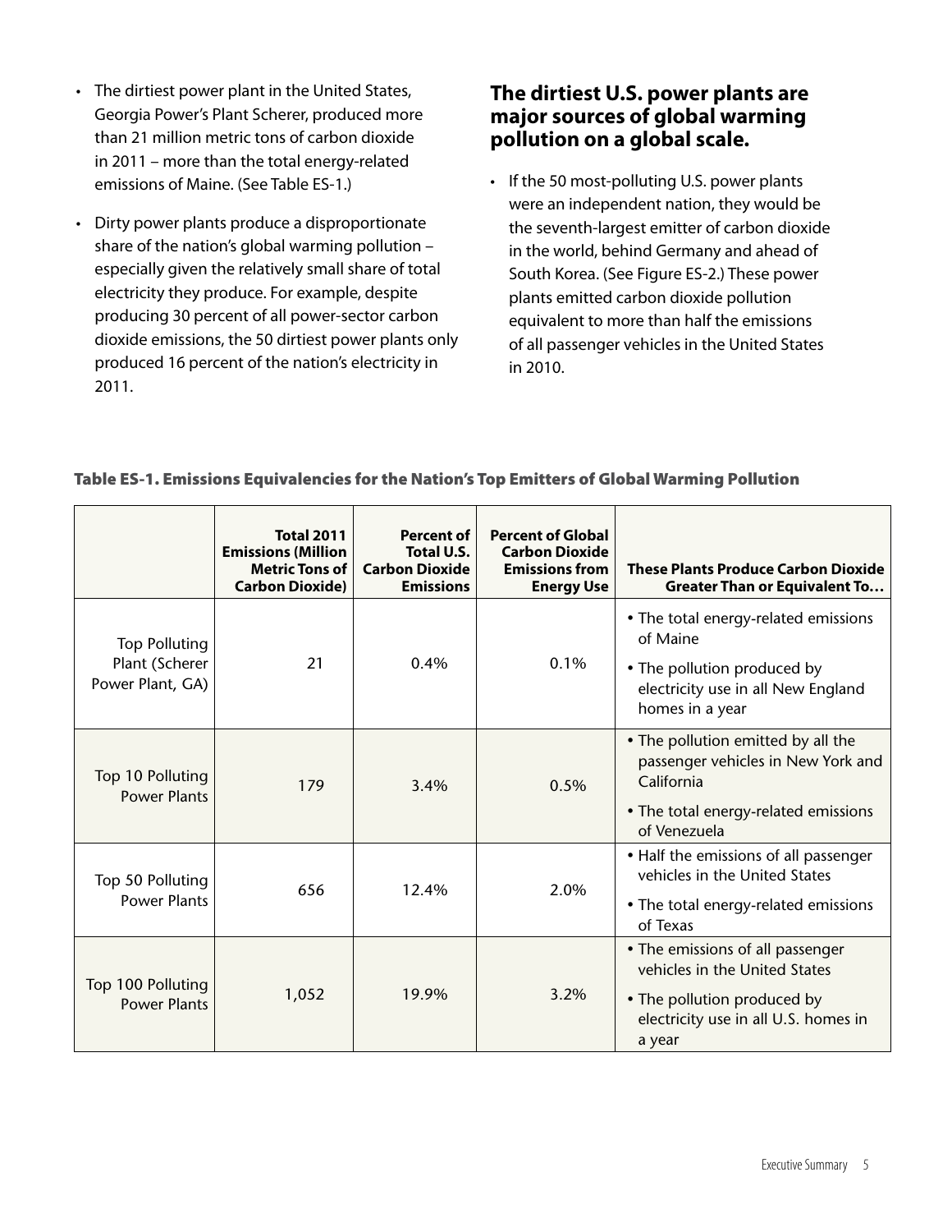- The dirtiest power plant in the United States, Georgia Power's Plant Scherer, produced more than 21 million metric tons of carbon dioxide in 2011 – more than the total energy-related emissions of Maine. (See Table ES-1.)
- Dirty power plants produce a disproportionate share of the nation's global warming pollution – especially given the relatively small share of total electricity they produce. For example, despite producing 30 percent of all power-sector carbon dioxide emissions, the 50 dirtiest power plants only produced 16 percent of the nation's electricity in 2011.

## The dirtiest U.S. power plants are major sources of global warming pollution on a global scale.

- If the 50 most-polluting U.S. power plants were an independent nation, they would be the seventh-largest emitter of carbon dioxide in the world, behind Germany and ahead of South Korea. (See Figure ES-2.) These power plants emitted carbon dioxide pollution equivalent to more than half the emissions of all passenger vehicles in the United States in 2010.

**Table ES-1. Emissions Equivalencies for the Nation's Top Emitters of Global Warming Pollution**

| | Total 2011 Emissions (Million Metric Tons of Carbon Dioxide) | Percent of Total U.S. Carbon Dioxide Emissions | Percent of Global Carbon Dioxide Emissions from Energy Use | These Plants Produce Carbon Dioxide Greater Than or Equivalent To… |
|---|---|---|---|---|
| Top Polluting Plant (Scherer Power Plant, GA) | 21 | 0.4% | 0.1% | • The total energy-related emissions of Maine<br>• The pollution produced by electricity use in all New England homes in a year |
| Top 10 Polluting Power Plants | 179 | 3.4% | 0.5% | • The pollution emitted by all the passenger vehicles in New York and California<br>• The total energy-related emissions of Venezuela |
| Top 50 Polluting Power Plants | 656 | 12.4% | 2.0% | • Half the emissions of all passenger vehicles in the United States<br>• The total energy-related emissions of Texas |
| Top 100 Polluting Power Plants | 1,052 | 19.9% | 3.2% | • The emissions of all passenger vehicles in the United States<br>• The pollution produced by electricity use in all U.S. homes in a year |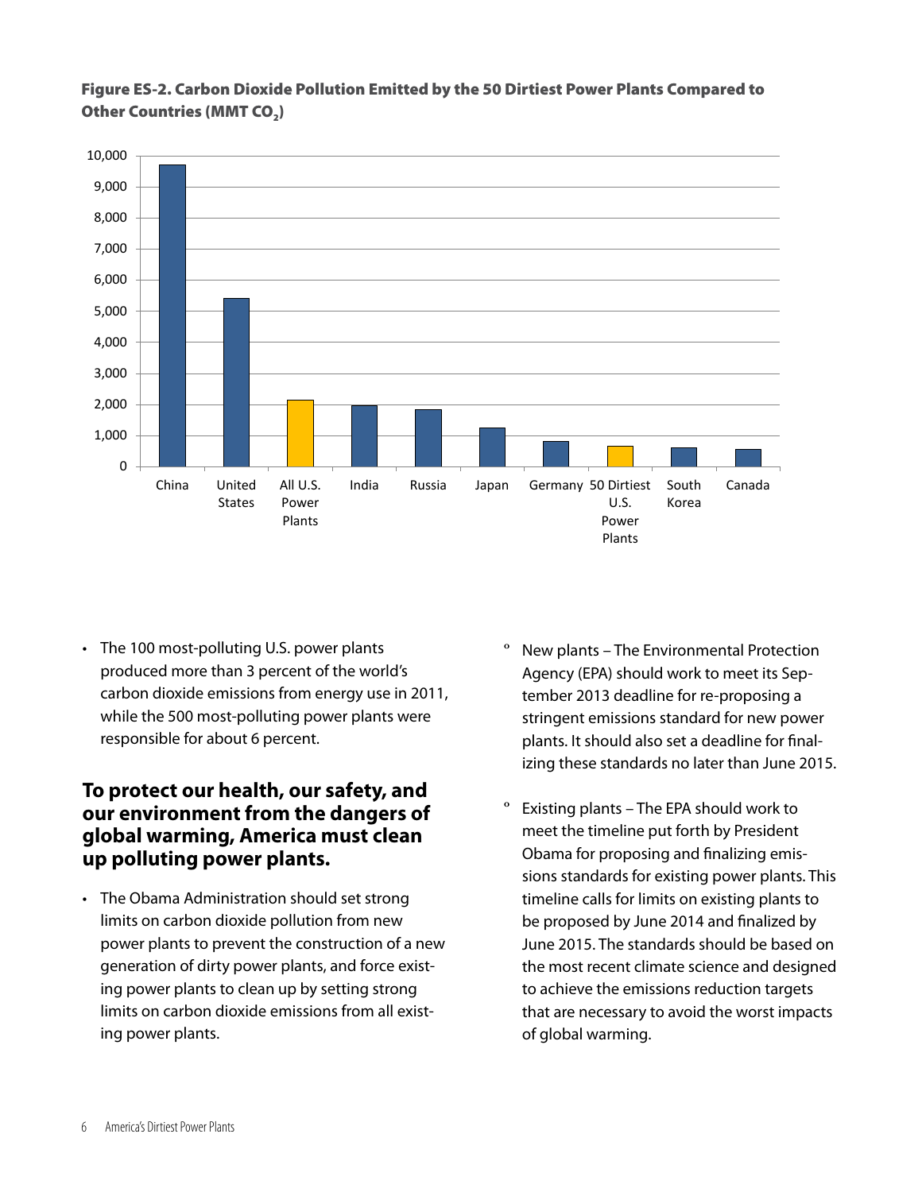**Figure ES-2. Carbon Dioxide Pollution Emitted by the 50 Dirtiest Power Plants Compared to Other Countries (MMT $CO_2$)**

- The 100 most-polluting U.S. power plants produced more than 3 percent of the world's carbon dioxide emissions from energy use in 2011, while the 500 most-polluting power plants were responsible for about 6 percent.

## To protect our health, our safety, and our environment from the dangers of global warming, America must clean up polluting power plants.

- The Obama Administration should set strong limits on carbon dioxide pollution from new power plants to prevent the construction of a new generation of dirty power plants, and force existing power plants to clean up by setting strong limits on carbon dioxide emissions from all existing power plants.
  - New plants – The Environmental Protection Agency (EPA) should work to meet its September 2013 deadline for re-proposing a stringent emissions standard for new power plants. It should also set a deadline for finalizing these standards no later than June 2015.
  - Existing plants – The EPA should work to meet the timeline put forth by President Obama for proposing and finalizing emissions standards for existing power plants. This timeline calls for limits on existing plants to be proposed by June 2014 and finalized by June 2015. The standards should be based on the most recent climate science and designed to achieve the emissions reduction targets that are necessary to avoid the worst impacts of global warming.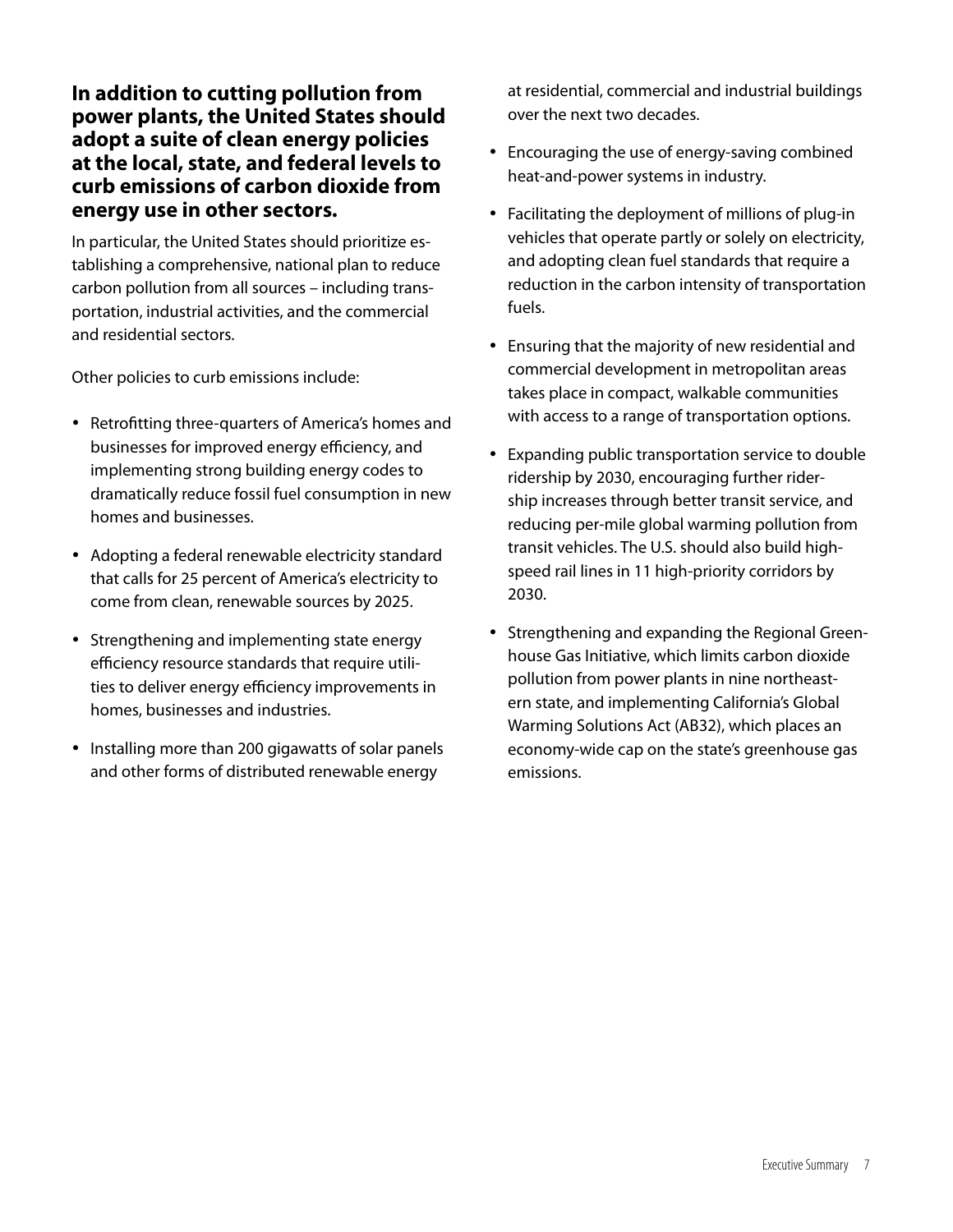**In addition to cutting pollution from power plants, the United States should adopt a suite of clean energy policies at the local, state, and federal levels to curb emissions of carbon dioxide from energy use in other sectors.**

In particular, the United States should prioritize establishing a comprehensive, national plan to reduce carbon pollution from all sources – including transportation, industrial activities, and the commercial and residential sectors.

Other policies to curb emissions include:

- Retrofitting three-quarters of America's homes and businesses for improved energy efficiency, and implementing strong building energy codes to dramatically reduce fossil fuel consumption in new homes and businesses.
- Adopting a federal renewable electricity standard that calls for 25 percent of America's electricity to come from clean, renewable sources by 2025.
- Strengthening and implementing state energy efficiency resource standards that require utilities to deliver energy efficiency improvements in homes, businesses and industries.
- Installing more than 200 gigawatts of solar panels and other forms of distributed renewable energy at residential, commercial and industrial buildings over the next two decades.
- Encouraging the use of energy-saving combined heat-and-power systems in industry.
- Facilitating the deployment of millions of plug-in vehicles that operate partly or solely on electricity, and adopting clean fuel standards that require a reduction in the carbon intensity of transportation fuels.
- Ensuring that the majority of new residential and commercial development in metropolitan areas takes place in compact, walkable communities with access to a range of transportation options.
- Expanding public transportation service to double ridership by 2030, encouraging further ridership increases through better transit service, and reducing per-mile global warming pollution from transit vehicles. The U.S. should also build high-speed rail lines in 11 high-priority corridors by 2030.
- Strengthening and expanding the Regional Greenhouse Gas Initiative, which limits carbon dioxide pollution from power plants in nine northeastern state, and implementing California's Global Warming Solutions Act (AB32), which places an economy-wide cap on the state's greenhouse gas emissions.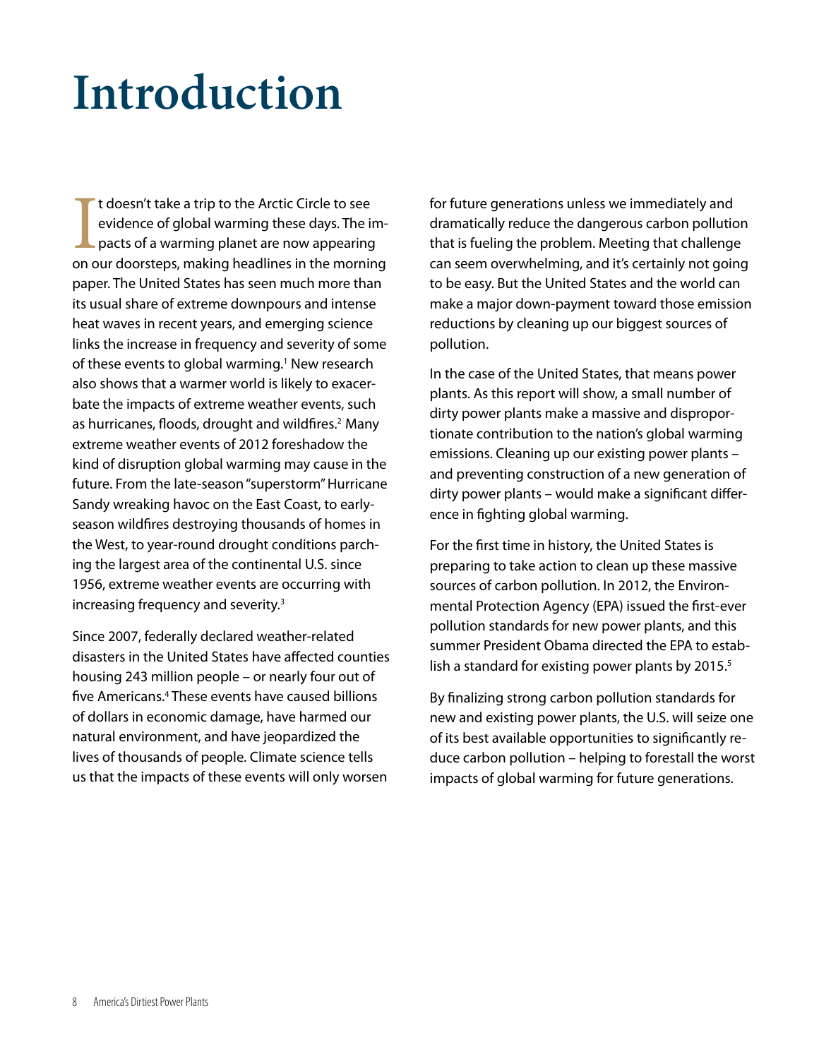# Introduction

It doesn't take a trip to the Arctic Circle to see evidence of global warming these days. The impacts of a warming planet are now appearing on our doorsteps, making headlines in the morning paper. The United States has seen much more than its usual share of extreme downpours and intense heat waves in recent years, and emerging science links the increase in frequency and severity of some of these events to global warming.[1] New research also shows that a warmer world is likely to exacerbate the impacts of extreme weather events, such as hurricanes, floods, drought and wildfires.[2] Many extreme weather events of 2012 foreshadow the kind of disruption global warming may cause in the future. From the late-season "superstorm" Hurricane Sandy wreaking havoc on the East Coast, to early-season wildfires destroying thousands of homes in the West, to year-round drought conditions parching the largest area of the continental U.S. since 1956, extreme weather events are occurring with increasing frequency and severity.[3]

Since 2007, federally declared weather-related disasters in the United States have affected counties housing 243 million people – or nearly four out of five Americans.[4] These events have caused billions of dollars in economic damage, have harmed our natural environment, and have jeopardized the lives of thousands of people. Climate science tells us that the impacts of these events will only worsen for future generations unless we immediately and dramatically reduce the dangerous carbon pollution that is fueling the problem. Meeting that challenge can seem overwhelming, and it's certainly not going to be easy. But the United States and the world can make a major down-payment toward those emission reductions by cleaning up our biggest sources of pollution.

In the case of the United States, that means power plants. As this report will show, a small number of dirty power plants make a massive and disproportionate contribution to the nation's global warming emissions. Cleaning up our existing power plants – and preventing construction of a new generation of dirty power plants – would make a significant difference in fighting global warming.

For the first time in history, the United States is preparing to take action to clean up these massive sources of carbon pollution. In 2012, the Environmental Protection Agency (EPA) issued the first-ever pollution standards for new power plants, and this summer President Obama directed the EPA to establish a standard for existing power plants by 2015.[5]

By finalizing strong carbon pollution standards for new and existing power plants, the U.S. will seize one of its best available opportunities to significantly reduce carbon pollution – helping to forestall the worst impacts of global warming for future generations.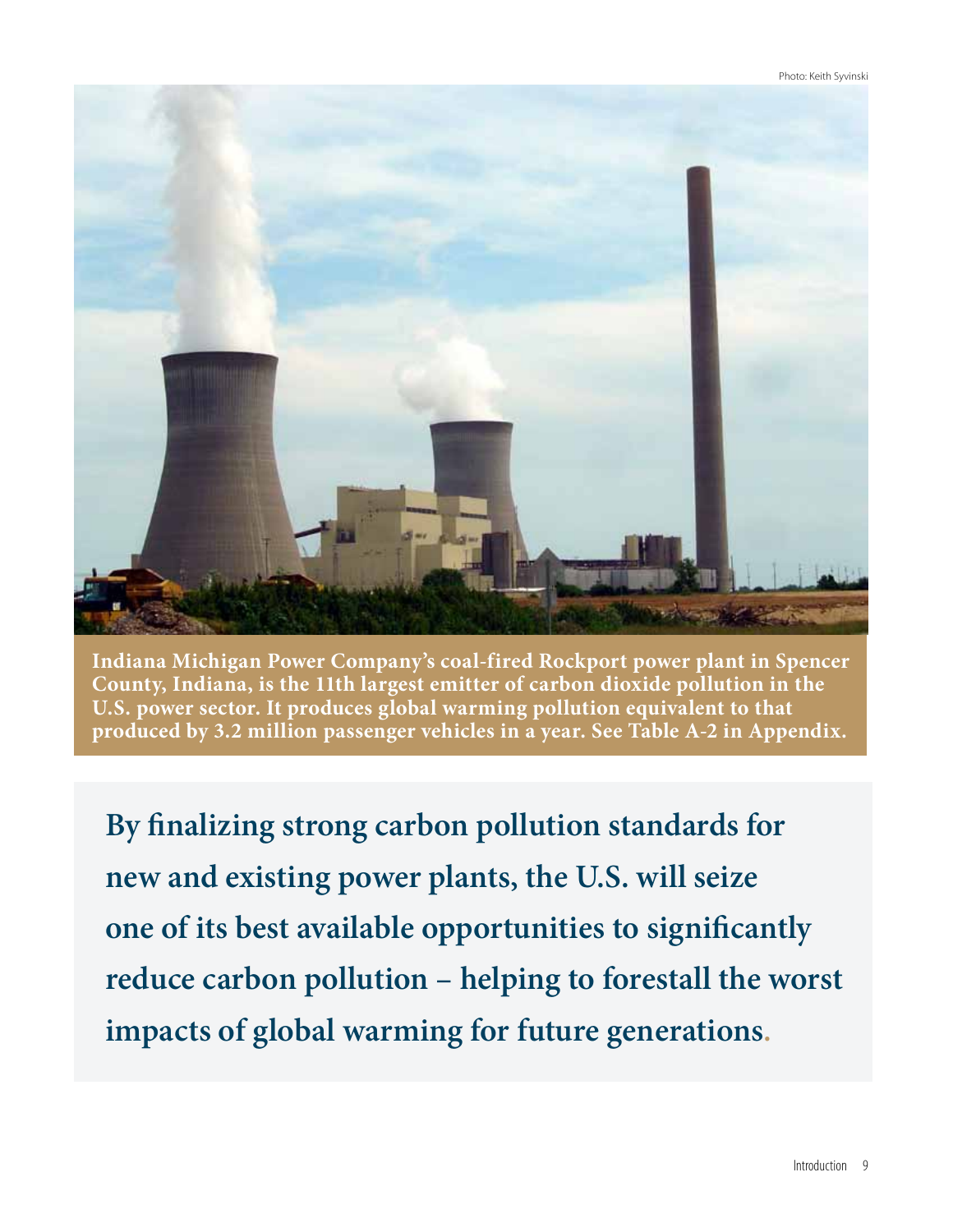Photo: Keith Syvinski

**Indiana Michigan Power Company's coal-fired Rockport power plant in Spencer County, Indiana, is the 11th largest emitter of carbon dioxide pollution in the U.S. power sector. It produces global warming pollution equivalent to that produced by 3.2 million passenger vehicles in a year. See Table A-2 in Appendix.**

**By finalizing strong carbon pollution standards for new and existing power plants, the U.S. will seize one of its best available opportunities to significantly reduce carbon pollution – helping to forestall the worst impacts of global warming for future generations.**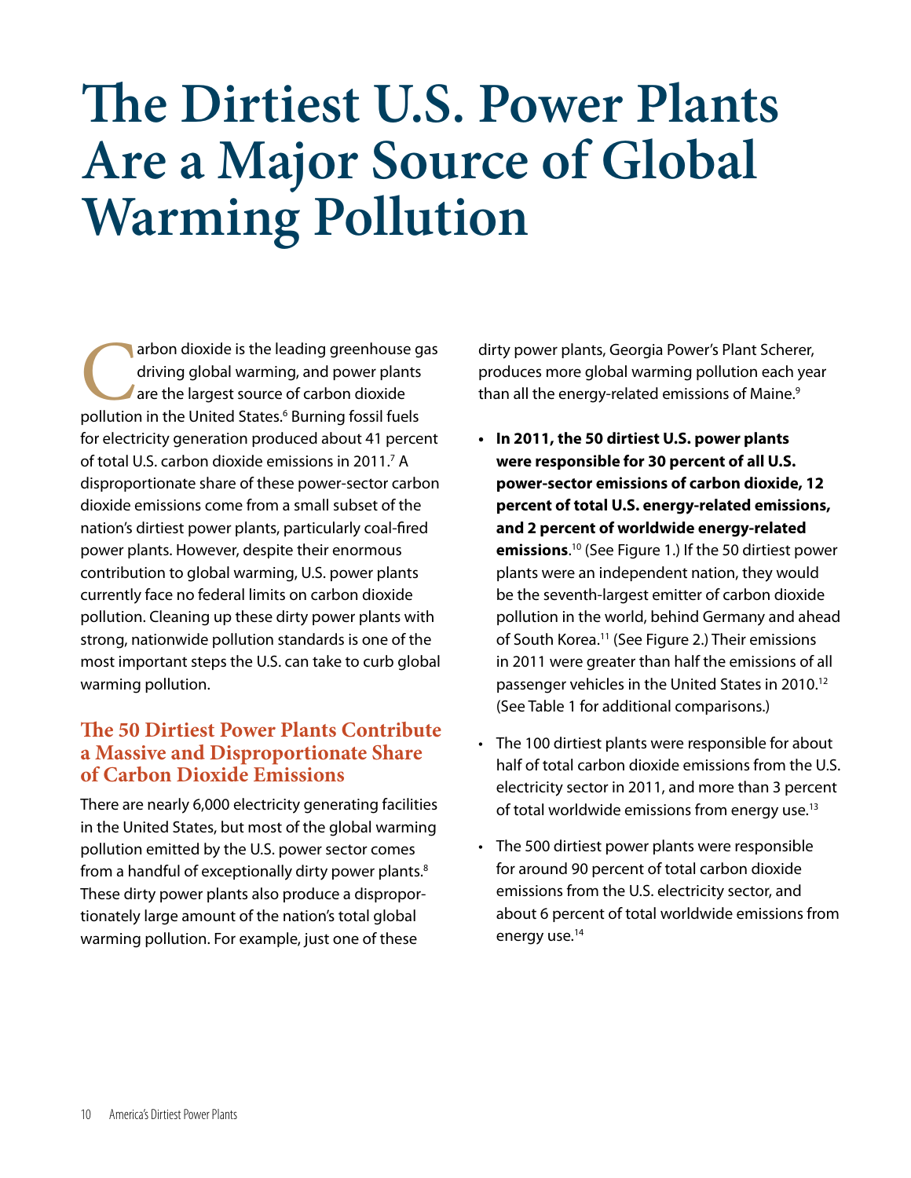# The Dirtiest U.S. Power Plants Are a Major Source of Global Warming Pollution

Carbon dioxide is the leading greenhouse gas driving global warming, and power plants are the largest source of carbon dioxide pollution in the United States.[6] Burning fossil fuels for electricity generation produced about 41 percent of total U.S. carbon dioxide emissions in 2011.[7] A disproportionate share of these power-sector carbon dioxide emissions come from a small subset of the nation's dirtiest power plants, particularly coal-fired power plants. However, despite their enormous contribution to global warming, U.S. power plants currently face no federal limits on carbon dioxide pollution. Cleaning up these dirty power plants with strong, nationwide pollution standards is one of the most important steps the U.S. can take to curb global warming pollution.

## The 50 Dirtiest Power Plants Contribute a Massive and Disproportionate Share of Carbon Dioxide Emissions

There are nearly 6,000 electricity generating facilities in the United States, but most of the global warming pollution emitted by the U.S. power sector comes from a handful of exceptionally dirty power plants.[8] These dirty power plants also produce a disproportionately large amount of the nation's total global warming pollution. For example, just one of these dirty power plants, Georgia Power's Plant Scherer, produces more global warming pollution each year than all the energy-related emissions of Maine.[9]

- **In 2011, the 50 dirtiest U.S. power plants were responsible for 30 percent of all U.S. power-sector emissions of carbon dioxide, 12 percent of total U.S. energy-related emissions, and 2 percent of worldwide energy-related emissions**.[10] (See Figure 1.) If the 50 dirtiest power plants were an independent nation, they would be the seventh-largest emitter of carbon dioxide pollution in the world, behind Germany and ahead of South Korea.[11] (See Figure 2.) Their emissions in 2011 were greater than half the emissions of all passenger vehicles in the United States in 2010.[12] (See Table 1 for additional comparisons.)
- The 100 dirtiest plants were responsible for about half of total carbon dioxide emissions from the U.S. electricity sector in 2011, and more than 3 percent of total worldwide emissions from energy use.[13]
- The 500 dirtiest power plants were responsible for around 90 percent of total carbon dioxide emissions from the U.S. electricity sector, and about 6 percent of total worldwide emissions from energy use.[14]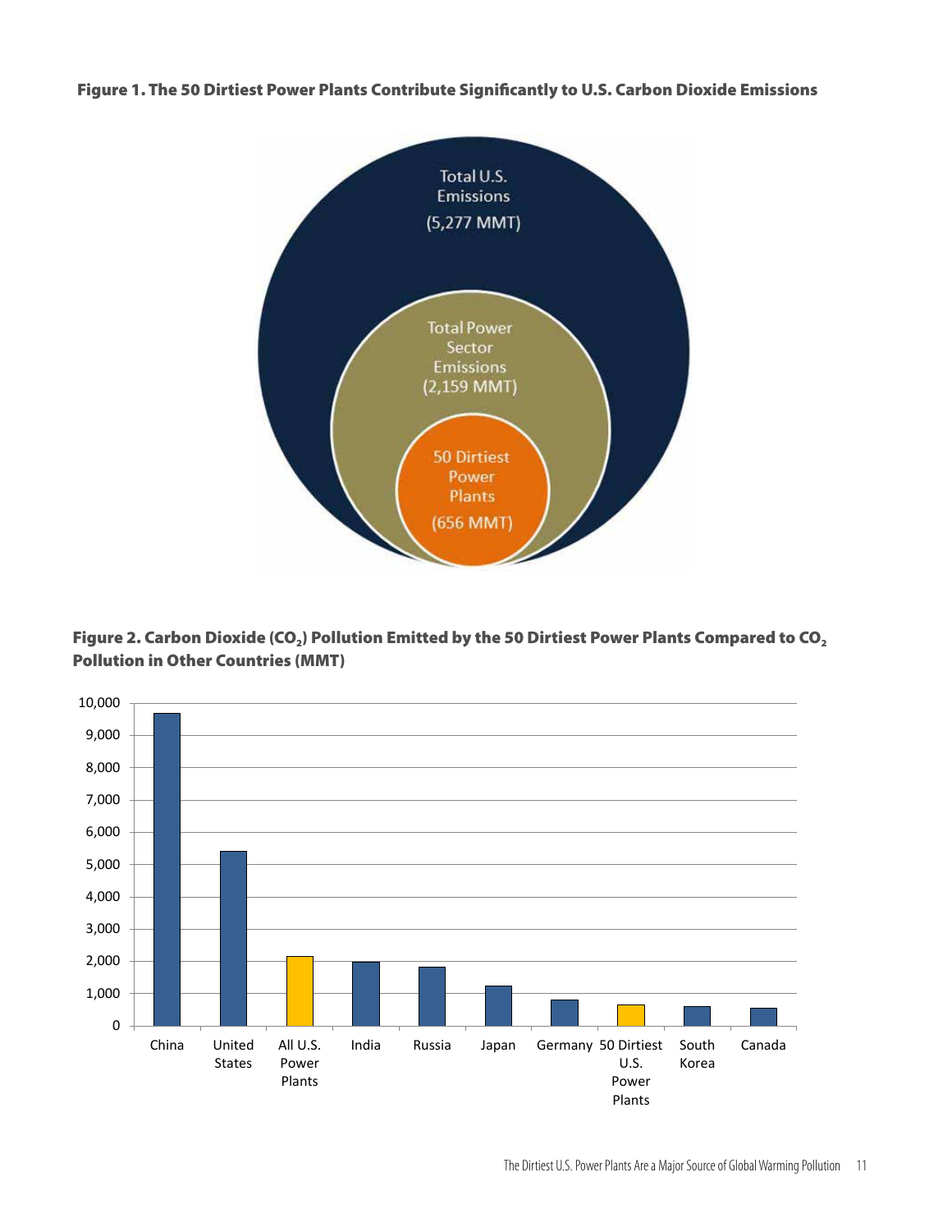**Figure 1. The 50 Dirtiest Power Plants Contribute Significantly to U.S. Carbon Dioxide Emissions**

Total U.S. Emissions (5,277 MMT)

Total Power Sector Emissions (2,159 MMT)

50 Dirtiest Power Plants (656 MMT)

**Figure 2. Carbon Dioxide ($CO_2$) Pollution Emitted by the 50 Dirtiest Power Plants Compared to $CO_2$ Pollution in Other Countries (MMT)**

China, United States, All U.S. Power Plants, India, Russia, Japan, Germany, 50 Dirtiest U.S. Power Plants, South Korea, Canada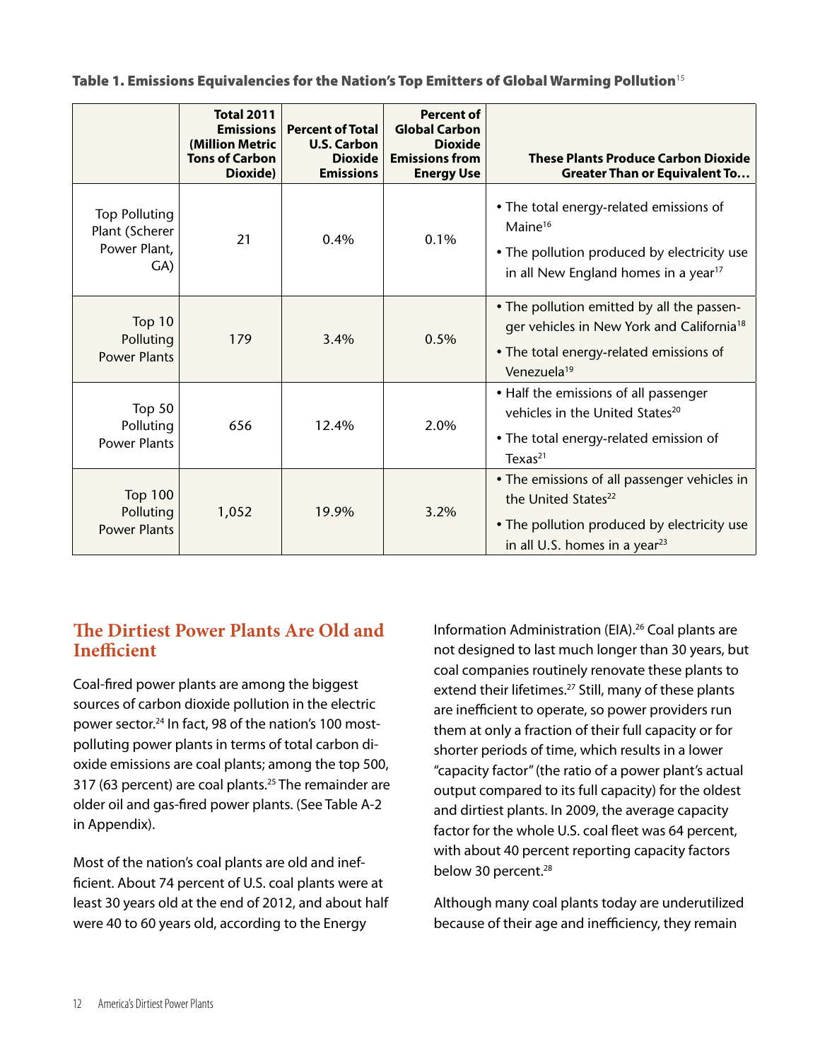**Table 1. Emissions Equivalencies for the Nation's Top Emitters of Global Warming Pollution**[15]

| | Total 2011 Emissions (Million Metric Tons of Carbon Dioxide) | Percent of Total U.S. Carbon Dioxide Emissions | Percent of Global Carbon Dioxide Emissions from Energy Use | These Plants Produce Carbon Dioxide Greater Than or Equivalent To… |
|---|---|---|---|---|
| Top Polluting Plant (Scherer Power Plant, GA) | 21 | 0.4% | 0.1% | • The total energy-related emissions of Maine[16] • The pollution produced by electricity use in all New England homes in a year[17] |
| Top 10 Polluting Power Plants | 179 | 3.4% | 0.5% | • The pollution emitted by all the passenger vehicles in New York and California[18] • The total energy-related emissions of Venezuela[19] |
| Top 50 Polluting Power Plants | 656 | 12.4% | 2.0% | • Half the emissions of all passenger vehicles in the United States[20] • The total energy-related emission of Texas[21] |
| Top 100 Polluting Power Plants | 1,052 | 19.9% | 3.2% | • The emissions of all passenger vehicles in the United States[22] • The pollution produced by electricity use in all U.S. homes in a year[23] |

## The Dirtiest Power Plants Are Old and Inefficient

Coal-fired power plants are among the biggest sources of carbon dioxide pollution in the electric power sector.[24] In fact, 98 of the nation's 100 most-polluting power plants in terms of total carbon dioxide emissions are coal plants; among the top 500, 317 (63 percent) are coal plants.[25] The remainder are older oil and gas-fired power plants. (See Table A-2 in Appendix).

Most of the nation's coal plants are old and inefficient. About 74 percent of U.S. coal plants were at least 30 years old at the end of 2012, and about half were 40 to 60 years old, according to the Energy Information Administration (EIA).[26] Coal plants are not designed to last much longer than 30 years, but coal companies routinely renovate these plants to extend their lifetimes.[27] Still, many of these plants are inefficient to operate, so power providers run them at only a fraction of their full capacity or for shorter periods of time, which results in a lower "capacity factor" (the ratio of a power plant's actual output compared to its full capacity) for the oldest and dirtiest plants. In 2009, the average capacity factor for the whole U.S. coal fleet was 64 percent, with about 40 percent reporting capacity factors below 30 percent.[28]

Although many coal plants today are underutilized because of their age and inefficiency, they remain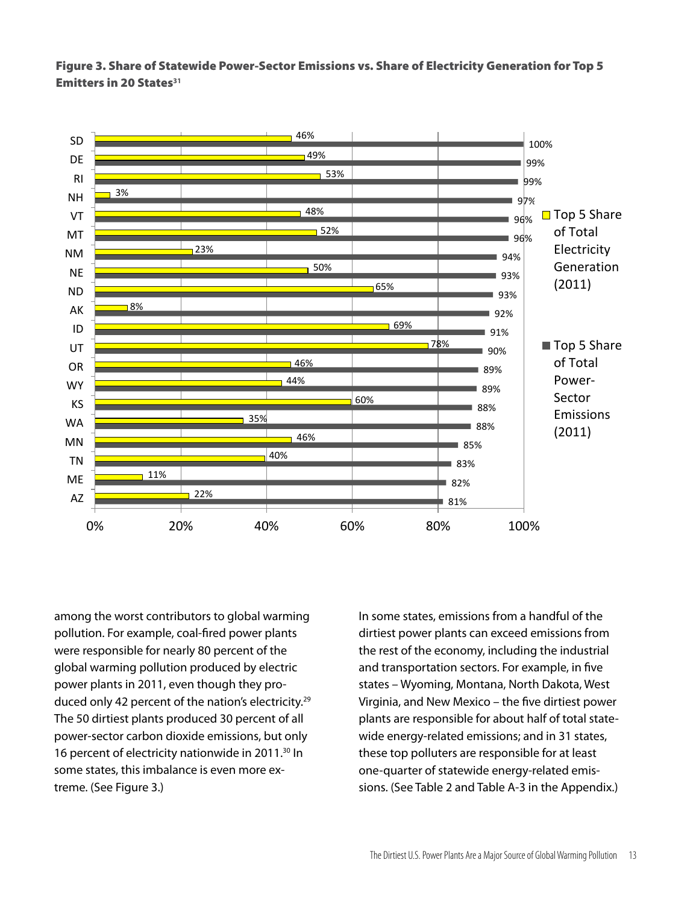**Figure 3. Share of Statewide Power-Sector Emissions vs. Share of Electricity Generation for Top 5 Emitters in 20 States**[31]

| State | Top 5 Share of Total Electricity Generation (2011) | Top 5 Share of Total Power-Sector Emissions (2011) |
|---|---|---|
| SD | 46% | 100% |
| DE | 49% | 99% |
| RI | 53% | 99% |
| NH | 3% | 97% |
| VT | 48% | 96% |
| MT | 52% | 96% |
| NM | 23% | 94% |
| NE | 50% | 93% |
| ND | 65% | 93% |
| AK | 8% | 92% |
| ID | 69% | 91% |
| UT | 78% | 90% |
| OR | 46% | 89% |
| WY | 44% | 89% |
| KS | 60% | 88% |
| WA | 35% | 88% |
| MN | 46% | 85% |
| TN | 40% | 83% |
| ME | 11% | 82% |
| AZ | 22% | 81% |

among the worst contributors to global warming pollution. For example, coal-fired power plants were responsible for nearly 80 percent of the global warming pollution produced by electric power plants in 2011, even though they produced only 42 percent of the nation's electricity.[29] The 50 dirtiest plants produced 30 percent of all power-sector carbon dioxide emissions, but only 16 percent of electricity nationwide in 2011.[30] In some states, this imbalance is even more extreme. (See Figure 3.)

In some states, emissions from a handful of the dirtiest power plants can exceed emissions from the rest of the economy, including the industrial and transportation sectors. For example, in five states – Wyoming, Montana, North Dakota, West Virginia, and New Mexico – the five dirtiest power plants are responsible for about half of total statewide energy-related emissions; and in 31 states, these top polluters are responsible for at least one-quarter of statewide energy-related emissions. (See Table 2 and Table A-3 in the Appendix.)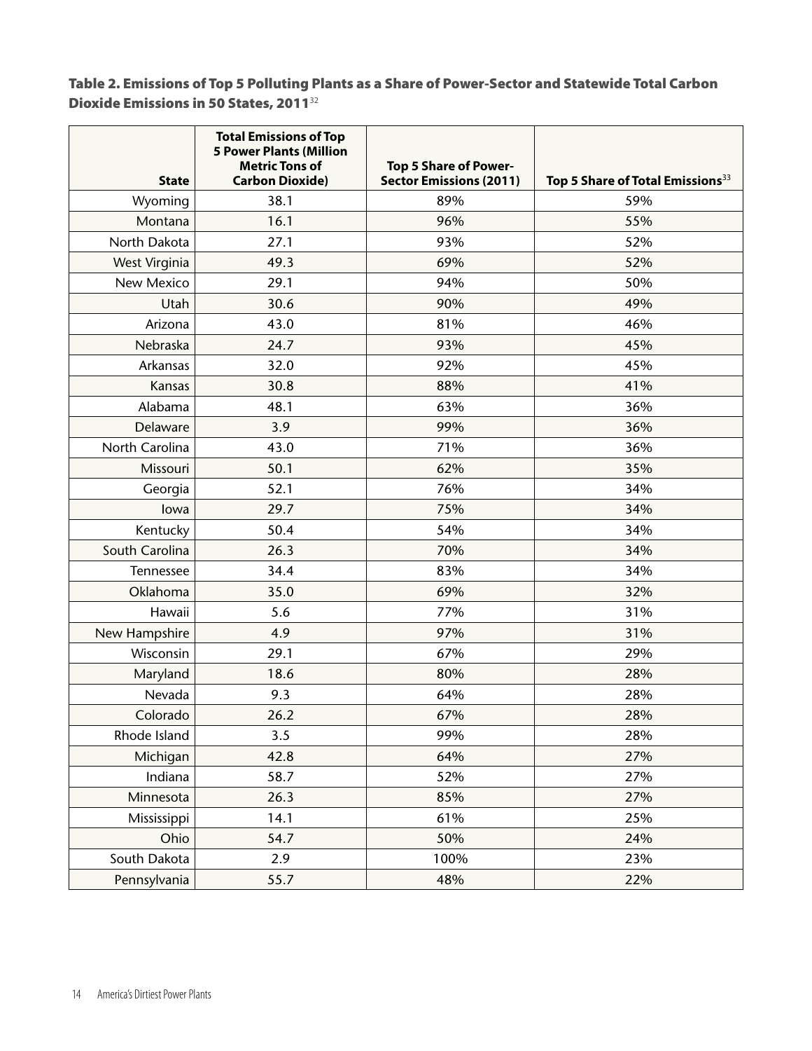**Table 2. Emissions of Top 5 Polluting Plants as a Share of Power-Sector and Statewide Total Carbon Dioxide Emissions in 50 States, 2011**[32]

| State | Total Emissions of Top 5 Power Plants (Million Metric Tons of Carbon Dioxide) | Top 5 Share of Power-Sector Emissions (2011) | Top 5 Share of Total Emissions[33] |
|---|---|---|---|
| Wyoming | 38.1 | 89% | 59% |
| Montana | 16.1 | 96% | 55% |
| North Dakota | 27.1 | 93% | 52% |
| West Virginia | 49.3 | 69% | 52% |
| New Mexico | 29.1 | 94% | 50% |
| Utah | 30.6 | 90% | 49% |
| Arizona | 43.0 | 81% | 46% |
| Nebraska | 24.7 | 93% | 45% |
| Arkansas | 32.0 | 92% | 45% |
| Kansas | 30.8 | 88% | 41% |
| Alabama | 48.1 | 63% | 36% |
| Delaware | 3.9 | 99% | 36% |
| North Carolina | 43.0 | 71% | 36% |
| Missouri | 50.1 | 62% | 35% |
| Georgia | 52.1 | 76% | 34% |
| Iowa | 29.7 | 75% | 34% |
| Kentucky | 50.4 | 54% | 34% |
| South Carolina | 26.3 | 70% | 34% |
| Tennessee | 34.4 | 83% | 34% |
| Oklahoma | 35.0 | 69% | 32% |
| Hawaii | 5.6 | 77% | 31% |
| New Hampshire | 4.9 | 97% | 31% |
| Wisconsin | 29.1 | 67% | 29% |
| Maryland | 18.6 | 80% | 28% |
| Nevada | 9.3 | 64% | 28% |
| Colorado | 26.2 | 67% | 28% |
| Rhode Island | 3.5 | 99% | 28% |
| Michigan | 42.8 | 64% | 27% |
| Indiana | 58.7 | 52% | 27% |
| Minnesota | 26.3 | 85% | 27% |
| Mississippi | 14.1 | 61% | 25% |
| Ohio | 54.7 | 50% | 24% |
| South Dakota | 2.9 | 100% | 23% |
| Pennsylvania | 55.7 | 48% | 22% |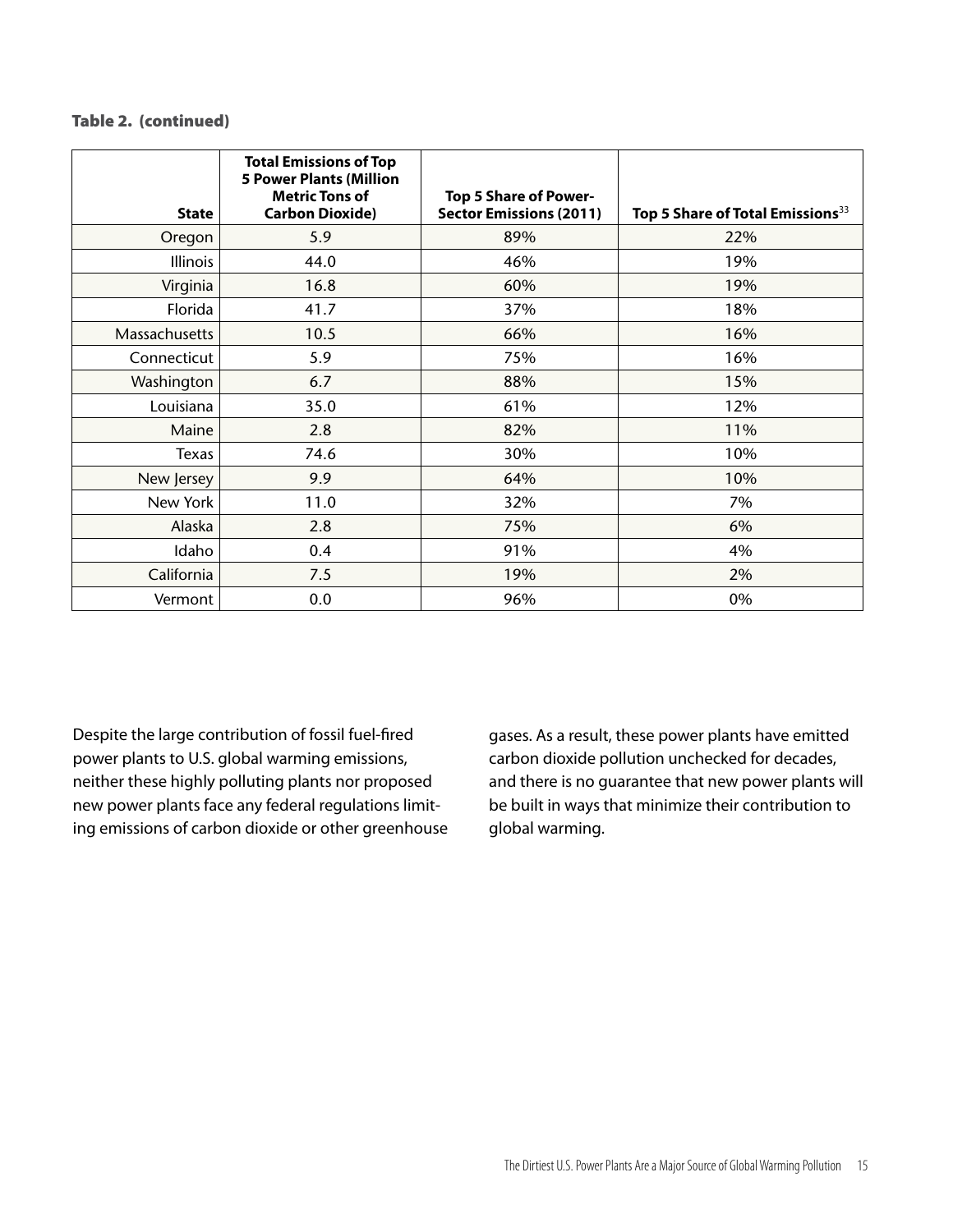**Table 2. (continued)**

| State | Total Emissions of Top 5 Power Plants (Million Metric Tons of Carbon Dioxide) | Top 5 Share of Power-Sector Emissions (2011) | Top 5 Share of Total Emissions[33] |
|---|---|---|---|
| Oregon | 5.9 | 89% | 22% |
| Illinois | 44.0 | 46% | 19% |
| Virginia | 16.8 | 60% | 19% |
| Florida | 41.7 | 37% | 18% |
| Massachusetts | 10.5 | 66% | 16% |
| Connecticut | 5.9 | 75% | 16% |
| Washington | 6.7 | 88% | 15% |
| Louisiana | 35.0 | 61% | 12% |
| Maine | 2.8 | 82% | 11% |
| Texas | 74.6 | 30% | 10% |
| New Jersey | 9.9 | 64% | 10% |
| New York | 11.0 | 32% | 7% |
| Alaska | 2.8 | 75% | 6% |
| Idaho | 0.4 | 91% | 4% |
| California | 7.5 | 19% | 2% |
| Vermont | 0.0 | 96% | 0% |

Despite the large contribution of fossil fuel-fired power plants to U.S. global warming emissions, neither these highly polluting plants nor proposed new power plants face any federal regulations limiting emissions of carbon dioxide or other greenhouse gases. As a result, these power plants have emitted carbon dioxide pollution unchecked for decades, and there is no guarantee that new power plants will be built in ways that minimize their contribution to global warming.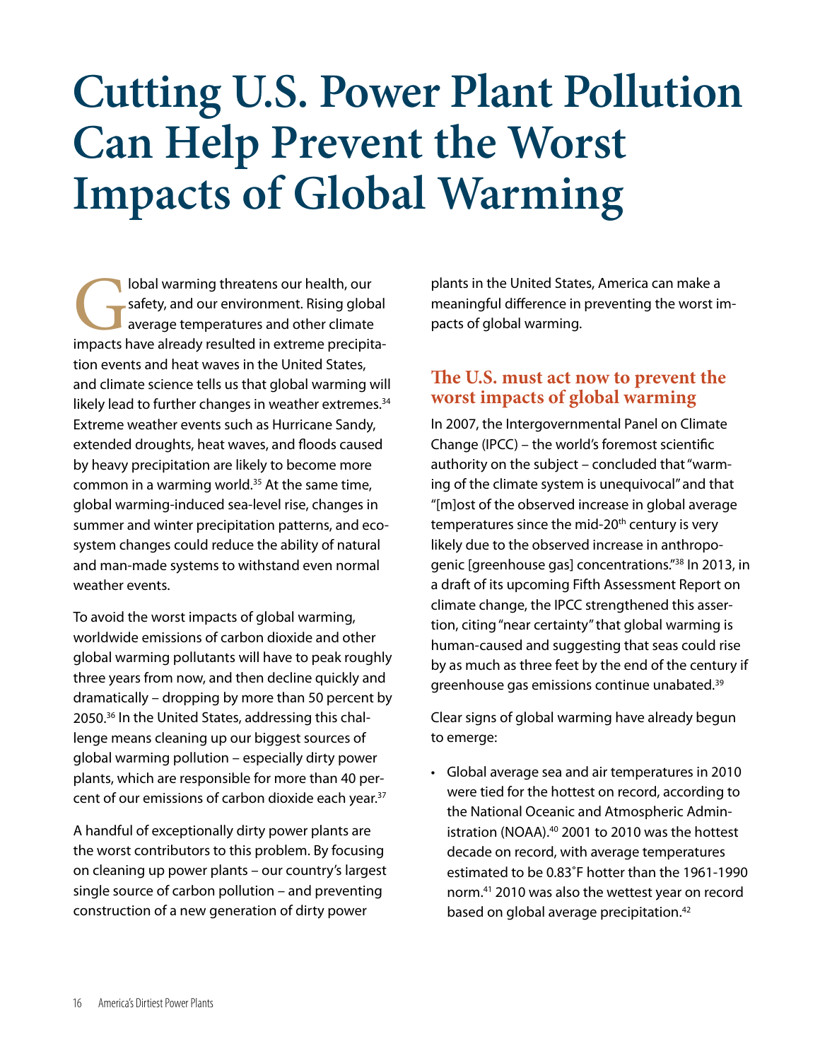# Cutting U.S. Power Plant Pollution Can Help Prevent the Worst Impacts of Global Warming

Global warming threatens our health, our safety, and our environment. Rising global average temperatures and other climate impacts have already resulted in extreme precipitation events and heat waves in the United States, and climate science tells us that global warming will likely lead to further changes in weather extremes.[34] Extreme weather events such as Hurricane Sandy, extended droughts, heat waves, and floods caused by heavy precipitation are likely to become more common in a warming world.[35] At the same time, global warming-induced sea-level rise, changes in summer and winter precipitation patterns, and ecosystem changes could reduce the ability of natural and man-made systems to withstand even normal weather events.

To avoid the worst impacts of global warming, worldwide emissions of carbon dioxide and other global warming pollutants will have to peak roughly three years from now, and then decline quickly and dramatically – dropping by more than 50 percent by 2050.[36] In the United States, addressing this challenge means cleaning up our biggest sources of global warming pollution – especially dirty power plants, which are responsible for more than 40 percent of our emissions of carbon dioxide each year.[37]

A handful of exceptionally dirty power plants are the worst contributors to this problem. By focusing on cleaning up power plants – our country's largest single source of carbon pollution – and preventing construction of a new generation of dirty power plants in the United States, America can make a meaningful difference in preventing the worst impacts of global warming.

## The U.S. must act now to prevent the worst impacts of global warming

In 2007, the Intergovernmental Panel on Climate Change (IPCC) – the world's foremost scientific authority on the subject – concluded that "warming of the climate system is unequivocal" and that "[m]ost of the observed increase in global average temperatures since the mid-20th century is very likely due to the observed increase in anthropogenic [greenhouse gas] concentrations."[38] In 2013, in a draft of its upcoming Fifth Assessment Report on climate change, the IPCC strengthened this assertion, citing "near certainty" that global warming is human-caused and suggesting that seas could rise by as much as three feet by the end of the century if greenhouse gas emissions continue unabated.[39]

Clear signs of global warming have already begun to emerge:

- Global average sea and air temperatures in 2010 were tied for the hottest on record, according to the National Oceanic and Atmospheric Administration (NOAA).[40] 2001 to 2010 was the hottest decade on record, with average temperatures estimated to be 0.83˚F hotter than the 1961-1990 norm.[41] 2010 was also the wettest year on record based on global average precipitation.[42]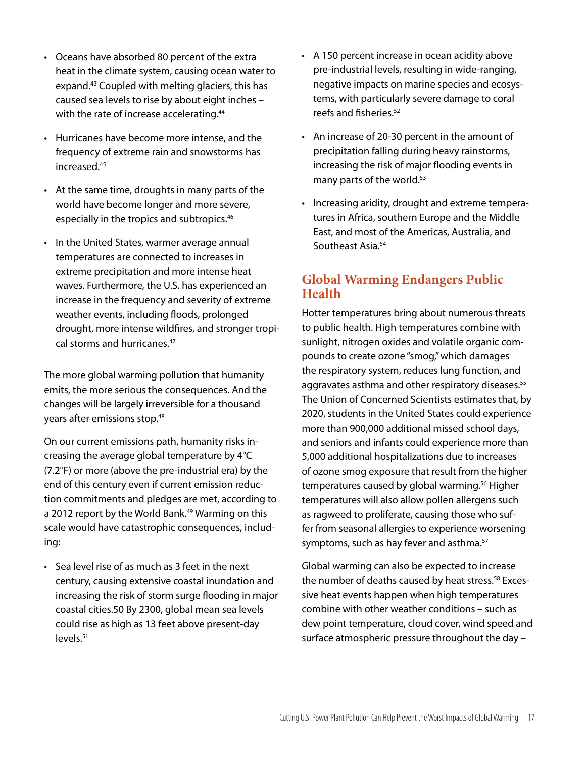- Oceans have absorbed 80 percent of the extra heat in the climate system, causing ocean water to expand.[43] Coupled with melting glaciers, this has caused sea levels to rise by about eight inches – with the rate of increase accelerating.[44]
- Hurricanes have become more intense, and the frequency of extreme rain and snowstorms has increased.[45]
- At the same time, droughts in many parts of the world have become longer and more severe, especially in the tropics and subtropics.[46]
- In the United States, warmer average annual temperatures are connected to increases in extreme precipitation and more intense heat waves. Furthermore, the U.S. has experienced an increase in the frequency and severity of extreme weather events, including floods, prolonged drought, more intense wildfires, and stronger tropical storms and hurricanes.[47]

The more global warming pollution that humanity emits, the more serious the consequences. And the changes will be largely irreversible for a thousand years after emissions stop.[48]

On our current emissions path, humanity risks increasing the average global temperature by 4°C (7.2°F) or more (above the pre-industrial era) by the end of this century even if current emission reduction commitments and pledges are met, according to a 2012 report by the World Bank.[49] Warming on this scale would have catastrophic consequences, including:

- Sea level rise of as much as 3 feet in the next century, causing extensive coastal inundation and increasing the risk of storm surge flooding in major coastal cities.50 By 2300, global mean sea levels could rise as high as 13 feet above present-day levels.[51]
- A 150 percent increase in ocean acidity above pre-industrial levels, resulting in wide-ranging, negative impacts on marine species and ecosystems, with particularly severe damage to coral reefs and fisheries.[52]
- An increase of 20-30 percent in the amount of precipitation falling during heavy rainstorms, increasing the risk of major flooding events in many parts of the world.[53]
- Increasing aridity, drought and extreme temperatures in Africa, southern Europe and the Middle East, and most of the Americas, Australia, and Southeast Asia.[54]

## Global Warming Endangers Public Health

Hotter temperatures bring about numerous threats to public health. High temperatures combine with sunlight, nitrogen oxides and volatile organic compounds to create ozone "smog," which damages the respiratory system, reduces lung function, and aggravates asthma and other respiratory diseases.[55] The Union of Concerned Scientists estimates that, by 2020, students in the United States could experience more than 900,000 additional missed school days, and seniors and infants could experience more than 5,000 additional hospitalizations due to increases of ozone smog exposure that result from the higher temperatures caused by global warming.[56] Higher temperatures will also allow pollen allergens such as ragweed to proliferate, causing those who suffer from seasonal allergies to experience worsening symptoms, such as hay fever and asthma.[57]

Global warming can also be expected to increase the number of deaths caused by heat stress.[58] Excessive heat events happen when high temperatures combine with other weather conditions – such as dew point temperature, cloud cover, wind speed and surface atmospheric pressure throughout the day –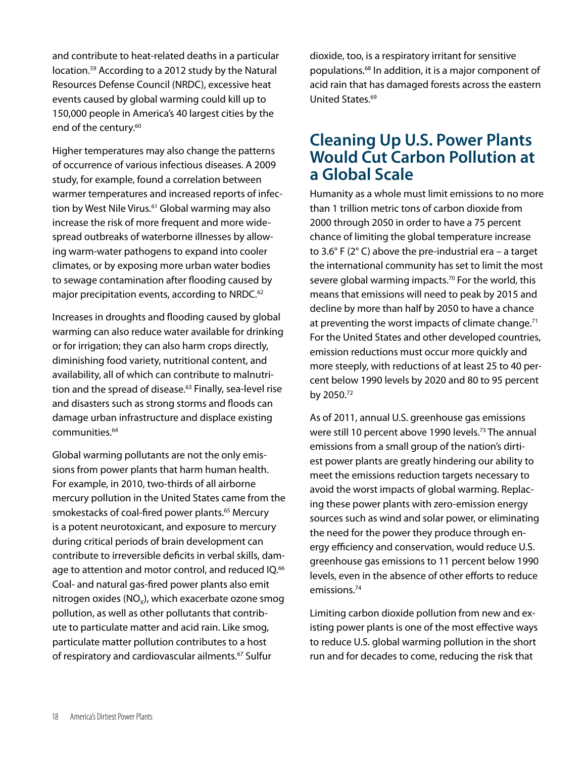and contribute to heat-related deaths in a particular location.[59] According to a 2012 study by the Natural Resources Defense Council (NRDC), excessive heat events caused by global warming could kill up to 150,000 people in America's 40 largest cities by the end of the century.[60]

Higher temperatures may also change the patterns of occurrence of various infectious diseases. A 2009 study, for example, found a correlation between warmer temperatures and increased reports of infection by West Nile Virus.[61] Global warming may also increase the risk of more frequent and more widespread outbreaks of waterborne illnesses by allowing warm-water pathogens to expand into cooler climates, or by exposing more urban water bodies to sewage contamination after flooding caused by major precipitation events, according to NRDC.[62]

Increases in droughts and flooding caused by global warming can also reduce water available for drinking or for irrigation; they can also harm crops directly, diminishing food variety, nutritional content, and availability, all of which can contribute to malnutrition and the spread of disease.[63] Finally, sea-level rise and disasters such as strong storms and floods can damage urban infrastructure and displace existing communities.[64]

Global warming pollutants are not the only emissions from power plants that harm human health. For example, in 2010, two-thirds of all airborne mercury pollution in the United States came from the smokestacks of coal-fired power plants.[65] Mercury is a potent neurotoxicant, and exposure to mercury during critical periods of brain development can contribute to irreversible deficits in verbal skills, damage to attention and motor control, and reduced IQ.[66] Coal- and natural gas-fired power plants also emit nitrogen oxides ($NO_X$), which exacerbate ozone smog pollution, as well as other pollutants that contribute to particulate matter and acid rain. Like smog, particulate matter pollution contributes to a host of respiratory and cardiovascular ailments.[67] Sulfur dioxide, too, is a respiratory irritant for sensitive populations.[68] In addition, it is a major component of acid rain that has damaged forests across the eastern United States.[69]

## Cleaning Up U.S. Power Plants Would Cut Carbon Pollution at a Global Scale

Humanity as a whole must limit emissions to no more than 1 trillion metric tons of carbon dioxide from 2000 through 2050 in order to have a 75 percent chance of limiting the global temperature increase to 3.6° F (2° C) above the pre-industrial era – a target the international community has set to limit the most severe global warming impacts.[70] For the world, this means that emissions will need to peak by 2015 and decline by more than half by 2050 to have a chance at preventing the worst impacts of climate change.[71] For the United States and other developed countries, emission reductions must occur more quickly and more steeply, with reductions of at least 25 to 40 percent below 1990 levels by 2020 and 80 to 95 percent by 2050.[72]

As of 2011, annual U.S. greenhouse gas emissions were still 10 percent above 1990 levels.[73] The annual emissions from a small group of the nation's dirtiest power plants are greatly hindering our ability to meet the emissions reduction targets necessary to avoid the worst impacts of global warming. Replacing these power plants with zero-emission energy sources such as wind and solar power, or eliminating the need for the power they produce through energy efficiency and conservation, would reduce U.S. greenhouse gas emissions to 11 percent below 1990 levels, even in the absence of other efforts to reduce emissions.[74]

Limiting carbon dioxide pollution from new and existing power plants is one of the most effective ways to reduce U.S. global warming pollution in the short run and for decades to come, reducing the risk that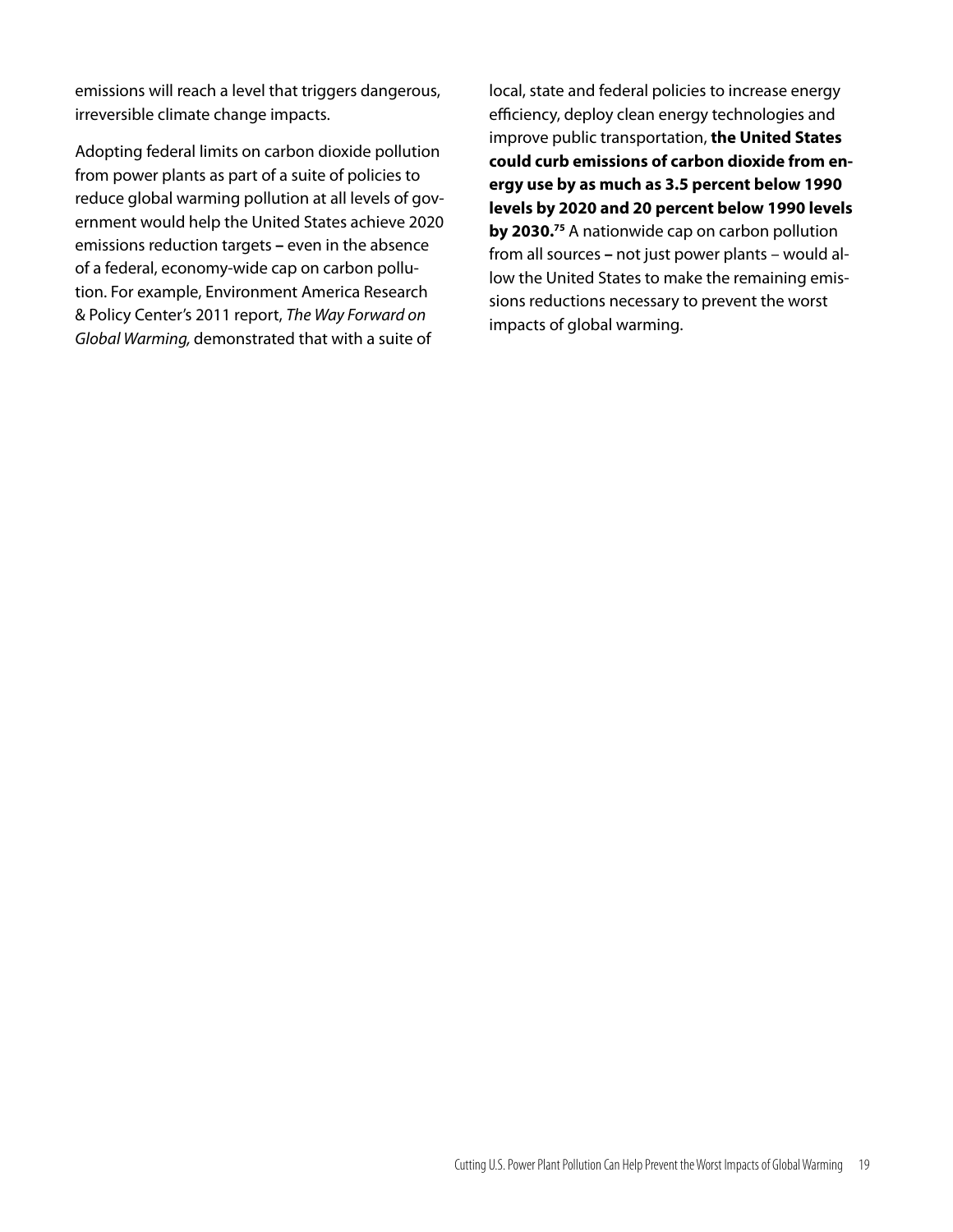emissions will reach a level that triggers dangerous, irreversible climate change impacts.

Adopting federal limits on carbon dioxide pollution from power plants as part of a suite of policies to reduce global warming pollution at all levels of government would help the United States achieve 2020 emissions reduction targets – even in the absence of a federal, economy-wide cap on carbon pollution. For example, Environment America Research & Policy Center's 2011 report, *The Way Forward on Global Warming,* demonstrated that with a suite of local, state and federal policies to increase energy efficiency, deploy clean energy technologies and improve public transportation, **the United States could curb emissions of carbon dioxide from energy use by as much as 3.5 percent below 1990 levels by 2020 and 20 percent below 1990 levels by 2030.**[75] A nationwide cap on carbon pollution from all sources – not just power plants – would allow the United States to make the remaining emissions reductions necessary to prevent the worst impacts of global warming.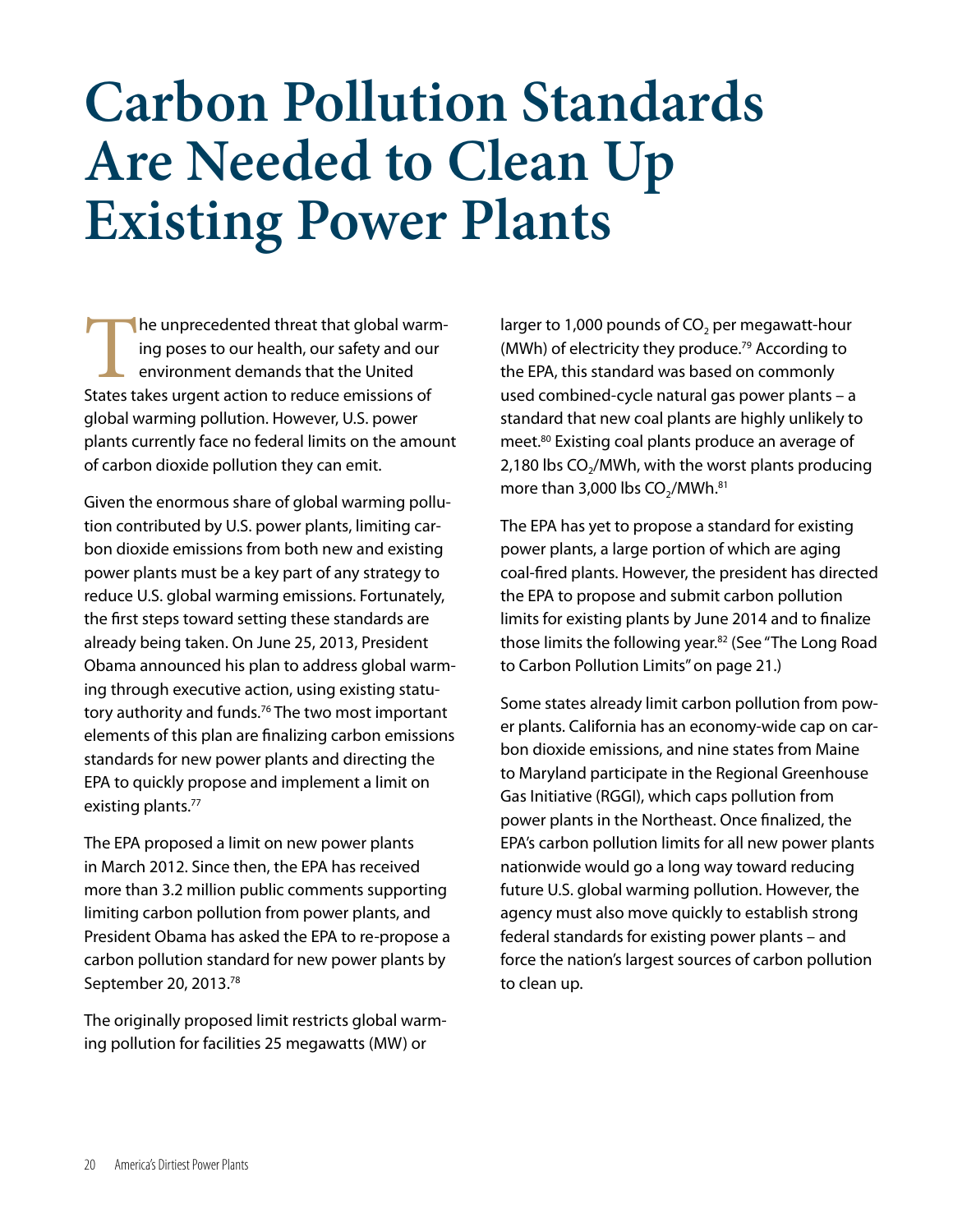# Carbon Pollution Standards Are Needed to Clean Up Existing Power Plants

The unprecedented threat that global warming poses to our health, our safety and our environment demands that the United States takes urgent action to reduce emissions of global warming pollution. However, U.S. power plants currently face no federal limits on the amount of carbon dioxide pollution they can emit.

Given the enormous share of global warming pollution contributed by U.S. power plants, limiting carbon dioxide emissions from both new and existing power plants must be a key part of any strategy to reduce U.S. global warming emissions. Fortunately, the first steps toward setting these standards are already being taken. On June 25, 2013, President Obama announced his plan to address global warming through executive action, using existing statutory authority and funds.[76] The two most important elements of this plan are finalizing carbon emissions standards for new power plants and directing the EPA to quickly propose and implement a limit on existing plants.[77]

The EPA proposed a limit on new power plants in March 2012. Since then, the EPA has received more than 3.2 million public comments supporting limiting carbon pollution from power plants, and President Obama has asked the EPA to re-propose a carbon pollution standard for new power plants by September 20, 2013.[78]

The originally proposed limit restricts global warming pollution for facilities 25 megawatts (MW) or larger to 1,000 pounds of $CO_2$ per megawatt-hour (MWh) of electricity they produce.[79] According to the EPA, this standard was based on commonly used combined-cycle natural gas power plants – a standard that new coal plants are highly unlikely to meet.[80] Existing coal plants produce an average of 2,180 lbs $CO_2$/MWh, with the worst plants producing more than 3,000 lbs $CO_2$/MWh.[81]

The EPA has yet to propose a standard for existing power plants, a large portion of which are aging coal-fired plants. However, the president has directed the EPA to propose and submit carbon pollution limits for existing plants by June 2014 and to finalize those limits the following year.[82] (See "The Long Road to Carbon Pollution Limits" on page 21.)

Some states already limit carbon pollution from power plants. California has an economy-wide cap on carbon dioxide emissions, and nine states from Maine to Maryland participate in the Regional Greenhouse Gas Initiative (RGGI), which caps pollution from power plants in the Northeast. Once finalized, the EPA's carbon pollution limits for all new power plants nationwide would go a long way toward reducing future U.S. global warming pollution. However, the agency must also move quickly to establish strong federal standards for existing power plants – and force the nation's largest sources of carbon pollution to clean up.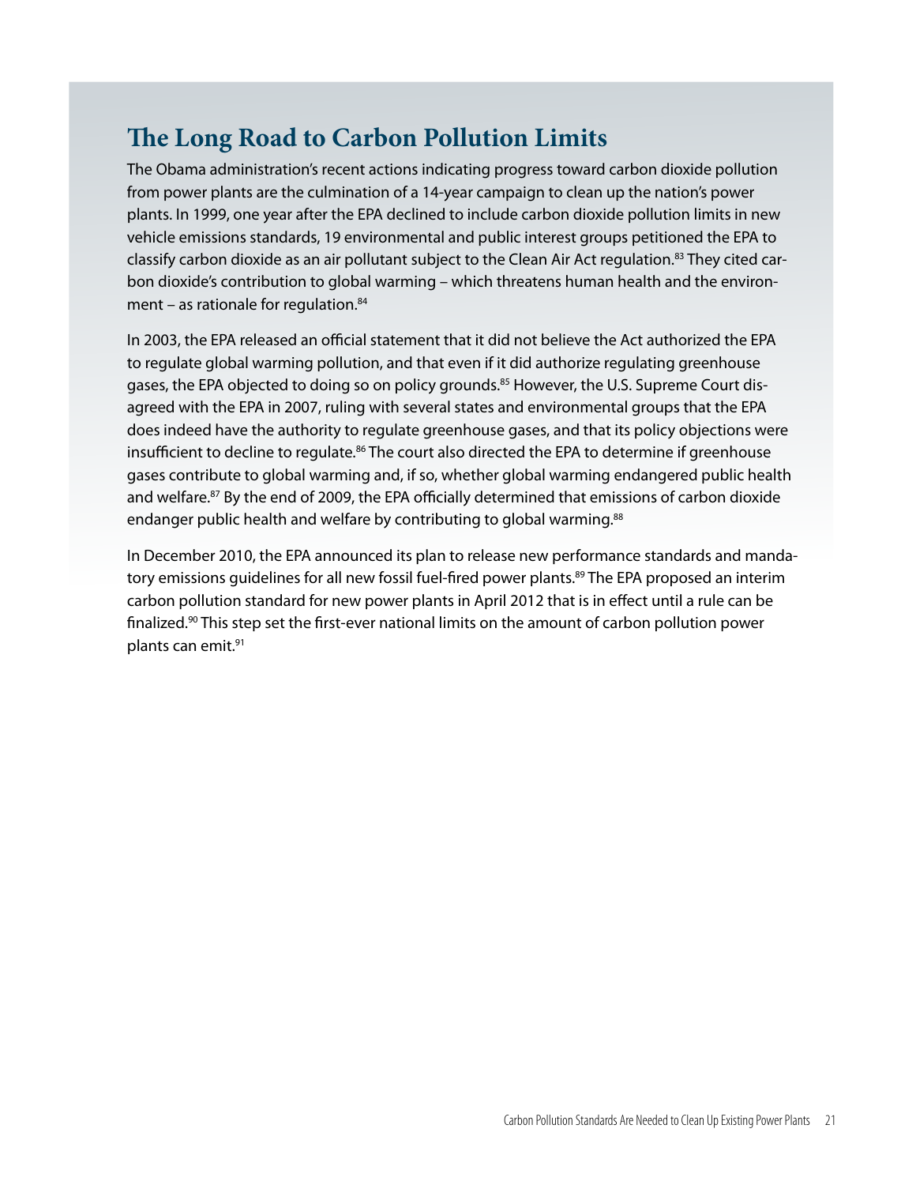## The Long Road to Carbon Pollution Limits

The Obama administration's recent actions indicating progress toward carbon dioxide pollution from power plants are the culmination of a 14-year campaign to clean up the nation's power plants. In 1999, one year after the EPA declined to include carbon dioxide pollution limits in new vehicle emissions standards, 19 environmental and public interest groups petitioned the EPA to classify carbon dioxide as an air pollutant subject to the Clean Air Act regulation.[83] They cited carbon dioxide's contribution to global warming – which threatens human health and the environment – as rationale for regulation.[84]

In 2003, the EPA released an official statement that it did not believe the Act authorized the EPA to regulate global warming pollution, and that even if it did authorize regulating greenhouse gases, the EPA objected to doing so on policy grounds.[85] However, the U.S. Supreme Court disagreed with the EPA in 2007, ruling with several states and environmental groups that the EPA does indeed have the authority to regulate greenhouse gases, and that its policy objections were insufficient to decline to regulate.[86] The court also directed the EPA to determine if greenhouse gases contribute to global warming and, if so, whether global warming endangered public health and welfare.[87] By the end of 2009, the EPA officially determined that emissions of carbon dioxide endanger public health and welfare by contributing to global warming.[88]

In December 2010, the EPA announced its plan to release new performance standards and mandatory emissions guidelines for all new fossil fuel-fired power plants.[89] The EPA proposed an interim carbon pollution standard for new power plants in April 2012 that is in effect until a rule can be finalized.[90] This step set the first-ever national limits on the amount of carbon pollution power plants can emit.[91]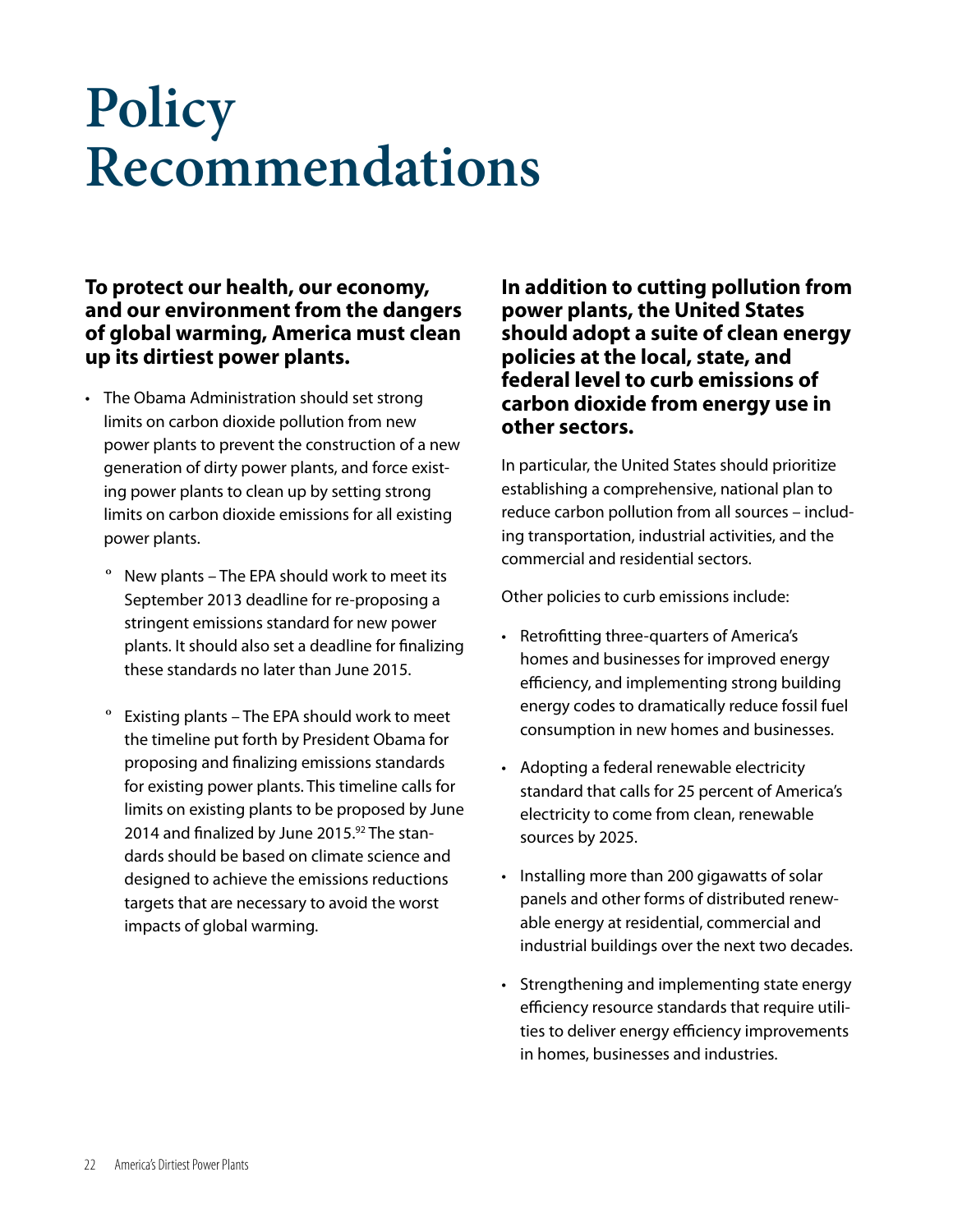# Policy Recommendations

**To protect our health, our economy, and our environment from the dangers of global warming, America must clean up its dirtiest power plants.**

- The Obama Administration should set strong limits on carbon dioxide pollution from new power plants to prevent the construction of a new generation of dirty power plants, and force existing power plants to clean up by setting strong limits on carbon dioxide emissions for all existing power plants.
  - New plants – The EPA should work to meet its September 2013 deadline for re-proposing a stringent emissions standard for new power plants. It should also set a deadline for finalizing these standards no later than June 2015.
  - Existing plants – The EPA should work to meet the timeline put forth by President Obama for proposing and finalizing emissions standards for existing power plants. This timeline calls for limits on existing plants to be proposed by June 2014 and finalized by June 2015.[92] The standards should be based on climate science and designed to achieve the emissions reductions targets that are necessary to avoid the worst impacts of global warming.

**In addition to cutting pollution from power plants, the United States should adopt a suite of clean energy policies at the local, state, and federal level to curb emissions of carbon dioxide from energy use in other sectors.**

In particular, the United States should prioritize establishing a comprehensive, national plan to reduce carbon pollution from all sources – including transportation, industrial activities, and the commercial and residential sectors.

Other policies to curb emissions include:

- Retrofitting three-quarters of America's homes and businesses for improved energy efficiency, and implementing strong building energy codes to dramatically reduce fossil fuel consumption in new homes and businesses.
- Adopting a federal renewable electricity standard that calls for 25 percent of America's electricity to come from clean, renewable sources by 2025.
- Installing more than 200 gigawatts of solar panels and other forms of distributed renewable energy at residential, commercial and industrial buildings over the next two decades.
- Strengthening and implementing state energy efficiency resource standards that require utilities to deliver energy efficiency improvements in homes, businesses and industries.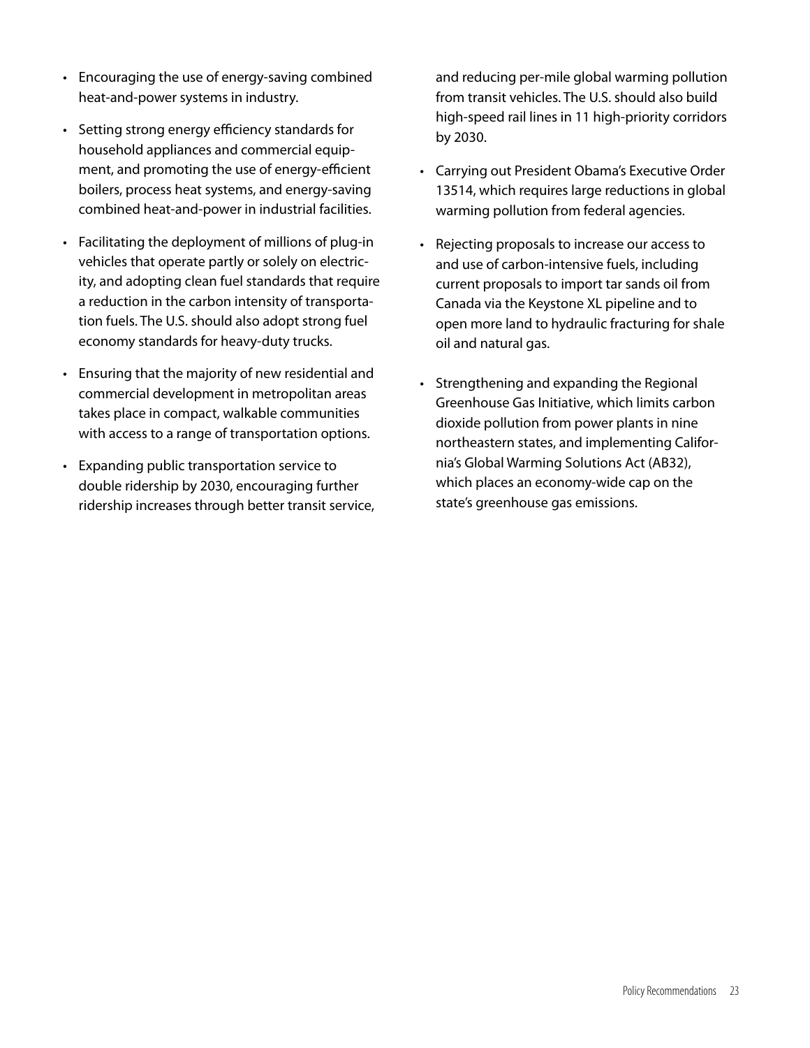- Encouraging the use of energy-saving combined heat-and-power systems in industry.
- Setting strong energy efficiency standards for household appliances and commercial equipment, and promoting the use of energy-efficient boilers, process heat systems, and energy-saving combined heat-and-power in industrial facilities.
- Facilitating the deployment of millions of plug-in vehicles that operate partly or solely on electricity, and adopting clean fuel standards that require a reduction in the carbon intensity of transportation fuels. The U.S. should also adopt strong fuel economy standards for heavy-duty trucks.
- Ensuring that the majority of new residential and commercial development in metropolitan areas takes place in compact, walkable communities with access to a range of transportation options.
- Expanding public transportation service to double ridership by 2030, encouraging further ridership increases through better transit service, and reducing per-mile global warming pollution from transit vehicles. The U.S. should also build high-speed rail lines in 11 high-priority corridors by 2030.
- Carrying out President Obama's Executive Order 13514, which requires large reductions in global warming pollution from federal agencies.
- Rejecting proposals to increase our access to and use of carbon-intensive fuels, including current proposals to import tar sands oil from Canada via the Keystone XL pipeline and to open more land to hydraulic fracturing for shale oil and natural gas.
- Strengthening and expanding the Regional Greenhouse Gas Initiative, which limits carbon dioxide pollution from power plants in nine northeastern states, and implementing California's Global Warming Solutions Act (AB32), which places an economy-wide cap on the state's greenhouse gas emissions.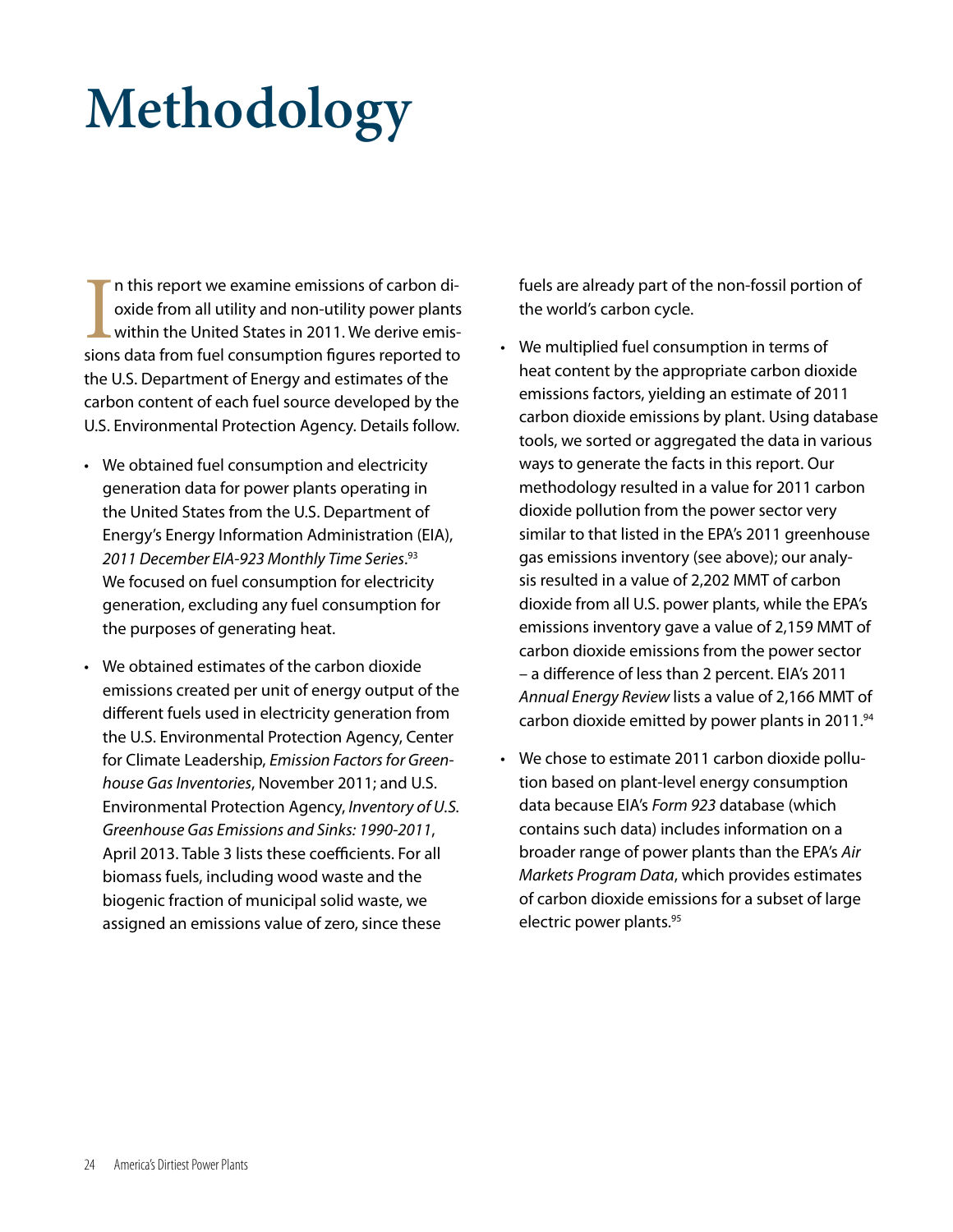# Methodology

In this report we examine emissions of carbon dioxide from all utility and non-utility power plants within the United States in 2011. We derive emissions data from fuel consumption figures reported to the U.S. Department of Energy and estimates of the carbon content of each fuel source developed by the U.S. Environmental Protection Agency. Details follow.

- We obtained fuel consumption and electricity generation data for power plants operating in the United States from the U.S. Department of Energy's Energy Information Administration (EIA), *2011 December EIA-923 Monthly Time Series*.[93] We focused on fuel consumption for electricity generation, excluding any fuel consumption for the purposes of generating heat.
- We obtained estimates of the carbon dioxide emissions created per unit of energy output of the different fuels used in electricity generation from the U.S. Environmental Protection Agency, Center for Climate Leadership, *Emission Factors for Greenhouse Gas Inventories*, November 2011; and U.S. Environmental Protection Agency, *Inventory of U.S. Greenhouse Gas Emissions and Sinks: 1990-2011*, April 2013. Table 3 lists these coefficients. For all biomass fuels, including wood waste and the biogenic fraction of municipal solid waste, we assigned an emissions value of zero, since these fuels are already part of the non-fossil portion of the world's carbon cycle.
- We multiplied fuel consumption in terms of heat content by the appropriate carbon dioxide emissions factors, yielding an estimate of 2011 carbon dioxide emissions by plant. Using database tools, we sorted or aggregated the data in various ways to generate the facts in this report. Our methodology resulted in a value for 2011 carbon dioxide pollution from the power sector very similar to that listed in the EPA's 2011 greenhouse gas emissions inventory (see above); our analysis resulted in a value of 2,202 MMT of carbon dioxide from all U.S. power plants, while the EPA's emissions inventory gave a value of 2,159 MMT of carbon dioxide emissions from the power sector – a difference of less than 2 percent. EIA's 2011 *Annual Energy Review* lists a value of 2,166 MMT of carbon dioxide emitted by power plants in 2011.[94]
- We chose to estimate 2011 carbon dioxide pollution based on plant-level energy consumption data because EIA's *Form 923* database (which contains such data) includes information on a broader range of power plants than the EPA's *Air Markets Program Data*, which provides estimates of carbon dioxide emissions for a subset of large electric power plants.[95]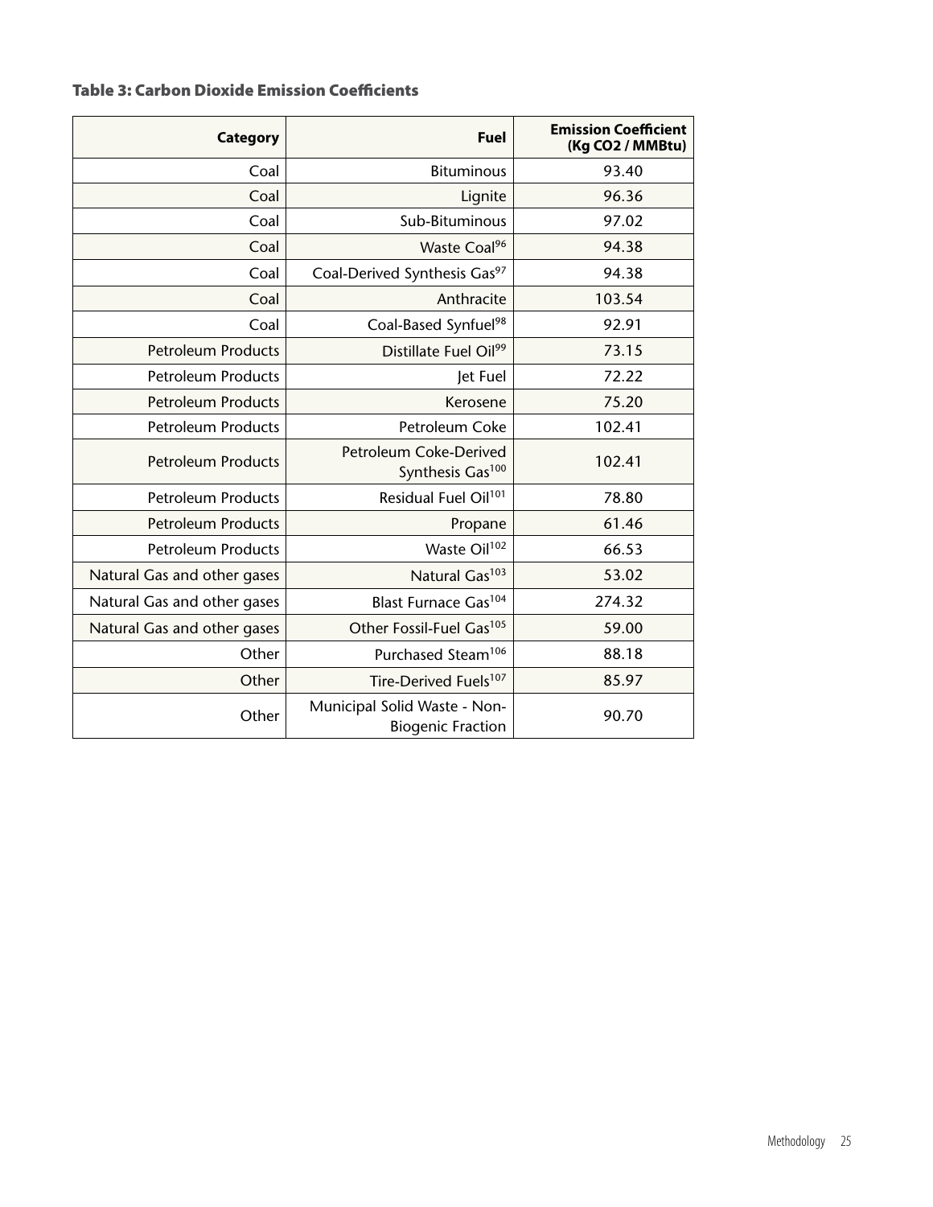### Table 3: Carbon Dioxide Emission Coefficients

| Category | Fuel | Emission Coefficient (Kg CO2 / MMBtu) |
|---|---|---|
| Coal | Bituminous | 93.40 |
| Coal | Lignite | 96.36 |
| Coal | Sub-Bituminous | 97.02 |
| Coal | Waste Coal[96] | 94.38 |
| Coal | Coal-Derived Synthesis Gas[97] | 94.38 |
| Coal | Anthracite | 103.54 |
| Coal | Coal-Based Synfuel[98] | 92.91 |
| Petroleum Products | Distillate Fuel Oil[99] | 73.15 |
| Petroleum Products | Jet Fuel | 72.22 |
| Petroleum Products | Kerosene | 75.20 |
| Petroleum Products | Petroleum Coke | 102.41 |
| Petroleum Products | Petroleum Coke-Derived Synthesis Gas[100] | 102.41 |
| Petroleum Products | Residual Fuel Oil[101] | 78.80 |
| Petroleum Products | Propane | 61.46 |
| Petroleum Products | Waste Oil[102] | 66.53 |
| Natural Gas and other gases | Natural Gas[103] | 53.02 |
| Natural Gas and other gases | Blast Furnace Gas[104] | 274.32 |
| Natural Gas and other gases | Other Fossil-Fuel Gas[105] | 59.00 |
| Other | Purchased Steam[106] | 88.18 |
| Other | Tire-Derived Fuels[107] | 85.97 |
| Other | Municipal Solid Waste - Non-Biogenic Fraction | 90.70 |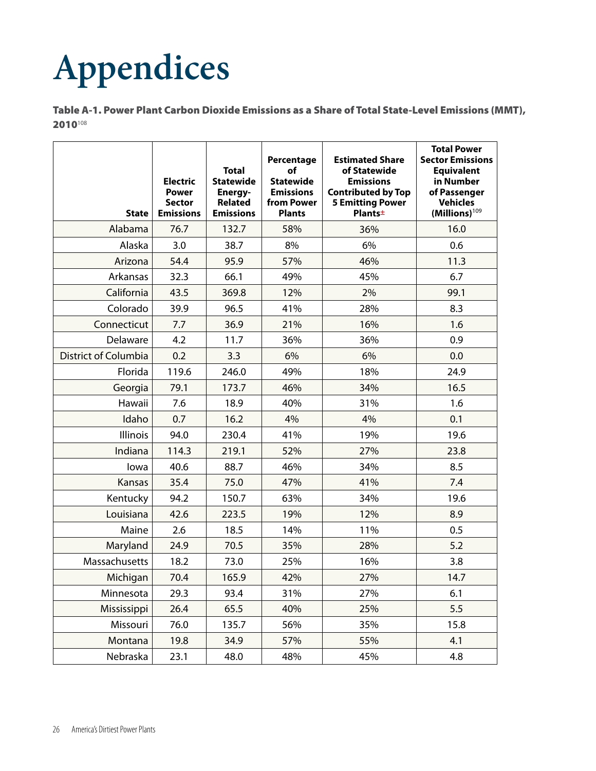# Appendices

**Table A-1. Power Plant Carbon Dioxide Emissions as a Share of Total State-Level Emissions (MMT), 2010**[108]

| State | Electric Power Sector Emissions | Total Statewide Energy-Related Emissions | Percentage of Statewide Emissions from Power Plants | Estimated Share of Statewide Emissions Contributed by Top 5 Emitting Power Plants± | Total Power Sector Emissions Equivalent in Number of Passenger Vehicles (Millions)[109] |
|---|---|---|---|---|---|
| Alabama | 76.7 | 132.7 | 58% | 36% | 16.0 |
| Alaska | 3.0 | 38.7 | 8% | 6% | 0.6 |
| Arizona | 54.4 | 95.9 | 57% | 46% | 11.3 |
| Arkansas | 32.3 | 66.1 | 49% | 45% | 6.7 |
| California | 43.5 | 369.8 | 12% | 2% | 99.1 |
| Colorado | 39.9 | 96.5 | 41% | 28% | 8.3 |
| Connecticut | 7.7 | 36.9 | 21% | 16% | 1.6 |
| Delaware | 4.2 | 11.7 | 36% | 36% | 0.9 |
| District of Columbia | 0.2 | 3.3 | 6% | 6% | 0.0 |
| Florida | 119.6 | 246.0 | 49% | 18% | 24.9 |
| Georgia | 79.1 | 173.7 | 46% | 34% | 16.5 |
| Hawaii | 7.6 | 18.9 | 40% | 31% | 1.6 |
| Idaho | 0.7 | 16.2 | 4% | 4% | 0.1 |
| Illinois | 94.0 | 230.4 | 41% | 19% | 19.6 |
| Indiana | 114.3 | 219.1 | 52% | 27% | 23.8 |
| Iowa | 40.6 | 88.7 | 46% | 34% | 8.5 |
| Kansas | 35.4 | 75.0 | 47% | 41% | 7.4 |
| Kentucky | 94.2 | 150.7 | 63% | 34% | 19.6 |
| Louisiana | 42.6 | 223.5 | 19% | 12% | 8.9 |
| Maine | 2.6 | 18.5 | 14% | 11% | 0.5 |
| Maryland | 24.9 | 70.5 | 35% | 28% | 5.2 |
| Massachusetts | 18.2 | 73.0 | 25% | 16% | 3.8 |
| Michigan | 70.4 | 165.9 | 42% | 27% | 14.7 |
| Minnesota | 29.3 | 93.4 | 31% | 27% | 6.1 |
| Mississippi | 26.4 | 65.5 | 40% | 25% | 5.5 |
| Missouri | 76.0 | 135.7 | 56% | 35% | 15.8 |
| Montana | 19.8 | 34.9 | 57% | 55% | 4.1 |
| Nebraska | 23.1 | 48.0 | 48% | 45% | 4.8 |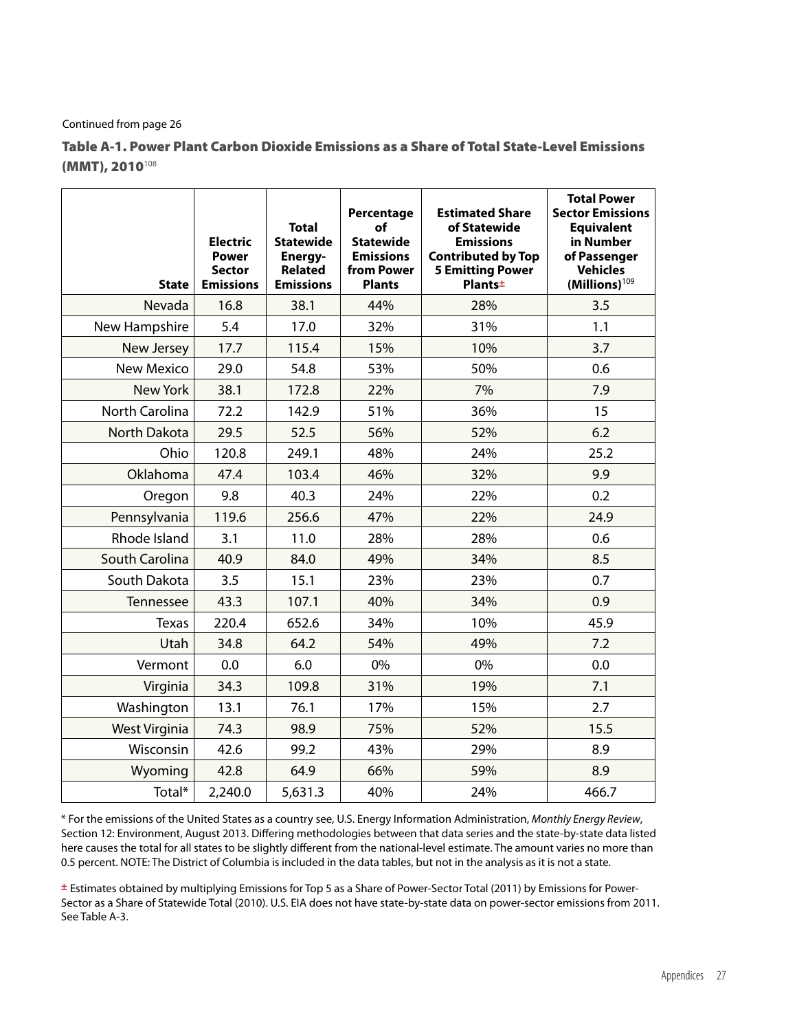Continued from page 26

### Table A-1. Power Plant Carbon Dioxide Emissions as a Share of Total State-Level Emissions (MMT), 2010[108]

| State | Electric Power Sector Emissions | Total Statewide Energy-Related Emissions | Percentage of Statewide Emissions from Power Plants | Estimated Share of Statewide Emissions Contributed by Top 5 Emitting Power Plants± | Total Power Sector Emissions Equivalent in Number of Passenger Vehicles (Millions)[109] |
|---|---|---|---|---|---|
| Nevada | 16.8 | 38.1 | 44% | 28% | 3.5 |
| New Hampshire | 5.4 | 17.0 | 32% | 31% | 1.1 |
| New Jersey | 17.7 | 115.4 | 15% | 10% | 3.7 |
| New Mexico | 29.0 | 54.8 | 53% | 50% | 0.6 |
| New York | 38.1 | 172.8 | 22% | 7% | 7.9 |
| North Carolina | 72.2 | 142.9 | 51% | 36% | 15 |
| North Dakota | 29.5 | 52.5 | 56% | 52% | 6.2 |
| Ohio | 120.8 | 249.1 | 48% | 24% | 25.2 |
| Oklahoma | 47.4 | 103.4 | 46% | 32% | 9.9 |
| Oregon | 9.8 | 40.3 | 24% | 22% | 0.2 |
| Pennsylvania | 119.6 | 256.6 | 47% | 22% | 24.9 |
| Rhode Island | 3.1 | 11.0 | 28% | 28% | 0.6 |
| South Carolina | 40.9 | 84.0 | 49% | 34% | 8.5 |
| South Dakota | 3.5 | 15.1 | 23% | 23% | 0.7 |
| Tennessee | 43.3 | 107.1 | 40% | 34% | 0.9 |
| Texas | 220.4 | 652.6 | 34% | 10% | 45.9 |
| Utah | 34.8 | 64.2 | 54% | 49% | 7.2 |
| Vermont | 0.0 | 6.0 | 0% | 0% | 0.0 |
| Virginia | 34.3 | 109.8 | 31% | 19% | 7.1 |
| Washington | 13.1 | 76.1 | 17% | 15% | 2.7 |
| West Virginia | 74.3 | 98.9 | 75% | 52% | 15.5 |
| Wisconsin | 42.6 | 99.2 | 43% | 29% | 8.9 |
| Wyoming | 42.8 | 64.9 | 66% | 59% | 8.9 |
| Total* | 2,240.0 | 5,631.3 | 40% | 24% | 466.7 |

* For the emissions of the United States as a country see, U.S. Energy Information Administration, *Monthly Energy Review*, Section 12: Environment, August 2013. Differing methodologies between that data series and the state-by-state data listed here causes the total for all states to be slightly different from the national-level estimate. The amount varies no more than 0.5 percent. NOTE: The District of Columbia is included in the data tables, but not in the analysis as it is not a state.

± Estimates obtained by multiplying Emissions for Top 5 as a Share of Power-Sector Total (2011) by Emissions for Power-Sector as a Share of Statewide Total (2010). U.S. EIA does not have state-by-state data on power-sector emissions from 2011. See Table A-3.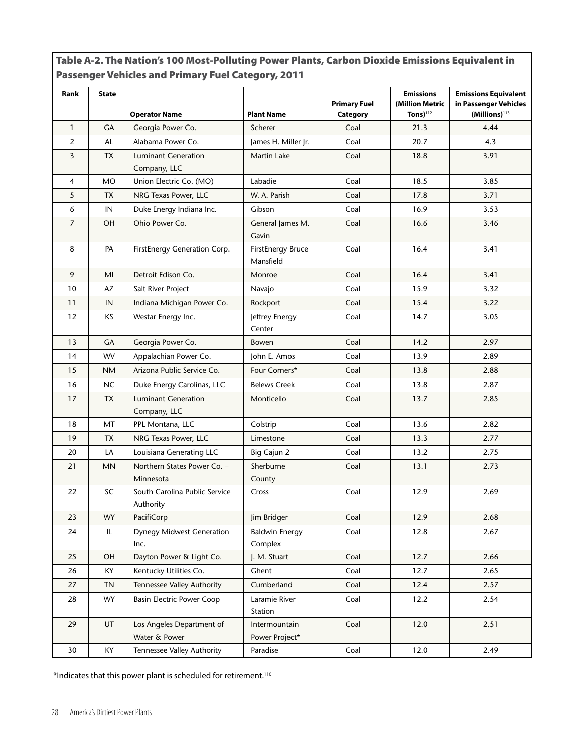### Table A-2. The Nation's 100 Most-Polluting Power Plants, Carbon Dioxide Emissions Equivalent in Passenger Vehicles and Primary Fuel Category, 2011

| Rank | State | Operator Name | Plant Name | Primary Fuel Category | Emissions (Million Metric Tons)[112] | Emissions Equivalent in Passenger Vehicles (Millions)[113] |
|---|---|---|---|---|---|---|
| 1 | GA | Georgia Power Co. | Scherer | Coal | 21.3 | 4.44 |
| 2 | AL | Alabama Power Co. | James H. Miller Jr. | Coal | 20.7 | 4.3 |
| 3 | TX | Luminant Generation Company, LLC | Martin Lake | Coal | 18.8 | 3.91 |
| 4 | MO | Union Electric Co. (MO) | Labadie | Coal | 18.5 | 3.85 |
| 5 | TX | NRG Texas Power, LLC | W. A. Parish | Coal | 17.8 | 3.71 |
| 6 | IN | Duke Energy Indiana Inc. | Gibson | Coal | 16.9 | 3.53 |
| 7 | OH | Ohio Power Co. | General James M. Gavin | Coal | 16.6 | 3.46 |
| 8 | PA | FirstEnergy Generation Corp. | FirstEnergy Bruce Mansfield | Coal | 16.4 | 3.41 |
| 9 | MI | Detroit Edison Co. | Monroe | Coal | 16.4 | 3.41 |
| 10 | AZ | Salt River Project | Navajo | Coal | 15.9 | 3.32 |
| 11 | IN | Indiana Michigan Power Co. | Rockport | Coal | 15.4 | 3.22 |
| 12 | KS | Westar Energy Inc. | Jeffrey Energy Center | Coal | 14.7 | 3.05 |
| 13 | GA | Georgia Power Co. | Bowen | Coal | 14.2 | 2.97 |
| 14 | WV | Appalachian Power Co. | John E. Amos | Coal | 13.9 | 2.89 |
| 15 | NM | Arizona Public Service Co. | Four Corners* | Coal | 13.8 | 2.88 |
| 16 | NC | Duke Energy Carolinas, LLC | Belews Creek | Coal | 13.8 | 2.87 |
| 17 | TX | Luminant Generation Company, LLC | Monticello | Coal | 13.7 | 2.85 |
| 18 | MT | PPL Montana, LLC | Colstrip | Coal | 13.6 | 2.82 |
| 19 | TX | NRG Texas Power, LLC | Limestone | Coal | 13.3 | 2.77 |
| 20 | LA | Louisiana Generating LLC | Big Cajun 2 | Coal | 13.2 | 2.75 |
| 21 | MN | Northern States Power Co. – Minnesota | Sherburne County | Coal | 13.1 | 2.73 |
| 22 | SC | South Carolina Public Service Authority | Cross | Coal | 12.9 | 2.69 |
| 23 | WY | PacifiCorp | Jim Bridger | Coal | 12.9 | 2.68 |
| 24 | IL | Dynegy Midwest Generation Inc. | Baldwin Energy Complex | Coal | 12.8 | 2.67 |
| 25 | OH | Dayton Power & Light Co. | J. M. Stuart | Coal | 12.7 | 2.66 |
| 26 | KY | Kentucky Utilities Co. | Ghent | Coal | 12.7 | 2.65 |
| 27 | TN | Tennessee Valley Authority | Cumberland | Coal | 12.4 | 2.57 |
| 28 | WY | Basin Electric Power Coop | Laramie River Station | Coal | 12.2 | 2.54 |
| 29 | UT | Los Angeles Department of Water & Power | Intermountain Power Project* | Coal | 12.0 | 2.51 |
| 30 | KY | Tennessee Valley Authority | Paradise | Coal | 12.0 | 2.49 |

*Indicates that this power plant is scheduled for retirement.[110]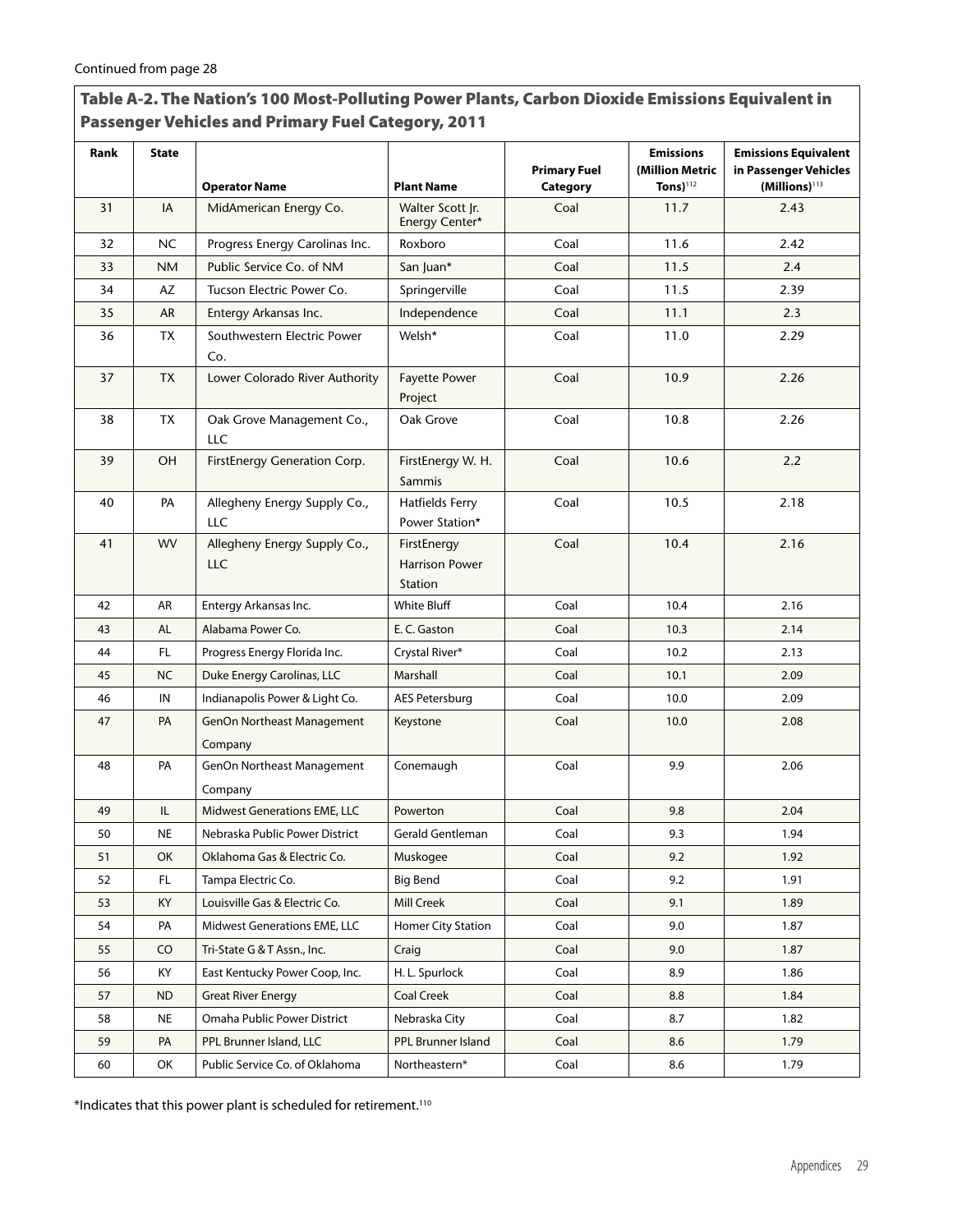Continued from page 28

### Table A-2. The Nation's 100 Most-Polluting Power Plants, Carbon Dioxide Emissions Equivalent in Passenger Vehicles and Primary Fuel Category, 2011

| Rank | State | Operator Name | Plant Name | Primary Fuel Category | Emissions (Million Metric Tons)[112] | Emissions Equivalent in Passenger Vehicles (Millions)[113] |
|---|---|---|---|---|---|---|
| 31 | IA | MidAmerican Energy Co. | Walter Scott Jr. Energy Center* | Coal | 11.7 | 2.43 |
| 32 | NC | Progress Energy Carolinas Inc. | Roxboro | Coal | 11.6 | 2.42 |
| 33 | NM | Public Service Co. of NM | San Juan* | Coal | 11.5 | 2.4 |
| 34 | AZ | Tucson Electric Power Co. | Springerville | Coal | 11.5 | 2.39 |
| 35 | AR | Entergy Arkansas Inc. | Independence | Coal | 11.1 | 2.3 |
| 36 | TX | Southwestern Electric Power Co. | Welsh* | Coal | 11.0 | 2.29 |
| 37 | TX | Lower Colorado River Authority | Fayette Power Project | Coal | 10.9 | 2.26 |
| 38 | TX | Oak Grove Management Co., LLC | Oak Grove | Coal | 10.8 | 2.26 |
| 39 | OH | FirstEnergy Generation Corp. | FirstEnergy W. H. Sammis | Coal | 10.6 | 2.2 |
| 40 | PA | Allegheny Energy Supply Co., LLC | Hatfields Ferry Power Station* | Coal | 10.5 | 2.18 |
| 41 | WV | Allegheny Energy Supply Co., LLC | FirstEnergy Harrison Power Station | Coal | 10.4 | 2.16 |
| 42 | AR | Entergy Arkansas Inc. | White Bluff | Coal | 10.4 | 2.16 |
| 43 | AL | Alabama Power Co. | E. C. Gaston | Coal | 10.3 | 2.14 |
| 44 | FL | Progress Energy Florida Inc. | Crystal River* | Coal | 10.2 | 2.13 |
| 45 | NC | Duke Energy Carolinas, LLC | Marshall | Coal | 10.1 | 2.09 |
| 46 | IN | Indianapolis Power & Light Co. | AES Petersburg | Coal | 10.0 | 2.09 |
| 47 | PA | GenOn Northeast Management Company | Keystone | Coal | 10.0 | 2.08 |
| 48 | PA | GenOn Northeast Management Company | Conemaugh | Coal | 9.9 | 2.06 |
| 49 | IL | Midwest Generations EME, LLC | Powerton | Coal | 9.8 | 2.04 |
| 50 | NE | Nebraska Public Power District | Gerald Gentleman | Coal | 9.3 | 1.94 |
| 51 | OK | Oklahoma Gas & Electric Co. | Muskogee | Coal | 9.2 | 1.92 |
| 52 | FL | Tampa Electric Co. | Big Bend | Coal | 9.2 | 1.91 |
| 53 | KY | Louisville Gas & Electric Co. | Mill Creek | Coal | 9.1 | 1.89 |
| 54 | PA | Midwest Generations EME, LLC | Homer City Station | Coal | 9.0 | 1.87 |
| 55 | CO | Tri-State G & T Assn., Inc. | Craig | Coal | 9.0 | 1.87 |
| 56 | KY | East Kentucky Power Coop, Inc. | H. L. Spurlock | Coal | 8.9 | 1.86 |
| 57 | ND | Great River Energy | Coal Creek | Coal | 8.8 | 1.84 |
| 58 | NE | Omaha Public Power District | Nebraska City | Coal | 8.7 | 1.82 |
| 59 | PA | PPL Brunner Island, LLC | PPL Brunner Island | Coal | 8.6 | 1.79 |
| 60 | OK | Public Service Co. of Oklahoma | Northeastern* | Coal | 8.6 | 1.79 |

*Indicates that this power plant is scheduled for retirement.[110]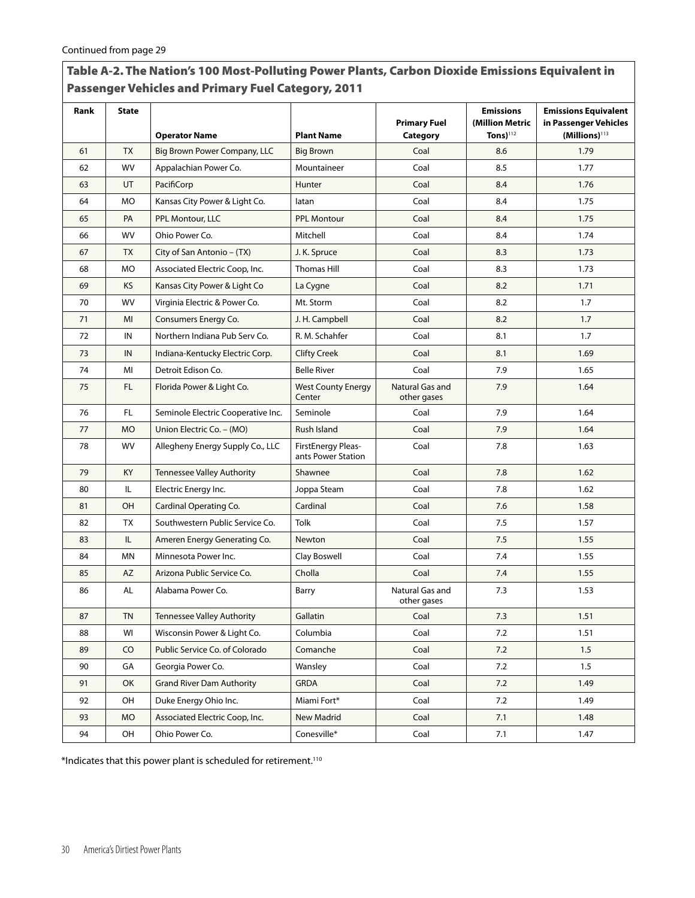Continued from page 29

### Table A-2. The Nation's 100 Most-Polluting Power Plants, Carbon Dioxide Emissions Equivalent in Passenger Vehicles and Primary Fuel Category, 2011

| Rank | State | Operator Name | Plant Name | Primary Fuel Category | Emissions (Million Metric Tons)[112] | Emissions Equivalent in Passenger Vehicles (Millions)[113] |
|---|---|---|---|---|---|---|
| 61 | TX | Big Brown Power Company, LLC | Big Brown | Coal | 8.6 | 1.79 |
| 62 | WV | Appalachian Power Co. | Mountaineer | Coal | 8.5 | 1.77 |
| 63 | UT | PacifiCorp | Hunter | Coal | 8.4 | 1.76 |
| 64 | MO | Kansas City Power & Light Co. | Iatan | Coal | 8.4 | 1.75 |
| 65 | PA | PPL Montour, LLC | PPL Montour | Coal | 8.4 | 1.75 |
| 66 | WV | Ohio Power Co. | Mitchell | Coal | 8.4 | 1.74 |
| 67 | TX | City of San Antonio – (TX) | J. K. Spruce | Coal | 8.3 | 1.73 |
| 68 | MO | Associated Electric Coop, Inc. | Thomas Hill | Coal | 8.3 | 1.73 |
| 69 | KS | Kansas City Power & Light Co | La Cygne | Coal | 8.2 | 1.71 |
| 70 | WV | Virginia Electric & Power Co. | Mt. Storm | Coal | 8.2 | 1.7 |
| 71 | MI | Consumers Energy Co. | J. H. Campbell | Coal | 8.2 | 1.7 |
| 72 | IN | Northern Indiana Pub Serv Co. | R. M. Schahfer | Coal | 8.1 | 1.7 |
| 73 | IN | Indiana-Kentucky Electric Corp. | Clifty Creek | Coal | 8.1 | 1.69 |
| 74 | MI | Detroit Edison Co. | Belle River | Coal | 7.9 | 1.65 |
| 75 | FL | Florida Power & Light Co. | West County Energy Center | Natural Gas and other gases | 7.9 | 1.64 |
| 76 | FL | Seminole Electric Cooperative Inc. | Seminole | Coal | 7.9 | 1.64 |
| 77 | MO | Union Electric Co. – (MO) | Rush Island | Coal | 7.9 | 1.64 |
| 78 | WV | Allegheny Energy Supply Co., LLC | FirstEnergy Pleasants Power Station | Coal | 7.8 | 1.63 |
| 79 | KY | Tennessee Valley Authority | Shawnee | Coal | 7.8 | 1.62 |
| 80 | IL | Electric Energy Inc. | Joppa Steam | Coal | 7.8 | 1.62 |
| 81 | OH | Cardinal Operating Co. | Cardinal | Coal | 7.6 | 1.58 |
| 82 | TX | Southwestern Public Service Co. | Tolk | Coal | 7.5 | 1.57 |
| 83 | IL | Ameren Energy Generating Co. | Newton | Coal | 7.5 | 1.55 |
| 84 | MN | Minnesota Power Inc. | Clay Boswell | Coal | 7.4 | 1.55 |
| 85 | AZ | Arizona Public Service Co. | Cholla | Coal | 7.4 | 1.55 |
| 86 | AL | Alabama Power Co. | Barry | Natural Gas and other gases | 7.3 | 1.53 |
| 87 | TN | Tennessee Valley Authority | Gallatin | Coal | 7.3 | 1.51 |
| 88 | WI | Wisconsin Power & Light Co. | Columbia | Coal | 7.2 | 1.51 |
| 89 | CO | Public Service Co. of Colorado | Comanche | Coal | 7.2 | 1.5 |
| 90 | GA | Georgia Power Co. | Wansley | Coal | 7.2 | 1.5 |
| 91 | OK | Grand River Dam Authority | GRDA | Coal | 7.2 | 1.49 |
| 92 | OH | Duke Energy Ohio Inc. | Miami Fort* | Coal | 7.2 | 1.49 |
| 93 | MO | Associated Electric Coop, Inc. | New Madrid | Coal | 7.1 | 1.48 |
| 94 | OH | Ohio Power Co. | Conesville* | Coal | 7.1 | 1.47 |

*Indicates that this power plant is scheduled for retirement.[110]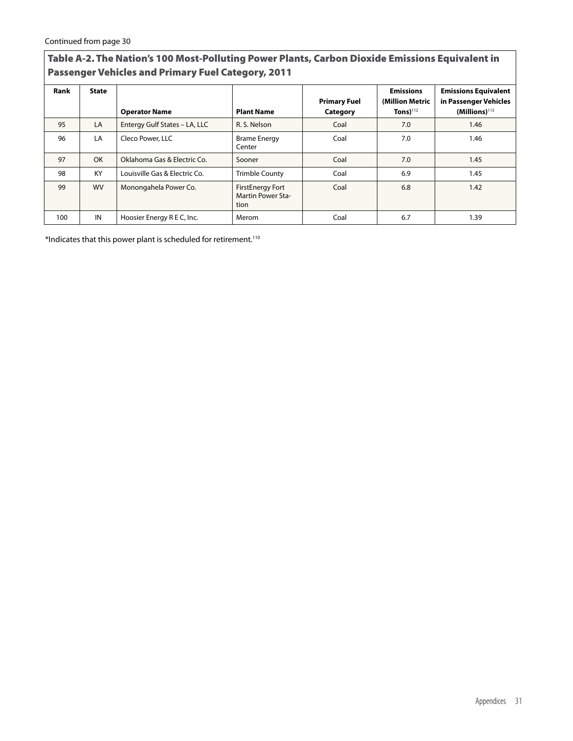Continued from page 30

## Table A-2. The Nation's 100 Most-Polluting Power Plants, Carbon Dioxide Emissions Equivalent in Passenger Vehicles and Primary Fuel Category, 2011

| Rank | State | Operator Name | Plant Name | Primary Fuel Category | Emissions (Million Metric Tons)[112] | Emissions Equivalent in Passenger Vehicles (Millions)[113] |
|---|---|---|---|---|---|---|
| 95 | LA | Entergy Gulf States – LA, LLC | R. S. Nelson | Coal | 7.0 | 1.46 |
| 96 | LA | Cleco Power, LLC | Brame Energy Center | Coal | 7.0 | 1.46 |
| 97 | OK | Oklahoma Gas & Electric Co. | Sooner | Coal | 7.0 | 1.45 |
| 98 | KY | Louisville Gas & Electric Co. | Trimble County | Coal | 6.9 | 1.45 |
| 99 | WV | Monongahela Power Co. | FirstEnergy Fort Martin Power Station | Coal | 6.8 | 1.42 |
| 100 | IN | Hoosier Energy R E C, Inc. | Merom | Coal | 6.7 | 1.39 |

*Indicates that this power plant is scheduled for retirement.[110]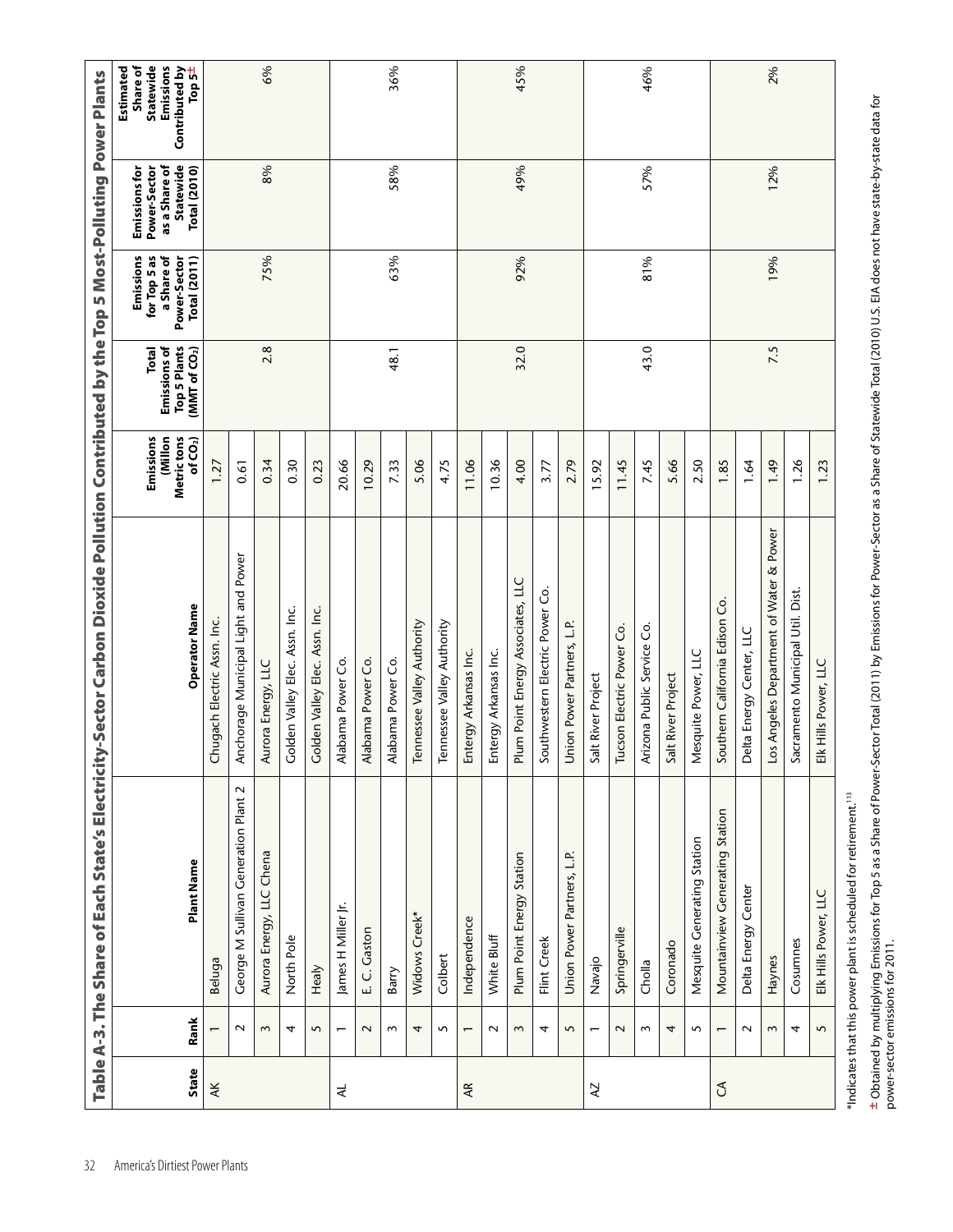## Table A-3. The Share of Each State's Electricity-Sector Carbon Dioxide Pollution Contributed by the Top 5 Most-Polluting Power Plants

| State | Rank | Plant Name | Operator Name | Emissions (Millon Metric tons of $CO_2$) | Total Emissions of Top 5 Plants (MMT of $CO_2$) | Emissions for Top 5 as a Share of Power-Sector Total (2011) | Emissions for Power-Sector as a Share of Statewide Total (2010) | Estimated Share of Statewide Emissions Contributed by Top 5± |
|---|---|---|---|---|---|---|---|---|
| AK | 1 | Beluga | Chugach Electric Assn. Inc. | 1.27 | 2.8 | 75% | 8% | 6% |
| | 2 | George M Sullivan Generation Plant 2 | Anchorage Municipal Light and Power | 0.61 | | | | |
| | 3 | Aurora Energy, LLC Chena | Aurora Energy, LLC | 0.34 | | | | |
| | 4 | North Pole | Golden Valley Elec. Assn. Inc. | 0.30 | | | | |
| | 5 | Healy | Golden Valley Elec. Assn. Inc. | 0.23 | | | | |
| AL | 1 | James H Miller Jr. | Alabama Power Co. | 20.66 | 48.1 | 63% | 58% | 36% |
| | 2 | E. C. Gaston | Alabama Power Co. | 10.29 | | | | |
| | 3 | Barry | Alabama Power Co. | 7.33 | | | | |
| | 4 | Widows Creek* | Tennessee Valley Authority | 5.06 | | | | |
| | 5 | Colbert | Tennessee Valley Authority | 4.75 | | | | |
| AR | 1 | Independence | Entergy Arkansas Inc. | 11.06 | 32.0 | 92% | 49% | 45% |
| | 2 | White Bluff | Entergy Arkansas Inc. | 10.36 | | | | |
| | 3 | Plum Point Energy Station | Plum Point Energy Associates, LLC | 4.00 | | | | |
| | 4 | Flint Creek | Southwestern Electric Power Co. | 3.77 | | | | |
| | 5 | Union Power Partners, L.P. | Union Power Partners, L.P. | 2.79 | | | | |
| AZ | 1 | Navajo | Salt River Project | 15.92 | 43.0 | 81% | 57% | 46% |
| | 2 | Springerville | Tucson Electric Power Co. | 11.45 | | | | |
| | 3 | Cholla | Arizona Public Service Co. | 7.45 | | | | |
| | 4 | Coronado | Salt River Project | 5.66 | | | | |
| | 5 | Mesquite Generating Station | Mesquite Power, LLC | 2.50 | | | | |
| CA | 1 | Mountainview Generating Station | Southern California Edison Co. | 1.85 | 7.5 | 19% | 12% | 2% |
| | 2 | Delta Energy Center | Delta Energy Center, LLC | 1.64 | | | | |
| | 3 | Haynes | Los Angeles Department of Water & Power | 1.49 | | | | |
| | 4 | Cosumnes | Sacramento Municipal Util. Dist. | 1.26 | | | | |
| | 5 | Elk Hills Power, LLC | Elk Hills Power, LLC | 1.23 | | | | |

*Indicates that this power plant is scheduled for retirement.[113]

± Obtained by multiplying Emissions for Top 5 as a Share of Power-Sector Total (2011) by Emissions for Power-Sector as a Share of Statewide Total (2010) U.S. EIA does not have state-by-state data for power-sector emissions for 2011.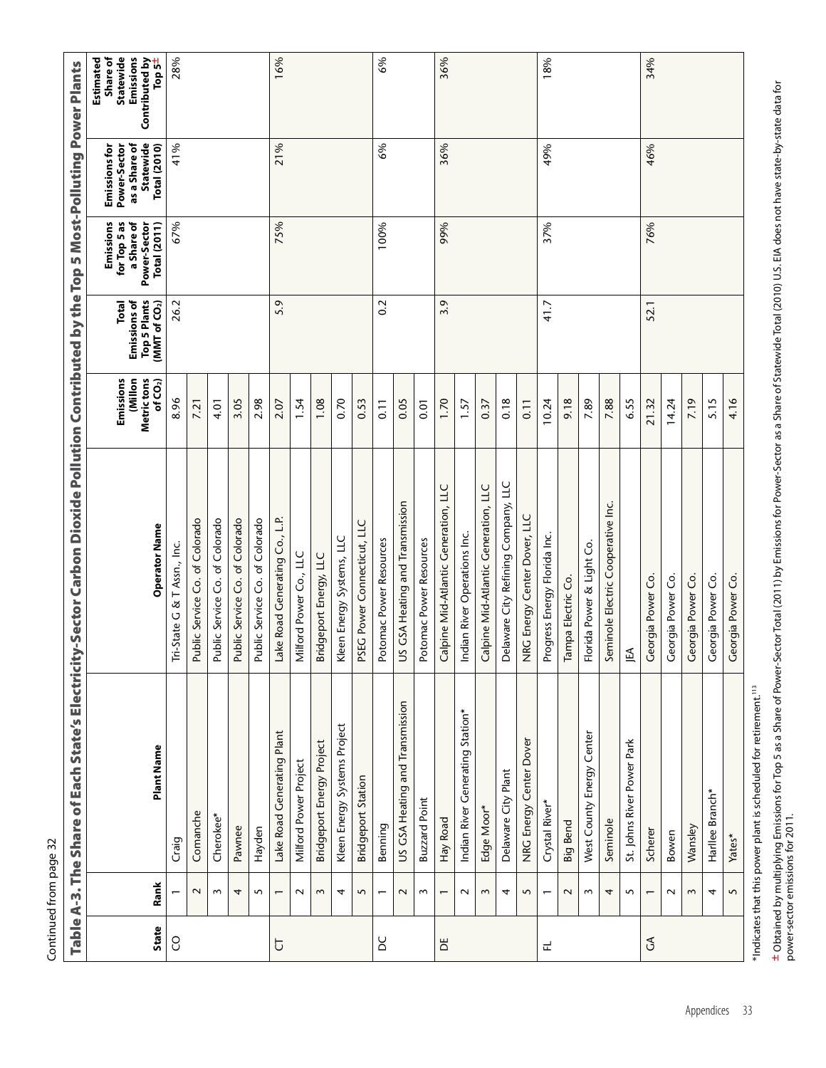Continued from page 32

## Table A-3. The Share of Each State's Electricity-Sector Carbon Dioxide Pollution Contributed by the Top 5 Most-Polluting Power Plants

| State | Rank | Plant Name | Operator Name | Emissions (Million Metric tons of $CO_2$) | Total Emissions of Top 5 Plants (MMT of $CO_2$) | Emissions for Top 5 as a Share of Power-Sector Total (2011) | Emissions for Power-Sector as a Share of Statewide Total (2010) | Estimated Share of Statewide Emissions Contributed by Top 5± |
|---|---|---|---|---|---|---|---|---|
| CO | 1 | Craig | Tri-State G & T Assn., Inc. | 8.96 | 26.2 | 67% | 41% | 28% |
| | 2 | Comanche | Public Service Co. of Colorado | 7.21 | | | | |
| | 3 | Cherokee* | Public Service Co. of Colorado | 4.01 | | | | |
| | 4 | Pawnee | Public Service Co. of Colorado | 3.05 | | | | |
| | 5 | Hayden | Public Service Co. of Colorado | 2.98 | | | | |
| CT | 1 | Lake Road Generating Plant | Lake Road Generating Co., L.P. | 2.07 | 5.9 | 75% | 21% | 16% |
| | 2 | Milford Power Project | Milford Power Co., LLC | 1.54 | | | | |
| | 3 | Bridgeport Energy Project | Bridgeport Energy, LLC | 1.08 | | | | |
| | 4 | Kleen Energy Systems Project | Kleen Energy Systems, LLC | 0.70 | | | | |
| | 5 | Bridgeport Station | PSEG Power Connecticut, LLC | 0.53 | | | | |
| DC | 1 | Benning | Potomac Power Resources | 0.11 | 0.2 | 100% | 6% | 6% |
| | 2 | US GSA Heating and Transmission | US GSA Heating and Transmission | 0.05 | | | | |
| | 3 | Buzzard Point | Potomac Power Resources | 0.01 | | | | |
| DE | 1 | Hay Road | Calpine Mid-Atlantic Generation, LLC | 1.70 | 3.9 | 99% | 36% | 36% |
| | 2 | Indian River Generating Station* | Indian River Operations Inc. | 1.57 | | | | |
| | 3 | Edge Moor* | Calpine Mid-Atlantic Generation, LLC | 0.37 | | | | |
| | 4 | Delaware City Plant | Delaware City Refining Company, LLC | 0.18 | | | | |
| | 5 | NRG Energy Center Dover | NRG Energy Center Dover, LLC | 0.11 | | | | |
| FL | 1 | Crystal River* | Progress Energy Florida Inc. | 10.24 | 41.7 | 37% | 49% | 18% |
| | 2 | Big Bend | Tampa Electric Co. | 9.18 | | | | |
| | 3 | West County Energy Center | Florida Power & Light Co. | 7.89 | | | | |
| | 4 | Seminole | Seminole Electric Cooperative Inc. | 7.88 | | | | |
| | 5 | St. Johns River Power Park | JEA | 6.55 | | | | |
| GA | 1 | Scherer | Georgia Power Co. | 21.32 | 52.1 | 76% | 46% | 34% |
| | 2 | Bowen | Georgia Power Co. | 14.24 | | | | |
| | 3 | Wansley | Georgia Power Co. | 7.19 | | | | |
| | 4 | Harllee Branch* | Georgia Power Co. | 5.15 | | | | |
| | 5 | Yates* | Georgia Power Co. | 4.16 | | | | |

*Indicates that this power plant is scheduled for retirement.[113]

± Obtained by multiplying Emissions for Top 5 as a Share of Power-Sector Total (2011) by Emissions for Power-Sector as a Share of Statewide Total (2010) U.S. EIA does not have state-by-state data for power-sector emissions for 2011.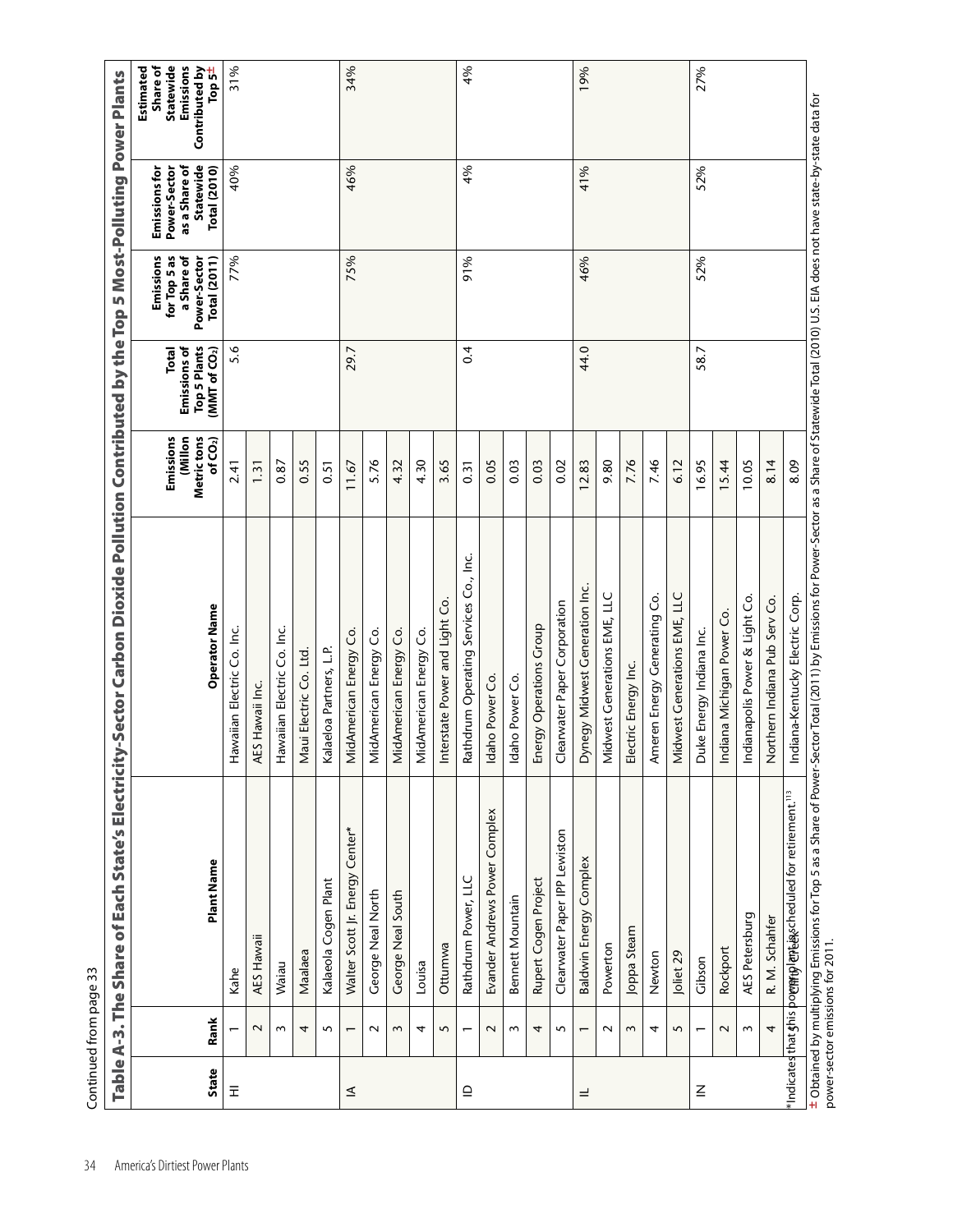Continued from page 33

## Table A-3. The Share of Each State's Electricity-Sector Carbon Dioxide Pollution Contributed by the Top 5 Most-Polluting Power Plants

| State | Rank | Plant Name | Operator Name | Emissions (Millon Metric tons of $CO_2$) | Total Emissions of Top 5 Plants (MMT of $CO_2$) | Emissions for Top 5 as a Share of Power-Sector Total (2011) | Emissions for Power-Sector as a Share of Statewide Total (2010) | Estimated Share of Statewide Emissions Contributed by Top 5± |
|---|---|---|---|---|---|---|---|---|
| HI | 1 | Kahe | Hawaiian Electric Co. Inc. | 2.41 | 5.6 | 77% | 40% | 31% |
| | 2 | AES Hawaii | AES Hawaii Inc. | 1.31 | | | | |
| | 3 | Waiau | Hawaiian Electric Co. Inc. | 0.87 | | | | |
| | 4 | Maalaea | Maui Electric Co. Ltd. | 0.55 | | | | |
| | 5 | Kalaeola Cogen Plant | Kalaeloa Partners, L.P. | 0.51 | | | | |
| IA | 1 | Walter Scott Jr. Energy Center* | MidAmerican Energy Co. | 11.67 | 29.7 | 75% | 46% | 34% |
| | 2 | George Neal North | MidAmerican Energy Co. | 5.76 | | | | |
| | 3 | George Neal South | MidAmerican Energy Co. | 4.32 | | | | |
| | 4 | Louisa | MidAmerican Energy Co. | 4.30 | | | | |
| | 5 | Ottumwa | Interstate Power and Light Co. | 3.65 | | | | |
| ID | 1 | Rathdrum Power, LLC | Rathdrum Operating Services Co., Inc. | 0.31 | 0.4 | 91% | 4% | 4% |
| | 2 | Evander Andrews Power Complex | Idaho Power Co. | 0.05 | | | | |
| | 3 | Bennett Mountain | Idaho Power Co. | 0.03 | | | | |
| | 4 | Rupert Cogen Project | Energy Operations Group | 0.03 | | | | |
| | 5 | Clearwater Paper IPP Lewiston | Clearwater Paper Corporation | 0.02 | | | | |
| IL | 1 | Baldwin Energy Complex | Dynegy Midwest Generation Inc. | 12.83 | 44.0 | 46% | 41% | 19% |
| | 2 | Powerton | Midwest Generations EME, LLC | 9.80 | | | | |
| | 3 | Joppa Steam | Electric Energy Inc. | 7.76 | | | | |
| | 4 | Newton | Ameren Energy Generating Co. | 7.46 | | | | |
| | 5 | Joliet 29 | Midwest Generations EME, LLC | 6.12 | | | | |
| IN | 1 | Gibson | Duke Energy Indiana Inc. | 16.95 | 58.7 | 52% | 52% | 27% |
| | 2 | Rockport | Indiana Michigan Power Co. | 15.44 | | | | |
| | 3 | AES Petersburg | Indianapolis Power & Light Co. | 10.05 | | | | |
| | 4 | R. M. Schahfer | Northern Indiana Pub Serv Co. | 8.14 | | | | |
| | 5 | Clifty Creek | Indiana-Kentucky Electric Corp. | 8.09 | | | | |

*Indicates that this power plant is scheduled for retirement.[113]

± Obtained by multiplying Emissions for Top 5 as a Share of Power-Sector Total (2011) by Emissions for Power-Sector as a Share of Statewide Total (2010) U.S. EIA does not have state-by-state data for power-sector emissions for 2011.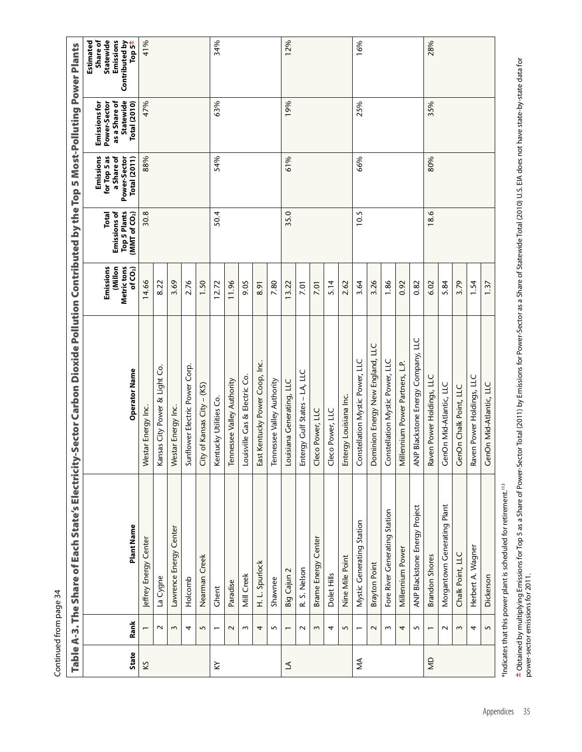Continued from page 34

## Table A-3. The Share of Each State's Electricity-Sector Carbon Dioxide Pollution Contributed by the Top 5 Most-Polluting Power Plants

| State | Rank | Plant Name | Operator Name | Emissions (Million Metric tons of $CO_2$) | Total Emissions of Top 5 Plants (MMT of $CO_2$) | Emissions for Top 5 as a Share of Power-Sector Total (2011) | Emissions for Power-Sector as a Share of Statewide Total (2010) | Estimated Share of Statewide Emissions Contributed by Top 5± |
|---|---|---|---|---|---|---|---|---|
| KS | 1 | Jeffrey Energy Center | Westar Energy Inc. | 14.66 | 30.8 | 88% | 47% | 41% |
| | 2 | La Cygne | Kansas City Power & Light Co. | 8.22 | | | | |
| | 3 | Lawrence Energy Center | Westar Energy Inc. | 3.69 | | | | |
| | 4 | Holcomb | Sunflower Electric Power Corp. | 2.76 | | | | |
| | 5 | Nearman Creek | City of Kansas City - (KS) | 1.50 | | | | |
| KY | 1 | Ghent | Kentucky Utilities Co. | 12.72 | 50.4 | 54% | 63% | 34% |
| | 2 | Paradise | Tennessee Valley Authority | 11.96 | | | | |
| | 3 | Mill Creek | Louisville Gas & Electric Co. | 9.05 | | | | |
| | 4 | H. L. Spurlock | East Kentucky Power Coop, Inc. | 8.91 | | | | |
| | 5 | Shawnee | Tennessee Valley Authority | 7.80 | | | | |
| LA | 1 | Big Cajun 2 | Louisiana Generating, LLC | 13.22 | 35.0 | 61% | 19% | 12% |
| | 2 | R. S. Nelson | Entergy Gulf States – LA, LLC | 7.01 | | | | |
| | 3 | Brame Energy Center | Cleco Power, LLC | 7.01 | | | | |
| | 4 | Dolet Hills | Cleco Power, LLC | 5.14 | | | | |
| | 5 | Nine Mile Point | Entergy Louisiana Inc. | 2.62 | | | | |
| MA | 1 | Mystic Generating Station | Constellation Mystic Power, LLC | 3.64 | 10.5 | 66% | 25% | 16% |
| | 2 | Brayton Point | Dominion Energy New England, LLC | 3.26 | | | | |
| | 3 | Fore River Generating Station | Constellation Mystic Power, LLC | 1.86 | | | | |
| | 4 | Millennium Power | Millennium Power Partners, L.P. | 0.92 | | | | |
| | 5 | ANP Blackstone Energy Project | ANP Blackstone Energy Company, LLC | 0.82 | | | | |
| MD | 1 | Brandon Shores | Raven Power Holdings, LLC | 6.02 | 18.6 | 80% | 35% | 28% |
| | 2 | Morgantown Generating Plant | GenOn Mid-Atlantic, LLC | 5.84 | | | | |
| | 3 | Chalk Point, LLC | GenOn Chalk Point, LLC | 3.79 | | | | |
| | 4 | Herbert A. Wagner | Raven Power Holdings, LLC | 1.54 | | | | |
| | 5 | Dickerson | GenOn Mid-Atlantic, LLC | 1.37 | | | | |

*Indicates that this power plant is scheduled for retirement.[113]

± Obtained by multiplying Emissions for Top 5 as a Share of Power-Sector Total (2011) by Emissions for Power-Sector as a Share of Statewide Total (2010) U.S. EIA does not have state-by-state data for power-sector emissions for 2011.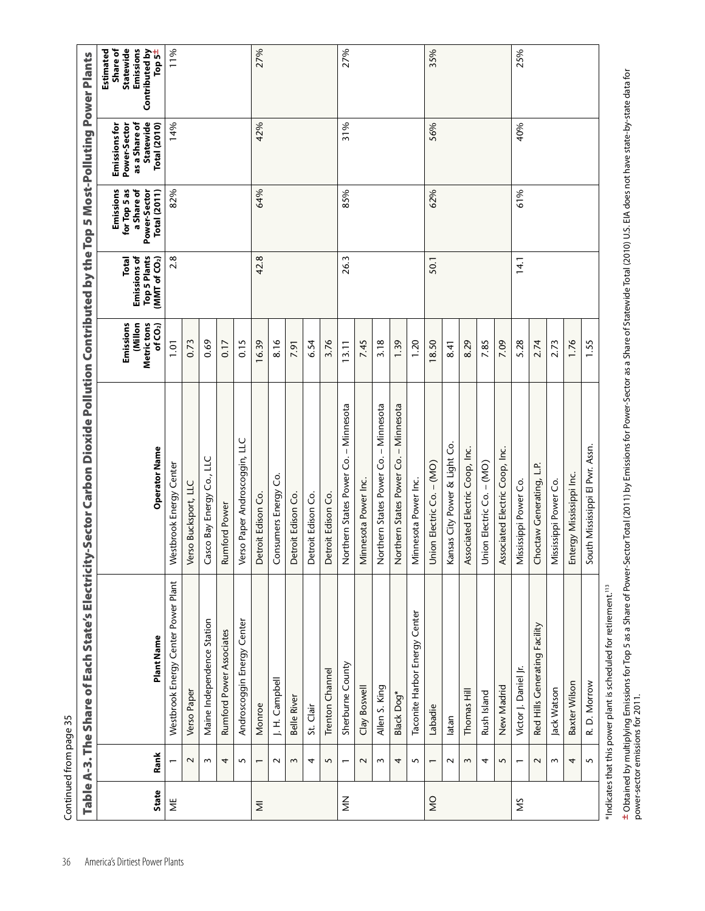Continued from page 35

## Table A-3. The Share of Each State's Electricity-Sector Carbon Dioxide Pollution Contributed by the Top 5 Most-Polluting Power Plants

| State | Rank | Plant Name | Operator Name | Emissions (Million Metric tons of $CO_2$) | Total Emissions of Top 5 Plants (MMT of $CO_2$) | Emissions for Top 5 as a Share of Power-Sector Total (2011) | Emissions for Power-Sector as a Share of Statewide Total (2010) | Estimated Share of Statewide Emissions Contributed by Top 5± |
|---|---|---|---|---|---|---|---|---|
| ME | 1 | Westbrook Energy Center Power Plant | Westbrook Energy Center | 1.01 | 2.8 | 82% | 14% | 11% |
| | 2 | Verso Paper | Verso Bucksport, LLC | 0.73 | | | | |
| | 3 | Maine Independence Station | Casco Bay Energy Co., LLC | 0.69 | | | | |
| | 4 | Rumford Power Associates | Rumford Power | 0.17 | | | | |
| | 5 | Androscoggin Energy Center | Verso Paper Androscoggin, LLC | 0.15 | | | | |
| MI | 1 | Monroe | Detroit Edison Co. | 16.39 | 42.8 | 64% | 42% | 27% |
| | 2 | J. H. Campbell | Consumers Energy Co. | 8.16 | | | | |
| | 3 | Belle River | Detroit Edison Co. | 7.91 | | | | |
| | 4 | St. Clair | Detroit Edison Co. | 6.54 | | | | |
| | 5 | Trenton Channel | Detroit Edison Co. | 3.76 | | | | |
| MN | 1 | Sherburne County | Northern States Power Co. – Minnesota | 13.11 | 26.3 | 85% | 31% | 27% |
| | 2 | Clay Boswell | Minnesota Power Inc. | 7.45 | | | | |
| | 3 | Allen S. King | Northern States Power Co. – Minnesota | 3.18 | | | | |
| | 4 | Black Dog* | Northern States Power Co. – Minnesota | 1.39 | | | | |
| | 5 | Taconite Harbor Energy Center | Minnesota Power Inc. | 1.20 | | | | |
| MO | 1 | Labadie | Union Electric Co. – (MO) | 18.50 | 50.1 | 62% | 56% | 35% |
| | 2 | Iatan | Kansas City Power & Light Co. | 8.41 | | | | |
| | 3 | Thomas Hill | Associated Electric Coop, Inc. | 8.29 | | | | |
| | 4 | Rush Island | Union Electric Co. – (MO) | 7.85 | | | | |
| | 5 | New Madrid | Associated Electric Coop, Inc. | 7.09 | | | | |
| MS | 1 | Victor J. Daniel Jr. | Mississippi Power Co. | 5.28 | 14.1 | 61% | 40% | 25% |
| | 2 | Red Hills Generating Facility | Choctaw Generating, L.P. | 2.74 | | | | |
| | 3 | Jack Watson | Mississippi Power Co. | 2.73 | | | | |
| | 4 | Baxter Wilson | Entergy Mississippi Inc. | 1.76 | | | | |
| | 5 | R. D. Morrow | South Mississippi El Pwr. Assn. | 1.55 | | | | |

*Indicates that this power plant is scheduled for retirement.[113]

± Obtained by multiplying Emissions for Top 5 as a Share of Power-Sector Total (2011) by Emissions for Power-Sector as a Share of Statewide Total (2010) U.S. EIA does not have state-by-state data for power-sector emissions for 2011.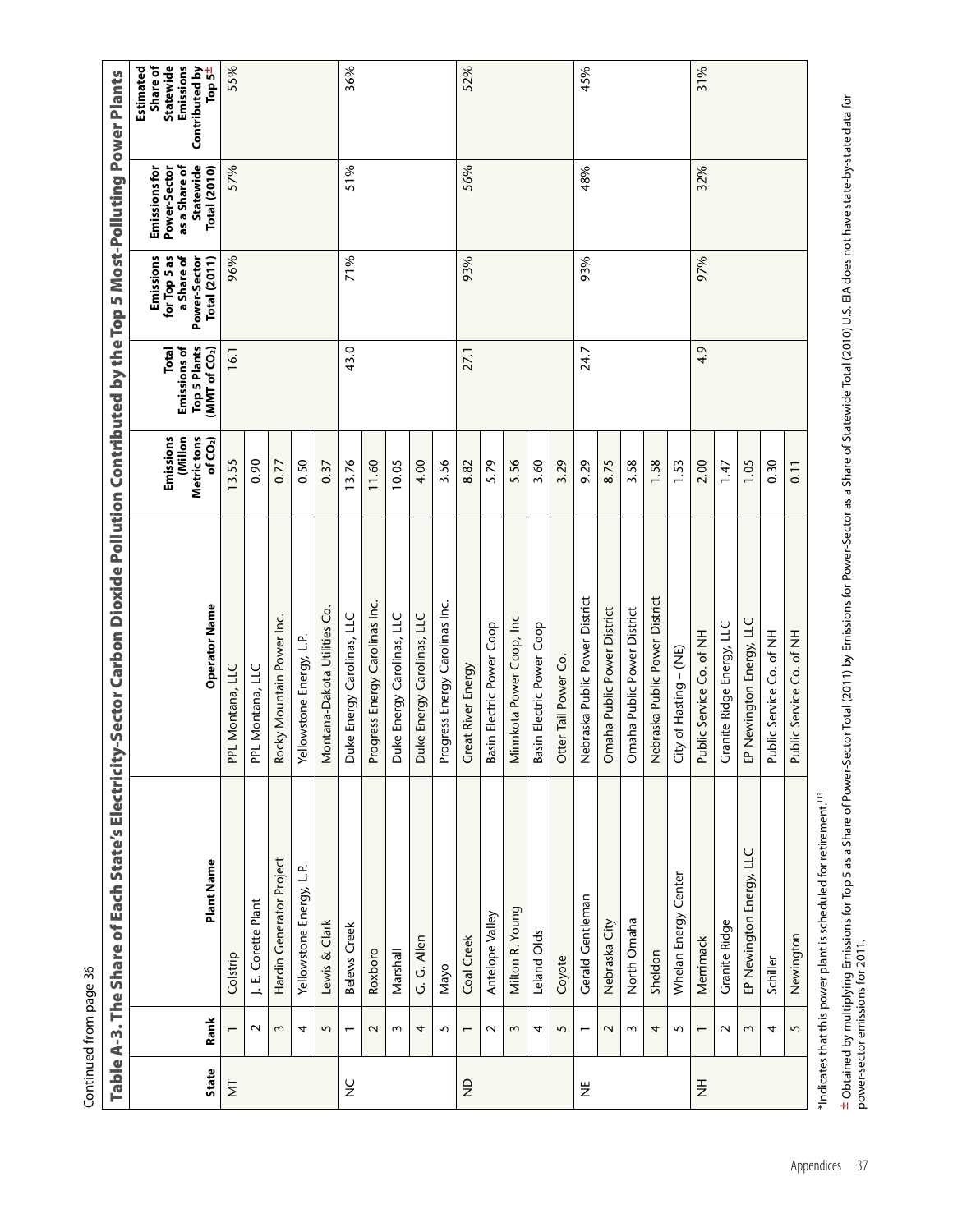Continued from page 36

## Table A-3. The Share of Each State's Electricity-Sector Carbon Dioxide Pollution Contributed by the Top 5 Most-Polluting Power Plants

| State | Rank | Plant Name | Operator Name | Emissions (Millon Metric tons of $CO_2$) | Total Emissions of Top 5 Plants (MMT of $CO_2$) | Emissions for Top 5 as a Share of Power-Sector Total (2011) | Emissions for Power-Sector as a Share of Statewide Total (2010) | Estimated Share of Statewide Emissions Contributed by Top 5± |
|---|---|---|---|---|---|---|---|---|
| MT | 1 | Colstrip | PPL Montana, LLC | 13.55 | 16.1 | 96% | 57% | 55% |
| | 2 | J. E. Corette Plant | PPL Montana, LLC | 0.90 | | | | |
| | 3 | Hardin Generator Project | Rocky Mountain Power Inc. | 0.77 | | | | |
| | 4 | Yellowstone Energy, L.P. | Yellowstone Energy, L.P. | 0.50 | | | | |
| | 5 | Lewis & Clark | Montana-Dakota Utilities Co. | 0.37 | | | | |
| NC | 1 | Belews Creek | Duke Energy Carolinas, LLC | 13.76 | 43.0 | 71% | 51% | 36% |
| | 2 | Roxboro | Progress Energy Carolinas Inc. | 11.60 | | | | |
| | 3 | Marshall | Duke Energy Carolinas, LLC | 10.05 | | | | |
| | 4 | G. G. Allen | Duke Energy Carolinas, LLC | 4.00 | | | | |
| | 5 | Mayo | Progress Energy Carolinas Inc. | 3.56 | | | | |
| ND | 1 | Coal Creek | Great River Energy | 8.82 | 27.1 | 93% | 56% | 52% |
| | 2 | Antelope Valley | Basin Electric Power Coop | 5.79 | | | | |
| | 3 | Milton R. Young | Minnkota Power Coop, Inc | 5.56 | | | | |
| | 4 | Leland Olds | Basin Electric Power Coop | 3.60 | | | | |
| | 5 | Coyote | Otter Tail Power Co. | 3.29 | | | | |
| NE | 1 | Gerald Gentleman | Nebraska Public Power District | 9.29 | 24.7 | 93% | 48% | 45% |
| | 2 | Nebraska City | Omaha Public Power District | 8.75 | | | | |
| | 3 | North Omaha | Omaha Public Power District | 3.58 | | | | |
| | 4 | Sheldon | Nebraska Public Power District | 1.58 | | | | |
| | 5 | Whelan Energy Center | City of Hasting – (NE) | 1.53 | | | | |
| NH | 1 | Merrimack | Public Service Co. of NH | 2.00 | 4.9 | 97% | 32% | 31% |
| | 2 | Granite Ridge | Granite Ridge Energy, LLC | 1.47 | | | | |
| | 3 | EP Newington Energy, LLC | EP Newington Energy, LLC | 1.05 | | | | |
| | 4 | Schiller | Public Service Co. of NH | 0.30 | | | | |
| | 5 | Newington | Public Service Co. of NH | 0.11 | | | | |

*Indicates that this power plant is scheduled for retirement.[113]

± Obtained by multiplying Emissions for Top 5 as a Share of Power-Sector Total (2011) by Emissions for Power-Sector as a Share of Statewide Total (2010) U.S. EIA does not have state-by-state data for power-sector emissions for 2011.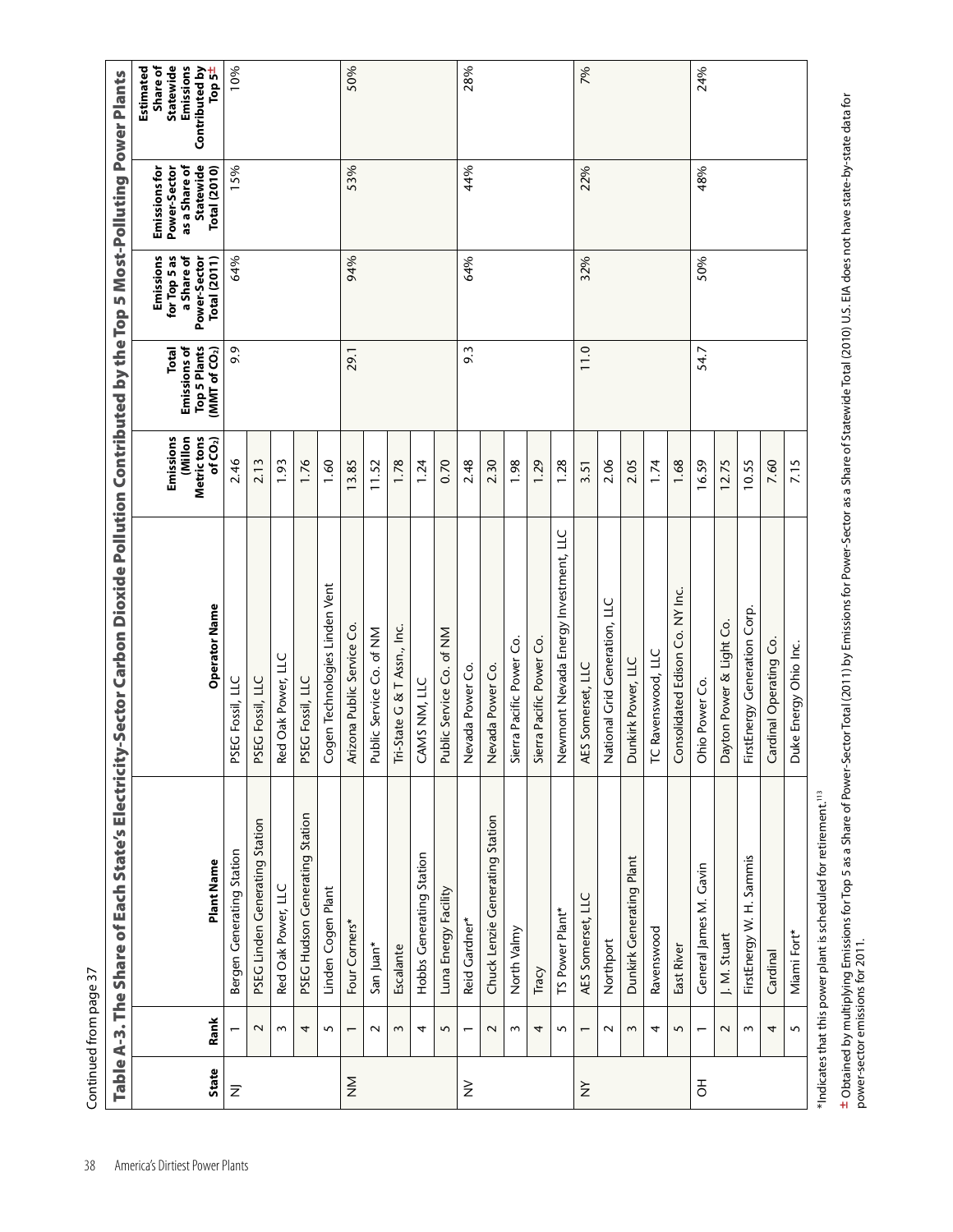Continued from page 37

## Table A-3. The Share of Each State's Electricity-Sector Carbon Dioxide Pollution Contributed by the Top 5 Most-Polluting Power Plants

| State | Rank | Plant Name | Operator Name | Emissions (Millon Metric tons of $CO_2$) | Total Emissions of Top 5 Plants (MMT of $CO_2$) | Emissions for Top 5 as a Share of Power-Sector Total (2011) | Emissions for Power-Sector as a Share of Statewide Total (2010) | Estimated Share of Statewide Emissions Contributed by Top 5± |
|---|---|---|---|---|---|---|---|---|
| NJ | 1 | Bergen Generating Station | PSEG Fossil, LLC | 2.46 | 9.9 | 64% | 15% | 10% |
| | 2 | PSEG Linden Generating Station | PSEG Fossil, LLC | 2.13 | | | | |
| | 3 | Red Oak Power, LLC | Red Oak Power, LLC | 1.93 | | | | |
| | 4 | PSEG Hudson Generating Station | PSEG Fossil, LLC | 1.76 | | | | |
| | 5 | Linden Cogen Plant | Cogen Technologies Linden Vent | 1.60 | | | | |
| NM | 1 | Four Corners* | Arizona Public Service Co. | 13.85 | 29.1 | 94% | 53% | 50% |
| | 2 | San Juan* | Public Service Co. of NM | 11.52 | | | | |
| | 3 | Escalante | Tri-State G & T Assn., Inc. | 1.78 | | | | |
| | 4 | Hobbs Generating Station | CAMS NM, LLC | 1.24 | | | | |
| | 5 | Luna Energy Facility | Public Service Co. of NM | 0.70 | | | | |
| NV | 1 | Reid Gardner* | Nevada Power Co. | 2.48 | 9.3 | 64% | 44% | 28% |
| | 2 | Chuck Lenzie Generating Station | Nevada Power Co. | 2.30 | | | | |
| | 3 | North Valmy | Sierra Pacific Power Co. | 1.98 | | | | |
| | 4 | Tracy | Sierra Pacific Power Co. | 1.29 | | | | |
| | 5 | TS Power Plant* | Newmont Nevada Energy Investment, LLC | 1.28 | | | | |
| NY | 1 | AES Somerset, LLC | AES Somerset, LLC | 3.51 | 11.0 | 32% | 22% | 7% |
| | 2 | Northport | National Grid Generation, LLC | 2.06 | | | | |
| | 3 | Dunkirk Generating Plant | Dunkirk Power, LLC | 2.05 | | | | |
| | 4 | Ravenswood | TC Ravenswood, LLC | 1.74 | | | | |
| | 5 | East River | Consolidated Edison Co. NY Inc. | 1.68 | | | | |
| OH | 1 | General James M. Gavin | Ohio Power Co. | 16.59 | 54.7 | 50% | 48% | 24% |
| | 2 | J. M. Stuart | Dayton Power & Light Co. | 12.75 | | | | |
| | 3 | FirstEnergy W. H. Sammis | FirstEnergy Generation Corp. | 10.55 | | | | |
| | 4 | Cardinal | Cardinal Operating Co. | 7.60 | | | | |
| | 5 | Miami Fort* | Duke Energy Ohio Inc. | 7.15 | | | | |

*Indicates that this power plant is scheduled for retirement.[113]

± Obtained by multiplying Emissions for Top 5 as a Share of Power-Sector Total (2011) by Emissions for Power-Sector as a Share of Statewide Total (2010) U.S. EIA does not have state-by-state data for power-sector emissions for 2011.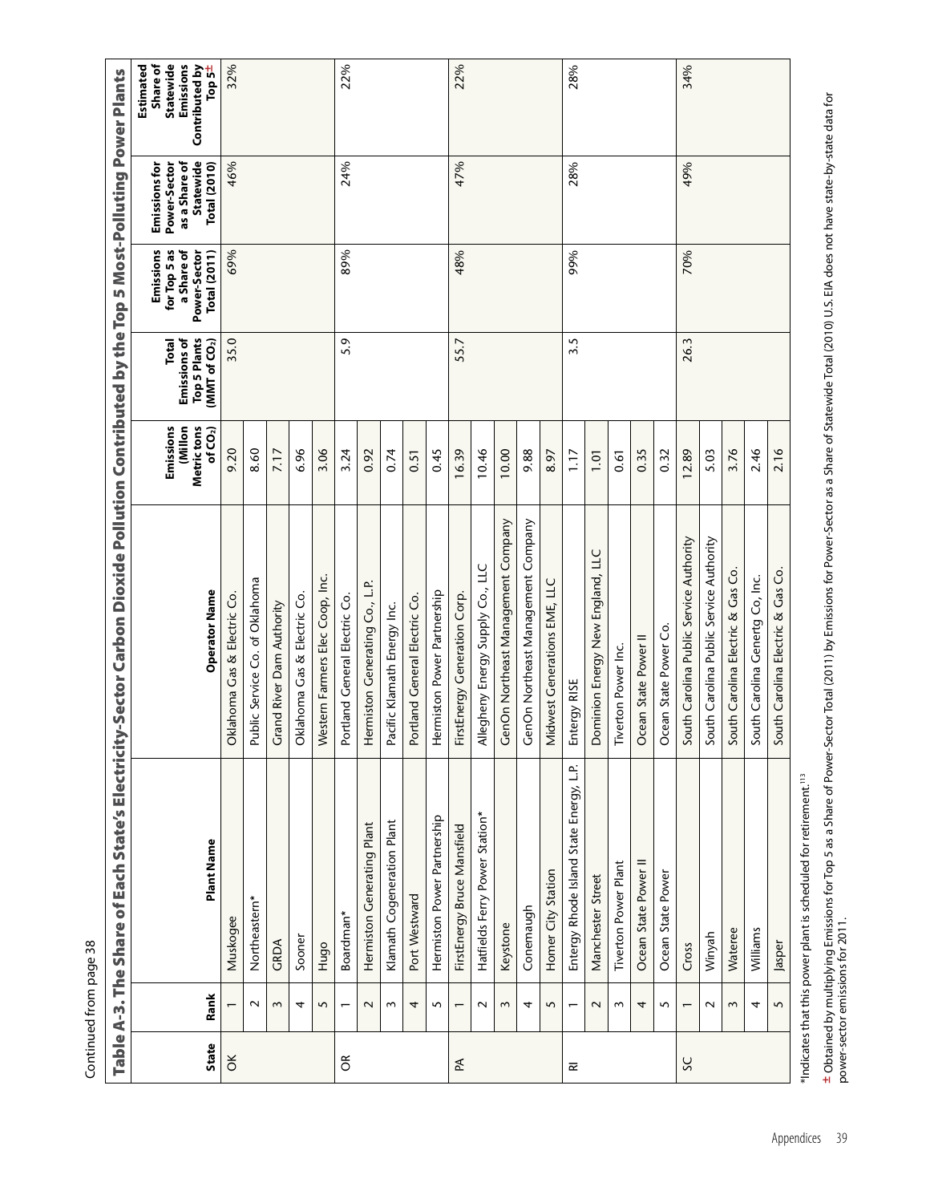Continued from page 38

## Table A-3. The Share of Each State's Electricity-Sector Carbon Dioxide Pollution Contributed by the Top 5 Most-Polluting Power Plants

| State | Rank | Plant Name | Operator Name | Emissions (Millon Metric tons of $CO_2$) | Total Emissions of Top 5 Plants (MMT of $CO_2$) | Emissions for Top 5 as a Share of Power-Sector Total (2011) | Emissions for Power-Sector as a Share of Statewide Total (2010) | Estimated Share of Statewide Emissions Contributed by Top 5± |
|---|---|---|---|---|---|---|---|---|
| OK | 1 | Muskogee | Oklahoma Gas & Electric Co. | 9.20 | 35.0 | 69% | 46% | 32% |
| | 2 | Northeastern* | Public Service Co. of Oklahoma | 8.60 | | | | |
| | 3 | GRDA | Grand River Dam Authority | 7.17 | | | | |
| | 4 | Sooner | Oklahoma Gas & Electric Co. | 6.96 | | | | |
| | 5 | Hugo | Western Farmers Elec Coop, Inc. | 3.06 | | | | |
| OR | 1 | Boardman* | Portland General Electric Co. | 3.24 | 5.9 | 89% | 24% | 22% |
| | 2 | Hermiston Generating Plant | Hermiston Generating Co., L.P. | 0.92 | | | | |
| | 3 | Klamath Cogeneration Plant | Pacific Klamath Energy Inc. | 0.74 | | | | |
| | 4 | Port Westward | Portland General Electric Co. | 0.51 | | | | |
| | 5 | Hermiston Power Partnership | Hermiston Power Partnership | 0.45 | | | | |
| PA | 1 | FirstEnergy Bruce Mansfield | FirstEnergy Generation Corp. | 16.39 | 55.7 | 48% | 47% | 22% |
| | 2 | Hatfields Ferry Power Station* | Allegheny Energy Supply Co., LLC | 10.46 | | | | |
| | 3 | Keystone | GenOn Northeast Management Company | 10.00 | | | | |
| | 4 | Conemaugh | GenOn Northeast Management Company | 9.88 | | | | |
| | 5 | Homer City Station | Midwest Generations EME, LLC | 8.97 | | | | |
| RI | 1 | Entergy Rhode Island State Energy, L.P. | Entergy RISE | 1.17 | 3.5 | 99% | 28% | 28% |
| | 2 | Manchester Street | Dominion Energy New England, LLC | 1.01 | | | | |
| | 3 | Tiverton Power Plant | Tiverton Power Inc. | 0.61 | | | | |
| | 4 | Ocean State Power II | Ocean State Power II | 0.35 | | | | |
| | 5 | Ocean State Power | Ocean State Power Co. | 0.32 | | | | |
| SC | 1 | Cross | South Carolina Public Service Authority | 12.89 | 26.3 | 70% | 49% | 34% |
| | 2 | Winyah | South Carolina Public Service Authority | 5.03 | | | | |
| | 3 | Wateree | South Carolina Electric & Gas Co. | 3.76 | | | | |
| | 4 | Williams | South Carolina Genertg Co, Inc. | 2.46 | | | | |
| | 5 | Jasper | South Carolina Electric & Gas Co. | 2.16 | | | | |

*Indicates that this power plant is scheduled for retirement.[113]

± Obtained by multiplying Emissions for Top 5 as a Share of Power-Sector Total (2011) by Emissions for Power-Sector as a Share of Statewide Total (2010) U.S. EIA does not have state-by-state data for power-sector emissions for 2011.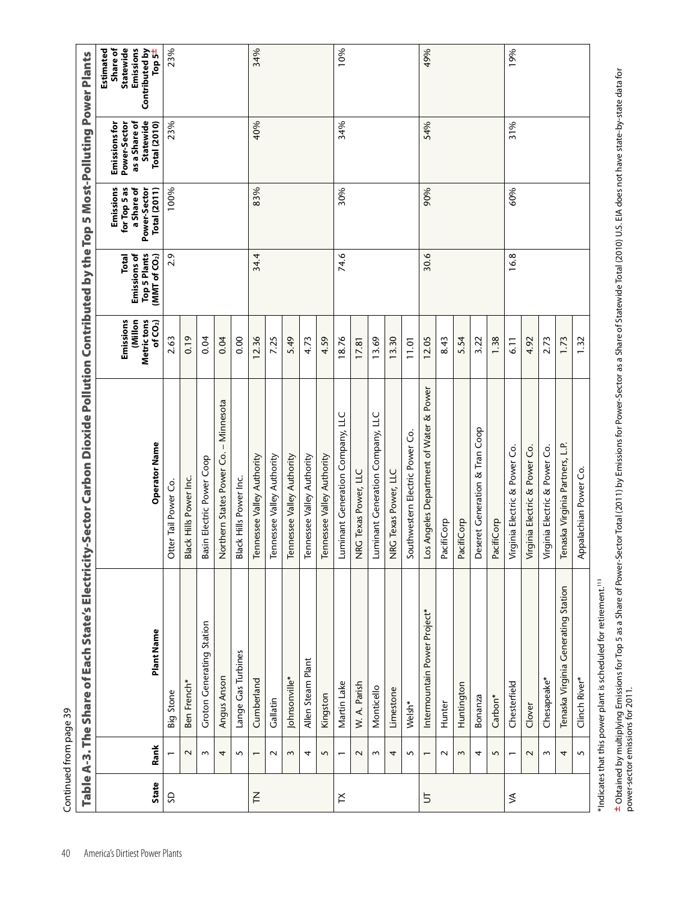Continued from page 39

## Table A-3. The Share of Each State's Electricity-Sector Carbon Dioxide Pollution Contributed by the Top 5 Most-Polluting Power Plants

| State | Rank | Plant Name | Operator Name | Emissions (Millon Metric tons of $CO_2$) | Total Emissions of Top 5 Plants (MMT of $CO_2$) | Emissions for Top 5 as a Share of Power-Sector Total (2011) | Emissions for Power-Sector as a Share of Statewide Total (2010) | Estimated Share of Statewide Emissions Contributed by Top 5± |
|---|---|---|---|---|---|---|---|---|
| SD | 1 | Big Stone | Otter Tail Power Co. | 2.63 | 2.9 | 100% | 23% | 23% |
| | 2 | Ben French* | Black Hills Power Inc. | 0.19 | | | | |
| | 3 | Groton Generating Station | Basin Electric Power Coop | 0.04 | | | | |
| | 4 | Angus Anson | Northern States Power Co. – Minnesota | 0.04 | | | | |
| | 5 | Lange Gas Turbines | Black Hills Power Inc. | 0.00 | | | | |
| TN | 1 | Cumberland | Tennessee Valley Authority | 12.36 | 34.4 | 83% | 40% | 34% |
| | 2 | Gallatin | Tennessee Valley Authority | 7.25 | | | | |
| | 3 | Johnsonville* | Tennessee Valley Authority | 5.49 | | | | |
| | 4 | Allen Steam Plant | Tennessee Valley Authority | 4.73 | | | | |
| | 5 | Kingston | Tennessee Valley Authority | 4.59 | | | | |
| TX | 1 | Martin Lake | Luminant Generation Company, LLC | 18.76 | 74.6 | 30% | 34% | 10% |
| | 2 | W. A. Parish | NRG Texas Power, LLC | 17.81 | | | | |
| | 3 | Monticello | Luminant Generation Company, LLC | 13.69 | | | | |
| | 4 | Limestone | NRG Texas Power, LLC | 13.30 | | | | |
| | 5 | Welsh* | Southwestern Electric Power Co. | 11.01 | | | | |
| UT | 1 | Intermountain Power Project* | Los Angeles Department of Water & Power | 12.05 | 30.6 | 90% | 54% | 49% |
| | 2 | Hunter | PacifiCorp | 8.43 | | | | |
| | 3 | Huntington | PacifiCorp | 5.54 | | | | |
| | 4 | Bonanza | Deseret Generation & Tran Coop | 3.22 | | | | |
| | 5 | Carbon* | PacifiCorp | 1.38 | | | | |
| VA | 1 | Chesterfield | Virginia Electric & Power Co. | 6.11 | 16.8 | 60% | 31% | 19% |
| | 2 | Clover | Virginia Electric & Power Co. | 4.92 | | | | |
| | 3 | Chesapeake* | Virginia Electric & Power Co. | 2.73 | | | | |
| | 4 | Tenaska Virginia Generating Station | Tenaska Virginia Partners, L.P. | 1.73 | | | | |
| | 5 | Clinch River* | Appalachian Power Co. | 1.32 | | | | |

*Indicates that this power plant is scheduled for retirement.[113]

± Obtained by multiplying Emissions for Top 5 as a Share of Power-Sector Total (2011) by Emissions for Power-Sector as a Share of Statewide Total (2010) U.S. EIA does not have state-by-state data for power-sector emissions for 2011.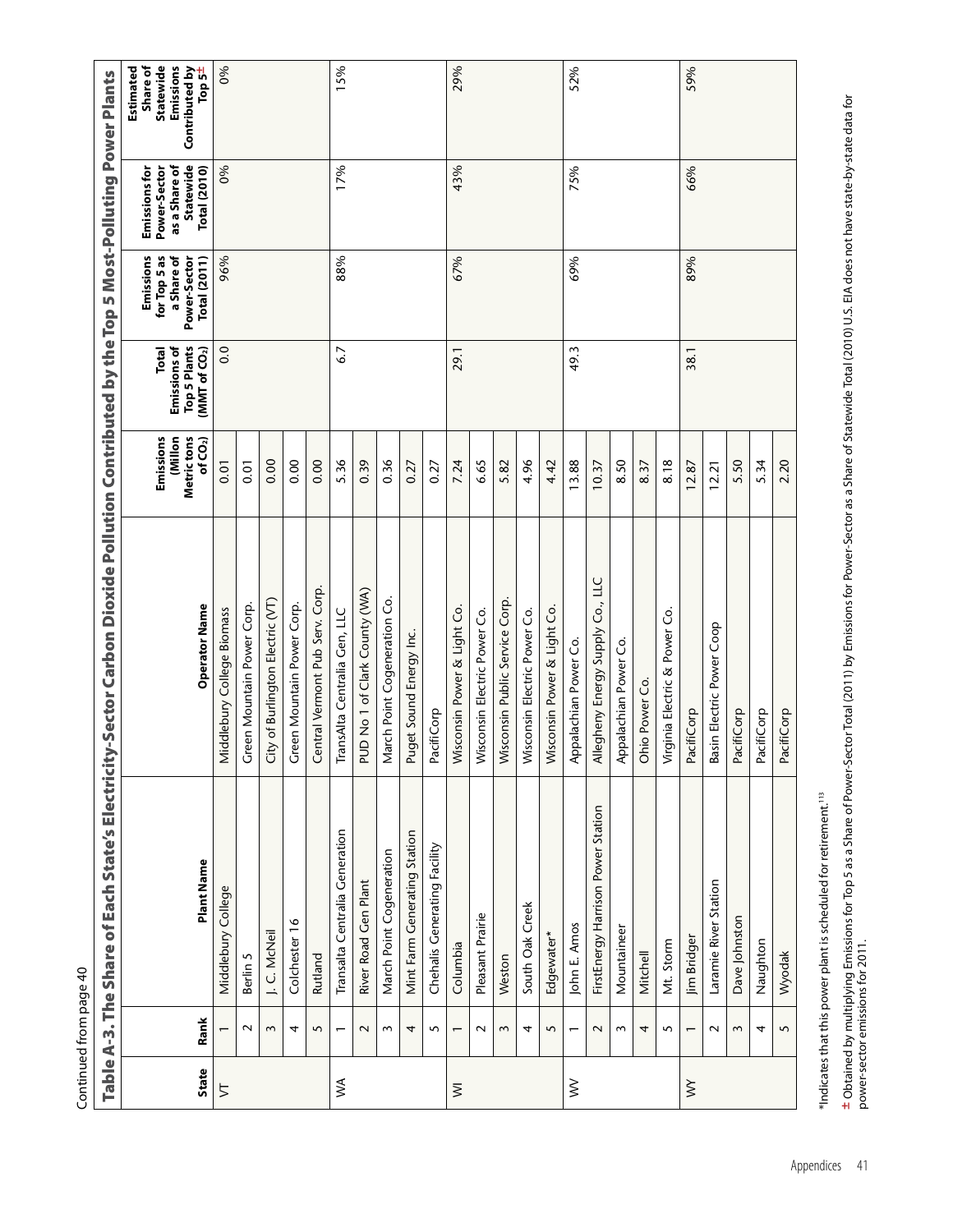Continued from page 40

## Table A-3. The Share of Each State's Electricity-Sector Carbon Dioxide Pollution Contributed by the Top 5 Most-Polluting Power Plants

| State | Rank | Plant Name | Operator Name | Emissions (Millon Metric tons of $CO_2$) | Total Emissions of Top 5 Plants (MMT of $CO_2$) | Emissions for Top 5 as a Share of Power-Sector Total (2011) | Emissions for Power-Sector as a Share of Statewide Total (2010) | Estimated Share of Statewide Emissions Contributed by Top 5± |
|---|---|---|---|---|---|---|---|---|
| VT | 1 | Middlebury College | Middlebury College Biomass | 0.01 | 0.0 | 96% | 0% | 0% |
| | 2 | Berlin 5 | Green Mountain Power Corp. | 0.01 | | | | |
| | 3 | J. C. McNeil | City of Burlington Electric (VT) | 0.00 | | | | |
| | 4 | Colchester 16 | Green Mountain Power Corp. | 0.00 | | | | |
| | 5 | Rutland | Central Vermont Pub Serv. Corp. | 0.00 | | | | |
| WA | 1 | Transalta Centralia Generation | TransAlta Centralia Gen, LLC | 5.36 | 6.7 | 88% | 17% | 15% |
| | 2 | River Road Gen Plant | PUD No 1 of Clark County (WA) | 0.39 | | | | |
| | 3 | March Point Cogeneration | March Point Cogeneration Co. | 0.36 | | | | |
| | 4 | Mint Farm Generating Station | Puget Sound Energy Inc. | 0.27 | | | | |
| | 5 | Chehalis Generating Facility | PacifiCorp | 0.27 | | | | |
| WI | 1 | Columbia | Wisconsin Power & Light Co. | 7.24 | 29.1 | 67% | 43% | 29% |
| | 2 | Pleasant Prairie | Wisconsin Electric Power Co. | 6.65 | | | | |
| | 3 | Weston | Wisconsin Public Service Corp. | 5.82 | | | | |
| | 4 | South Oak Creek | Wisconsin Electric Power Co. | 4.96 | | | | |
| | 5 | Edgewater* | Wisconsin Power & Light Co. | 4.42 | | | | |
| WV | 1 | John E. Amos | Appalachian Power Co. | 13.88 | 49.3 | 69% | 75% | 52% |
| | 2 | FirstEnergy Harrison Power Station | Allegheny Energy Supply Co., LLC | 10.37 | | | | |
| | 3 | Mountaineer | Appalachian Power Co. | 8.50 | | | | |
| | 4 | Mitchell | Ohio Power Co. | 8.37 | | | | |
| | 5 | Mt. Storm | Virginia Electric & Power Co. | 8.18 | | | | |
| WY | 1 | Jim Bridger | PacifiCorp | 12.87 | 38.1 | 89% | 66% | 59% |
| | 2 | Laramie River Station | Basin Electric Power Coop | 12.21 | | | | |
| | 3 | Dave Johnston | PacifiCorp | 5.50 | | | | |
| | 4 | Naughton | PacifiCorp | 5.34 | | | | |
| | 5 | Wyodak | PacifiCorp | 2.20 | | | | |

*Indicates that this power plant is scheduled for retirement.[113]

± Obtained by multiplying Emissions for Top 5 as a Share of Power-Sector Total (2011) by Emissions for Power-Sector as a Share of Statewide Total (2010) U.S. EIA does not have state-by-state data for power-sector emissions for 2011.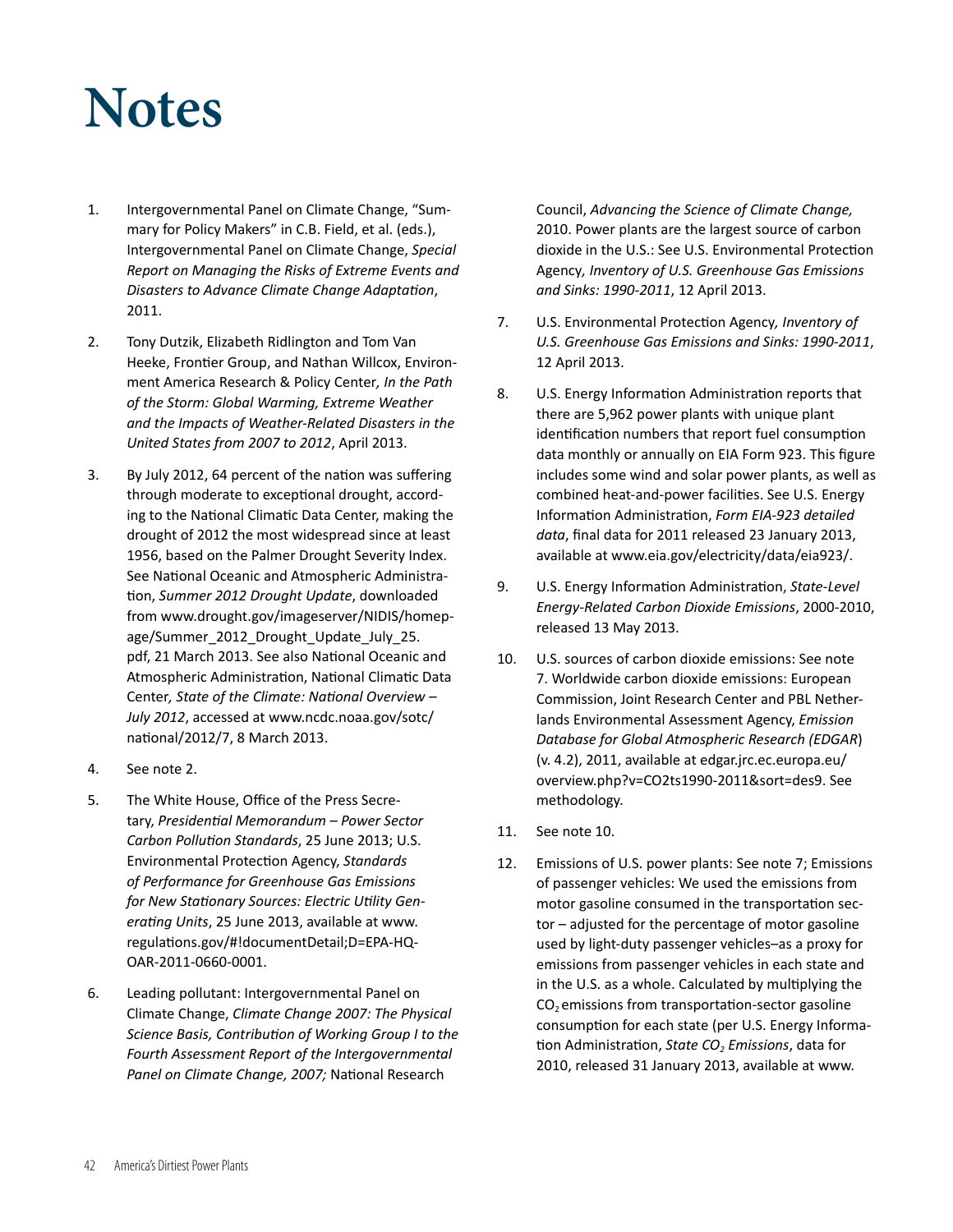# Notes

1. Intergovernmental Panel on Climate Change, "Summary for Policy Makers" in C.B. Field, et al. (eds.), Intergovernmental Panel on Climate Change, *Special Report on Managing the Risks of Extreme Events and Disasters to Advance Climate Change Adaptation*, 2011.

2. Tony Dutzik, Elizabeth Ridlington and Tom Van Heeke, Frontier Group, and Nathan Willcox, Environment America Research & Policy Center*, In the Path of the Storm: Global Warming, Extreme Weather and the Impacts of Weather-Related Disasters in the United States from 2007 to 2012*, April 2013.

3. By July 2012, 64 percent of the nation was suffering through moderate to exceptional drought, according to the National Climatic Data Center, making the drought of 2012 the most widespread since at least 1956, based on the Palmer Drought Severity Index. See National Oceanic and Atmospheric Administration, *Summer 2012 Drought Update*, downloaded from www.drought.gov/imageserver/NIDIS/homepage/Summer_2012_Drought_Update_July_25.pdf, 21 March 2013. See also National Oceanic and Atmospheric Administration, National Climatic Data Center*, State of the Climate: National Overview – July 2012*, accessed at www.ncdc.noaa.gov/sotc/national/2012/7, 8 March 2013.

4. See note 2.

5. The White House, Office of the Press Secretary, *Presidential Memorandum – Power Sector Carbon Pollution Standards*, 25 June 2013; U.S. Environmental Protection Agency, *Standards of Performance for Greenhouse Gas Emissions for New Stationary Sources: Electric Utility Generating Units*, 25 June 2013, available at www.regulations.gov/#!documentDetail;D=EPA-HQ-OAR-2011-0660-0001.

6. Leading pollutant: Intergovernmental Panel on Climate Change, *Climate Change 2007: The Physical Science Basis, Contribution of Working Group I to the Fourth Assessment Report of the Intergovernmental Panel on Climate Change, 2007;* National Research Council, *Advancing the Science of Climate Change,* 2010. Power plants are the largest source of carbon dioxide in the U.S.: See U.S. Environmental Protection Agency*, Inventory of U.S. Greenhouse Gas Emissions and Sinks: 1990-2011*, 12 April 2013.

7. U.S. Environmental Protection Agency*, Inventory of U.S. Greenhouse Gas Emissions and Sinks: 1990-2011*, 12 April 2013.

8. U.S. Energy Information Administration reports that there are 5,962 power plants with unique plant identification numbers that report fuel consumption data monthly or annually on EIA Form 923. This figure includes some wind and solar power plants, as well as combined heat-and-power facilities. See U.S. Energy Information Administration, *Form EIA-923 detailed data*, final data for 2011 released 23 January 2013, available at www.eia.gov/electricity/data/eia923/.

9. U.S. Energy Information Administration, *State-Level Energy-Related Carbon Dioxide Emissions*, 2000-2010, released 13 May 2013.

10. U.S. sources of carbon dioxide emissions: See note 7. Worldwide carbon dioxide emissions: European Commission, Joint Research Center and PBL Netherlands Environmental Assessment Agency, *Emission Database for Global Atmospheric Research (EDGAR)* (v. 4.2), 2011, available at edgar.jrc.ec.europa.eu/overview.php?v=CO2ts1990-2011&sort=des9. See methodology.

11. See note 10.

12. Emissions of U.S. power plants: See note 7; Emissions of passenger vehicles: We used the emissions from motor gasoline consumed in the transportation sector – adjusted for the percentage of motor gasoline used by light-duty passenger vehicles–as a proxy for emissions from passenger vehicles in each state and in the U.S. as a whole. Calculated by multiplying the $CO_2$ emissions from transportation-sector gasoline consumption for each state (per U.S. Energy Information Administration, *State $CO_2$ Emissions*, data for 2010, released 31 January 2013, available at www.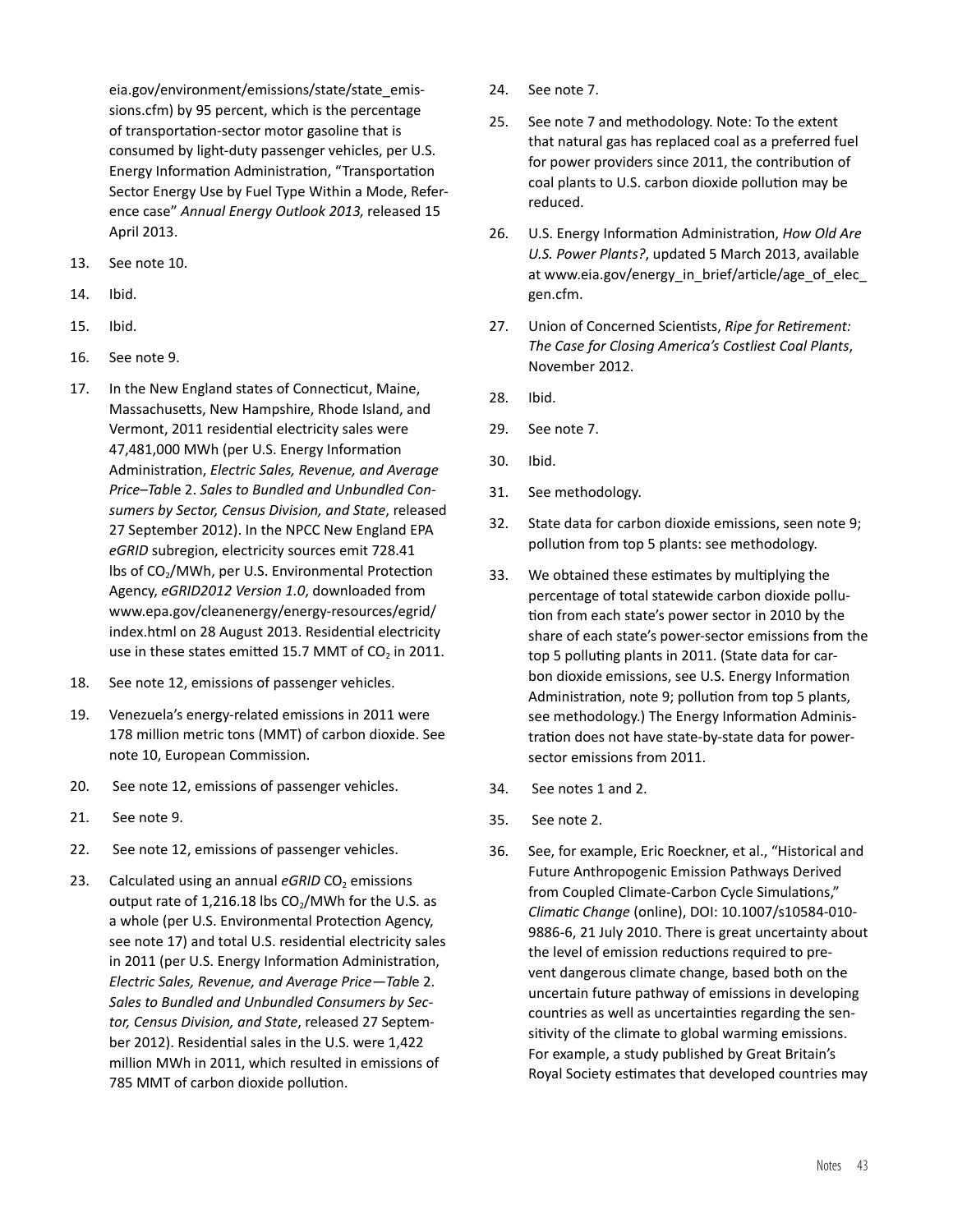eia.gov/environment/emissions/state/state_emissions.cfm) by 95 percent, which is the percentage of transportation-sector motor gasoline that is consumed by light-duty passenger vehicles, per U.S. Energy Information Administration, "Transportation Sector Energy Use by Fuel Type Within a Mode, Reference case" *Annual Energy Outlook 2013,* released 15 April 2013.

13. See note 10.
14. Ibid.
15. Ibid.
16. See note 9.
17. In the New England states of Connecticut, Maine, Massachusetts, New Hampshire, Rhode Island, and Vermont, 2011 residential electricity sales were 47,481,000 MWh (per U.S. Energy Information Administration, *Electric Sales, Revenue, and Average Price–Table 2. Sales to Bundled and Unbundled Consumers by Sector, Census Division, and State*, released 27 September 2012). In the NPCC New England EPA *eGRID* subregion, electricity sources emit 728.41 lbs of $CO_2$/MWh, per U.S. Environmental Protection Agency, *eGRID2012 Version 1.0*, downloaded from www.epa.gov/cleanenergy/energy-resources/egrid/index.html on 28 August 2013. Residential electricity use in these states emitted 15.7 MMT of $CO_2$ in 2011.
18. See note 12, emissions of passenger vehicles.
19. Venezuela's energy-related emissions in 2011 were 178 million metric tons (MMT) of carbon dioxide. See note 10, European Commission.
20. See note 12, emissions of passenger vehicles.
21. See note 9.
22. See note 12, emissions of passenger vehicles.
23. Calculated using an annual *eGRID* $CO_2$ emissions output rate of 1,216.18 lbs $CO_2$/MWh for the U.S. as a whole (per U.S. Environmental Protection Agency, see note 17) and total U.S. residential electricity sales in 2011 (per U.S. Energy Information Administration, *Electric Sales, Revenue, and Average Price—Table 2. Sales to Bundled and Unbundled Consumers by Sector, Census Division, and State*, released 27 September 2012). Residential sales in the U.S. were 1,422 million MWh in 2011, which resulted in emissions of 785 MMT of carbon dioxide pollution.
24. See note 7.
25. See note 7 and methodology. Note: To the extent that natural gas has replaced coal as a preferred fuel for power providers since 2011, the contribution of coal plants to U.S. carbon dioxide pollution may be reduced.
26. U.S. Energy Information Administration, *How Old Are U.S. Power Plants?*, updated 5 March 2013, available at www.eia.gov/energy_in_brief/article/age_of_elec_gen.cfm.
27. Union of Concerned Scientists, *Ripe for Retirement: The Case for Closing America's Costliest Coal Plants*, November 2012.
28. Ibid.
29. See note 7.
30. Ibid.
31. See methodology.
32. State data for carbon dioxide emissions, seen note 9; pollution from top 5 plants: see methodology.
33. We obtained these estimates by multiplying the percentage of total statewide carbon dioxide pollution from each state's power sector in 2010 by the share of each state's power-sector emissions from the top 5 polluting plants in 2011. (State data for carbon dioxide emissions, see U.S. Energy Information Administration, note 9; pollution from top 5 plants, see methodology.) The Energy Information Administration does not have state-by-state data for power-sector emissions from 2011.
34. See notes 1 and 2.
35. See note 2.
36. See, for example, Eric Roeckner, et al., "Historical and Future Anthropogenic Emission Pathways Derived from Coupled Climate-Carbon Cycle Simulations," *Climatic Change* (online), DOI: 10.1007/s10584-010-9886-6, 21 July 2010. There is great uncertainty about the level of emission reductions required to prevent dangerous climate change, based both on the uncertain future pathway of emissions in developing countries as well as uncertainties regarding the sensitivity of the climate to global warming emissions. For example, a study published by Great Britain's Royal Society estimates that developed countries may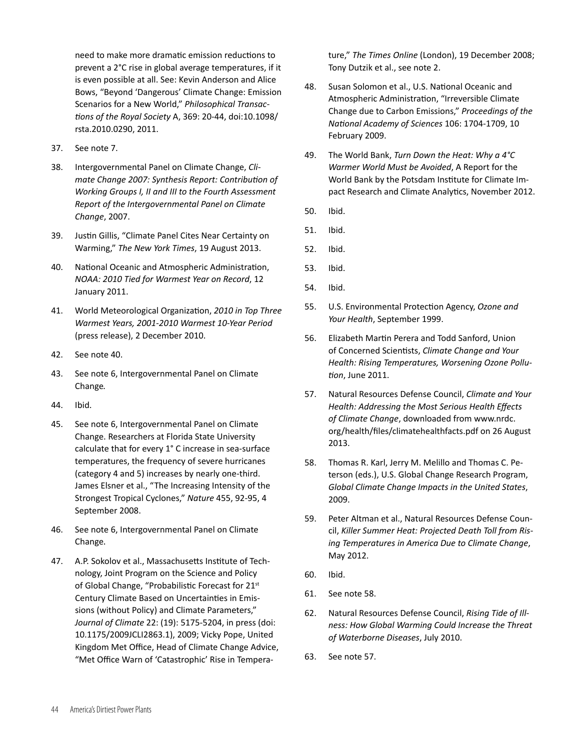need to make more dramatic emission reductions to prevent a 2°C rise in global average temperatures, if it is even possible at all. See: Kevin Anderson and Alice Bows, "Beyond 'Dangerous' Climate Change: Emission Scenarios for a New World," *Philosophical Transactions of the Royal Society* A, 369: 20-44, doi:10.1098/rsta.2010.0290, 2011.

37. See note 7.

38. Intergovernmental Panel on Climate Change, *Climate Change 2007: Synthesis Report: Contribution of Working Groups I, II and III to the Fourth Assessment Report of the Intergovernmental Panel on Climate Change*, 2007.

39. Justin Gillis, "Climate Panel Cites Near Certainty on Warming," *The New York Times*, 19 August 2013.

40. National Oceanic and Atmospheric Administration, *NOAA: 2010 Tied for Warmest Year on Record*, 12 January 2011.

41. World Meteorological Organization, *2010 in Top Three Warmest Years, 2001-2010 Warmest 10-Year Period* (press release), 2 December 2010.

42. See note 40.

43. See note 6, Intergovernmental Panel on Climate Change.

44. Ibid.

45. See note 6, Intergovernmental Panel on Climate Change. Researchers at Florida State University calculate that for every 1° C increase in sea-surface temperatures, the frequency of severe hurricanes (category 4 and 5) increases by nearly one-third. James Elsner et al., "The Increasing Intensity of the Strongest Tropical Cyclones," *Nature* 455, 92-95, 4 September 2008.

46. See note 6, Intergovernmental Panel on Climate Change.

47. A.P. Sokolov et al., Massachusetts Institute of Technology, Joint Program on the Science and Policy of Global Change, "Probabilistic Forecast for 21st Century Climate Based on Uncertainties in Emissions (without Policy) and Climate Parameters," *Journal of Climate* 22: (19): 5175-5204, in press (doi: 10.1175/2009JCLI2863.1), 2009; Vicky Pope, United Kingdom Met Office, Head of Climate Change Advice, "Met Office Warn of 'Catastrophic' Rise in Temperature," *The Times Online* (London), 19 December 2008; Tony Dutzik et al., see note 2.

48. Susan Solomon et al., U.S. National Oceanic and Atmospheric Administration, "Irreversible Climate Change due to Carbon Emissions," *Proceedings of the National Academy of Sciences* 106: 1704-1709, 10 February 2009.

49. The World Bank, *Turn Down the Heat: Why a 4°C Warmer World Must be Avoided*, A Report for the World Bank by the Potsdam Institute for Climate Impact Research and Climate Analytics, November 2012.

50. Ibid.

51. Ibid.

52. Ibid.

53. Ibid.

54. Ibid.

55. U.S. Environmental Protection Agency, *Ozone and Your Health*, September 1999.

56. Elizabeth Martin Perera and Todd Sanford, Union of Concerned Scientists, *Climate Change and Your Health: Rising Temperatures, Worsening Ozone Pollution*, June 2011.

57. Natural Resources Defense Council, *Climate and Your Health: Addressing the Most Serious Health Effects of Climate Change*, downloaded from www.nrdc.org/health/files/climatehealthfacts.pdf on 26 August 2013.

58. Thomas R. Karl, Jerry M. Melillo and Thomas C. Peterson (eds.), U.S. Global Change Research Program, *Global Climate Change Impacts in the United States*, 2009.

59. Peter Altman et al., Natural Resources Defense Council, *Killer Summer Heat: Projected Death Toll from Rising Temperatures in America Due to Climate Change*, May 2012.

60. Ibid.

61. See note 58.

62. Natural Resources Defense Council, *Rising Tide of Illness: How Global Warming Could Increase the Threat of Waterborne Diseases*, July 2010.

63. See note 57.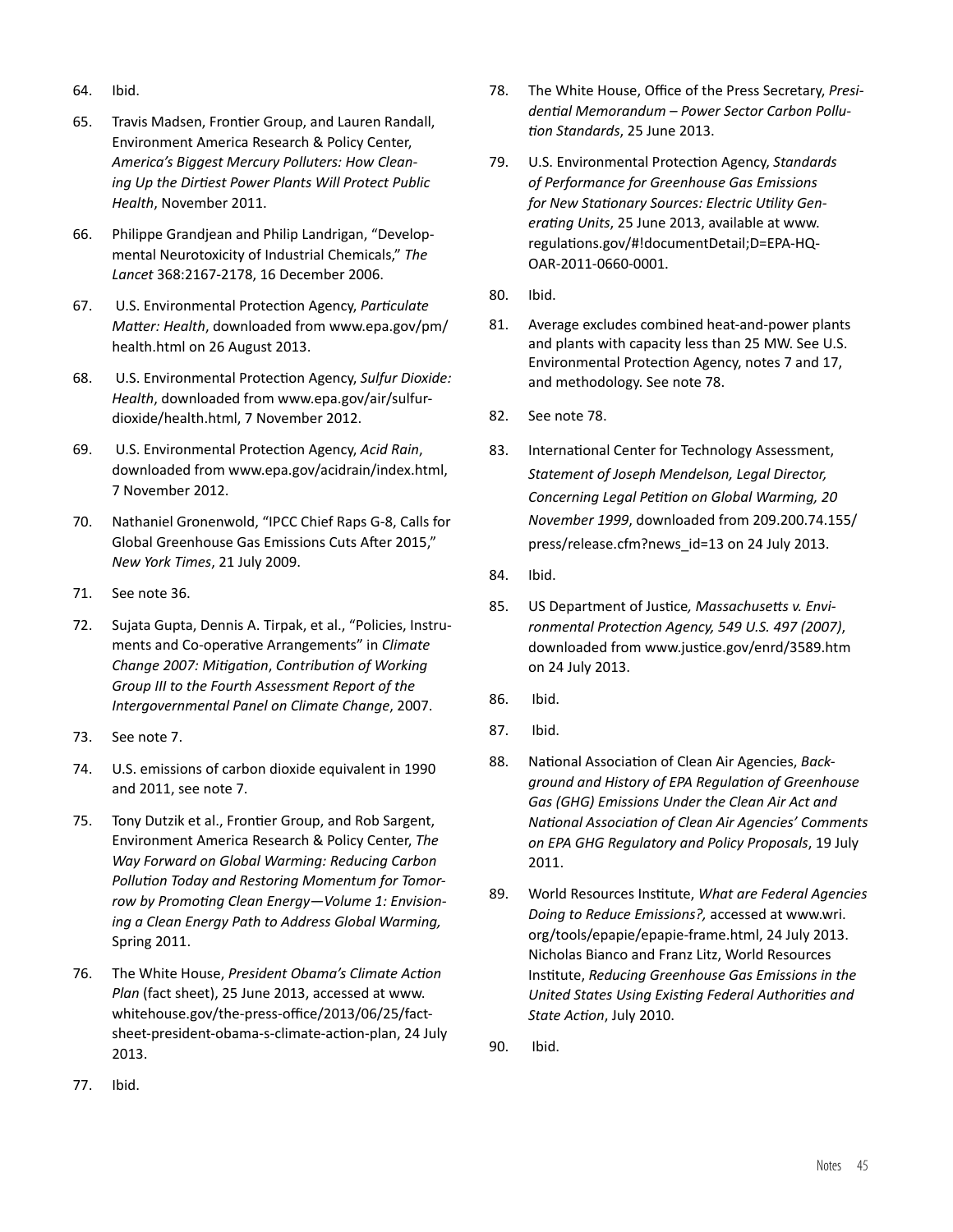64. Ibid.

65. Travis Madsen, Frontier Group, and Lauren Randall, Environment America Research & Policy Center, *America's Biggest Mercury Polluters: How Cleaning Up the Dirtiest Power Plants Will Protect Public Health*, November 2011.

66. Philippe Grandjean and Philip Landrigan, "Developmental Neurotoxicity of Industrial Chemicals," *The Lancet* 368:2167-2178, 16 December 2006.

67. U.S. Environmental Protection Agency, *Particulate Matter: Health*, downloaded from www.epa.gov/pm/health.html on 26 August 2013.

68. U.S. Environmental Protection Agency, *Sulfur Dioxide: Health*, downloaded from www.epa.gov/air/sulfurdioxide/health.html, 7 November 2012.

69. U.S. Environmental Protection Agency, *Acid Rain*, downloaded from www.epa.gov/acidrain/index.html, 7 November 2012.

70. Nathaniel Gronenwold, "IPCC Chief Raps G-8, Calls for Global Greenhouse Gas Emissions Cuts After 2015," *New York Times*, 21 July 2009.

71. See note 36.

72. Sujata Gupta, Dennis A. Tirpak, et al., "Policies, Instruments and Co-operative Arrangements" in *Climate Change 2007: Mitigation*, *Contribution of Working Group III to the Fourth Assessment Report of the Intergovernmental Panel on Climate Change*, 2007.

73. See note 7.

74. U.S. emissions of carbon dioxide equivalent in 1990 and 2011, see note 7.

75. Tony Dutzik et al., Frontier Group, and Rob Sargent, Environment America Research & Policy Center, *The Way Forward on Global Warming: Reducing Carbon Pollution Today and Restoring Momentum for Tomorrow by Promoting Clean Energy—Volume 1: Envisioning a Clean Energy Path to Address Global Warming,* Spring 2011.

76. The White House, *President Obama's Climate Action Plan* (fact sheet), 25 June 2013, accessed at www.whitehouse.gov/the-press-office/2013/06/25/fact-sheet-president-obama-s-climate-action-plan, 24 July 2013.

77. Ibid.

78. The White House, Office of the Press Secretary, *Presidential Memorandum – Power Sector Carbon Pollution Standards*, 25 June 2013.

79. U.S. Environmental Protection Agency, *Standards of Performance for Greenhouse Gas Emissions for New Stationary Sources: Electric Utility Generating Units*, 25 June 2013, available at www.regulations.gov/#!documentDetail;D=EPA-HQ-OAR-2011-0660-0001.

80. Ibid.

81. Average excludes combined heat-and-power plants and plants with capacity less than 25 MW. See U.S. Environmental Protection Agency, notes 7 and 17, and methodology. See note 78.

82. See note 78.

83. International Center for Technology Assessment, *Statement of Joseph Mendelson, Legal Director, Concerning Legal Petition on Global Warming, 20 November 1999*, downloaded from 209.200.74.155/press/release.cfm?news_id=13 on 24 July 2013.

84. Ibid.

85. US Department of Justice*, Massachusetts v. Environmental Protection Agency, 549 U.S. 497 (2007)*, downloaded from www.justice.gov/enrd/3589.htm on 24 July 2013.

86. Ibid.

87. Ibid.

88. National Association of Clean Air Agencies, *Background and History of EPA Regulation of Greenhouse Gas (GHG) Emissions Under the Clean Air Act and National Association of Clean Air Agencies' Comments on EPA GHG Regulatory and Policy Proposals*, 19 July 2011.

89. World Resources Institute, *What are Federal Agencies Doing to Reduce Emissions?,* accessed at www.wri.org/tools/epapie/epapie-frame.html, 24 July 2013. Nicholas Bianco and Franz Litz, World Resources Institute, *Reducing Greenhouse Gas Emissions in the United States Using Existing Federal Authorities and State Action*, July 2010.

90. Ibid.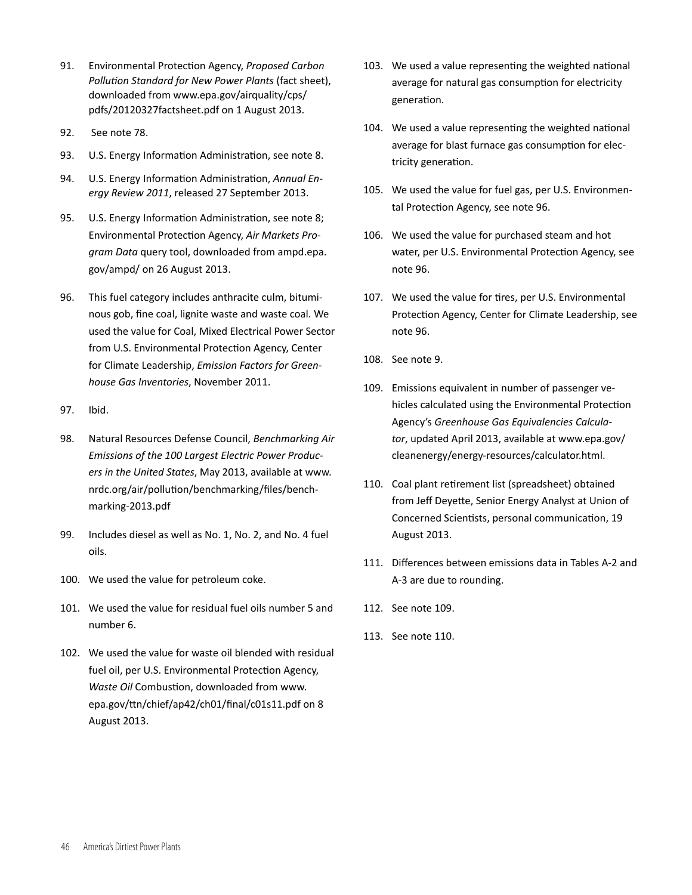91. Environmental Protection Agency, *Proposed Carbon Pollution Standard for New Power Plants* (fact sheet), downloaded from www.epa.gov/airquality/cps/pdfs/20120327factsheet.pdf on 1 August 2013.

92. See note 78.

93. U.S. Energy Information Administration, see note 8.

94. U.S. Energy Information Administration, *Annual Energy Review 2011*, released 27 September 2013.

95. U.S. Energy Information Administration, see note 8; Environmental Protection Agency, *Air Markets Program Data* query tool, downloaded from ampd.epa.gov/ampd/ on 26 August 2013.

96. This fuel category includes anthracite culm, bituminous gob, fine coal, lignite waste and waste coal. We used the value for Coal, Mixed Electrical Power Sector from U.S. Environmental Protection Agency, Center for Climate Leadership, *Emission Factors for Greenhouse Gas Inventories*, November 2011.

97. Ibid.

98. Natural Resources Defense Council, *Benchmarking Air Emissions of the 100 Largest Electric Power Producers in the United States*, May 2013, available at www.nrdc.org/air/pollution/benchmarking/files/benchmarking-2013.pdf

99. Includes diesel as well as No. 1, No. 2, and No. 4 fuel oils.

100. We used the value for petroleum coke.

101. We used the value for residual fuel oils number 5 and number 6.

102. We used the value for waste oil blended with residual fuel oil, per U.S. Environmental Protection Agency, *Waste Oil* Combustion, downloaded from www.epa.gov/ttn/chief/ap42/ch01/final/c01s11.pdf on 8 August 2013.

103. We used a value representing the weighted national average for natural gas consumption for electricity generation.

104. We used a value representing the weighted national average for blast furnace gas consumption for electricity generation.

105. We used the value for fuel gas, per U.S. Environmental Protection Agency, see note 96.

106. We used the value for purchased steam and hot water, per U.S. Environmental Protection Agency, see note 96.

107. We used the value for tires, per U.S. Environmental Protection Agency, Center for Climate Leadership, see note 96.

108. See note 9.

109. Emissions equivalent in number of passenger vehicles calculated using the Environmental Protection Agency's *Greenhouse Gas Equivalencies Calculator*, updated April 2013, available at www.epa.gov/cleanenergy/energy-resources/calculator.html.

110. Coal plant retirement list (spreadsheet) obtained from Jeff Deyette, Senior Energy Analyst at Union of Concerned Scientists, personal communication, 19 August 2013.

111. Differences between emissions data in Tables A-2 and A-3 are due to rounding.

112. See note 109.

113. See note 110.